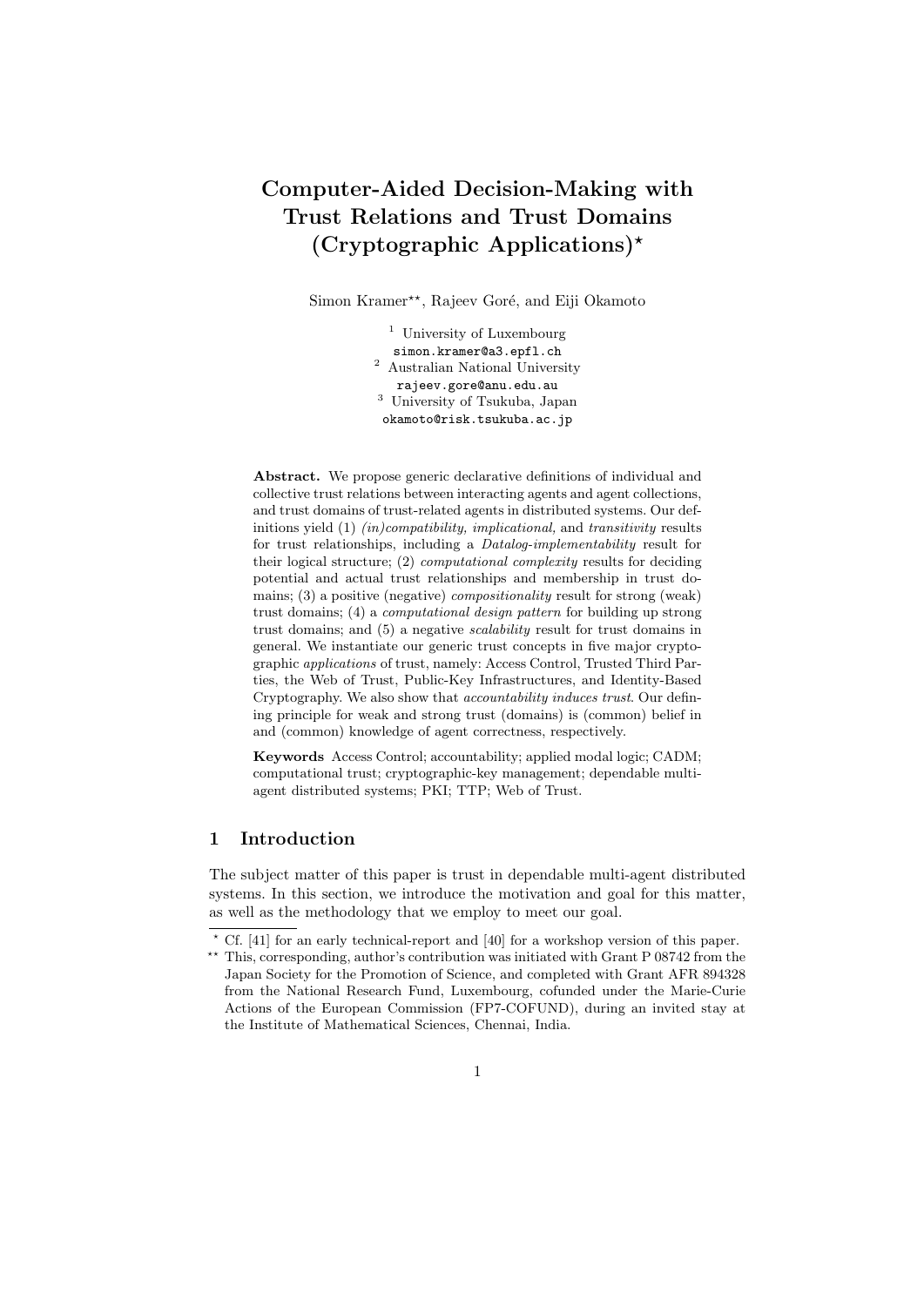# Computer-Aided Decision-Making with Trust Relations and Trust Domains (Cryptographic Applications)*

Simon Kramer**, Rajeev Goré, and Eiji Okamoto

[1] University of Luxembourg
simon.kramer@a3.epfl.ch
[2] Australian National University
rajeev.gore@anu.edu.au
[3] University of Tsukuba, Japan
okamoto@risk.tsukuba.ac.jp

**Abstract.** We propose generic declarative definitions of individual and collective trust relations between interacting agents and agent collections, and trust domains of trust-related agents in distributed systems. Our definitions yield (1) *(in)compatibility, implicational,* and *transitivity* results for trust relationships, including a *Datalog-implementability* result for their logical structure; (2) *computational complexity* results for deciding potential and actual trust relationships and membership in trust domains; (3) a positive (negative) *compositionality* result for strong (weak) trust domains; (4) a *computational design pattern* for building up strong trust domains; and (5) a negative *scalability* result for trust domains in general. We instantiate our generic trust concepts in five major cryptographic *applications* of trust, namely: Access Control, Trusted Third Parties, the Web of Trust, Public-Key Infrastructures, and Identity-Based Cryptography. We also show that *accountability induces trust*. Our defining principle for weak and strong trust (domains) is (common) belief in and (common) knowledge of agent correctness, respectively.

**Keywords** Access Control; accountability; applied modal logic; CADM; computational trust; cryptographic-key management; dependable multi-agent distributed systems; PKI; TTP; Web of Trust.

## 1 Introduction

The subject matter of this paper is trust in dependable multi-agent distributed systems. In this section, we introduce the motivation and goal for this matter, as well as the methodology that we employ to meet our goal.

---

* Cf. [41] for an early technical-report and [40] for a workshop version of this paper.

** This, corresponding, author's contribution was initiated with Grant P 08742 from the Japan Society for the Promotion of Science, and completed with Grant AFR 894328 from the National Research Fund, Luxembourg, cofunded under the Marie-Curie Actions of the European Commission (FP7-COFUND), during an invited stay at the Institute of Mathematical Sciences, Chennai, India.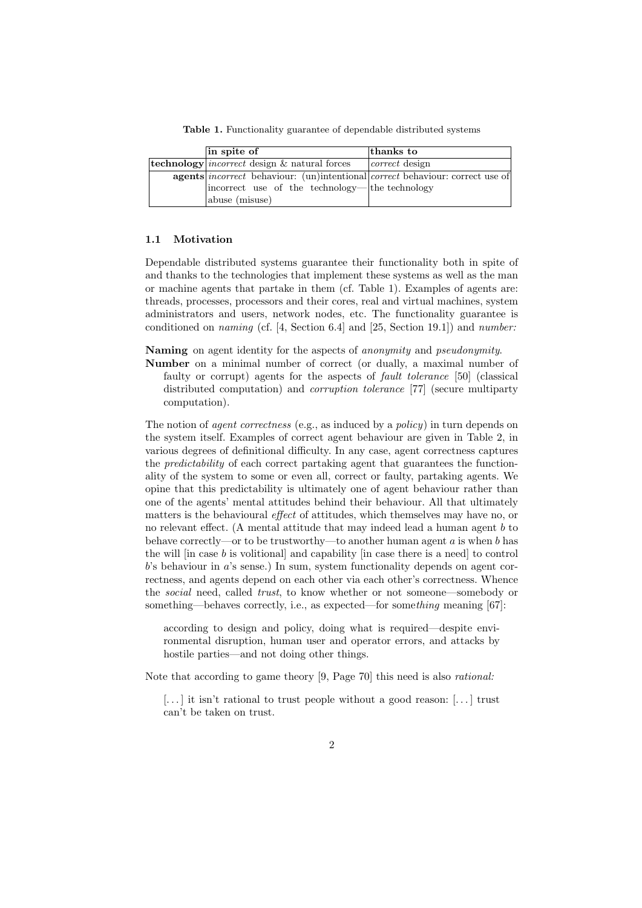**Table 1.** Functionality guarantee of dependable distributed systems

| | **in spite of** | **thanks to** |
|---|---|---|
| **technology** | *incorrect* design & natural forces | *correct* design |
| **agents** | *incorrect* behaviour: (un)intentional incorrect use of the technology—abuse (misuse) | *correct* behaviour: correct use of the technology |

### 1.1 Motivation

Dependable distributed systems guarantee their functionality both in spite of and thanks to the technologies that implement these systems as well as the man or machine agents that partake in them (cf. Table 1). Examples of agents are: threads, processes, processors and their cores, real and virtual machines, system administrators and users, network nodes, etc. The functionality guarantee is conditioned on *naming* (cf. [4, Section 6.4] and [25, Section 19.1]) and *number:*

**Naming** on agent identity for the aspects of *anonymity* and *pseudonymity*.

**Number** on a minimal number of correct (or dually, a maximal number of faulty or corrupt) agents for the aspects of *fault tolerance* [50] (classical distributed computation) and *corruption tolerance* [77] (secure multiparty computation).

The notion of *agent correctness* (e.g., as induced by a *policy*) in turn depends on the system itself. Examples of correct agent behaviour are given in Table 2, in various degrees of definitional difficulty. In any case, agent correctness captures the *predictability* of each correct partaking agent that guarantees the functionality of the system to some or even all, correct or faulty, partaking agents. We opine that this predictability is ultimately one of agent behaviour rather than one of the agents' mental attitudes behind their behaviour. All that ultimately matters is the behavioural *effect* of attitudes, which themselves may have no, or no relevant effect. (A mental attitude that may indeed lead a human agent $b$ to behave correctly—or to be trustworthy—to another human agent $a$ is when $b$ has the will [in case $b$ is volitional] and capability [in case there is a need] to control $b$'s behaviour in $a$'s sense.) In sum, system functionality depends on agent correctness, and agents depend on each other via each other's correctness. Whence the *social* need, called *trust*, to know whether or not someone—somebody or something—behaves correctly, i.e., as expected—for some*thing* meaning [67]:

> according to design and policy, doing what is required—despite environmental disruption, human user and operator errors, and attacks by hostile parties—and not doing other things.

Note that according to game theory [9, Page 70] this need is also *rational:*

> [...] it isn't rational to trust people without a good reason: [...] trust can't be taken on trust.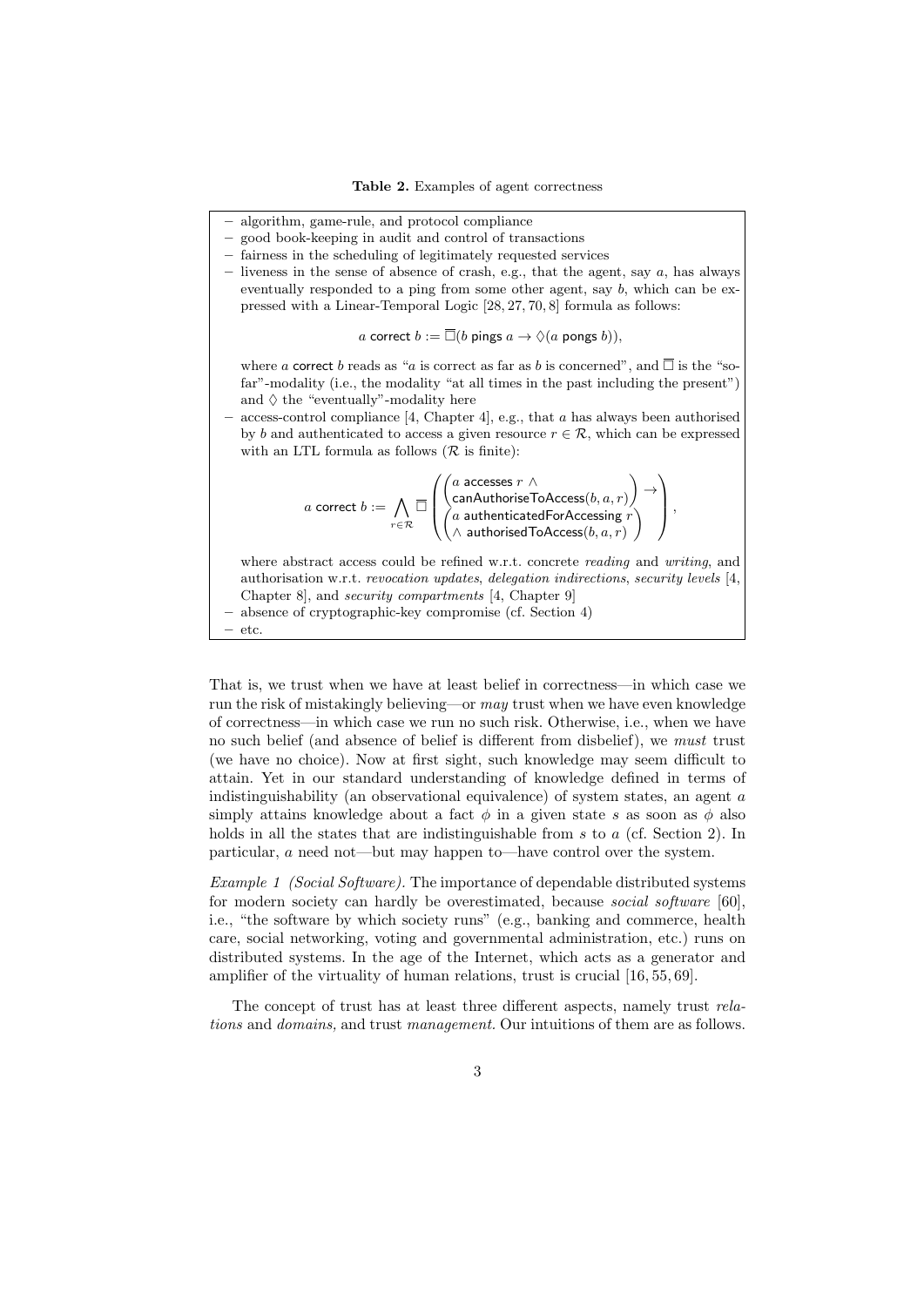**Table 2.** Examples of agent correctness

- algorithm, game-rule, and protocol compliance
- good book-keeping in audit and control of transactions
- fairness in the scheduling of legitimately requested services
- liveness in the sense of absence of crash, e.g., that the agent, say $a$, has always eventually responded to a ping from some other agent, say $b$, which can be expressed with a Linear-Temporal Logic [28, 27, 70, 8] formula as follows:

$$a \mathsf{\ correct\ } b := \overline{\Box}(b \mathsf{\ pings\ } a \rightarrow \Diamond(a \mathsf{\ pongs\ } b)),$$

  where $a$ $\mathsf{correct}$ $b$ reads as "$a$ is correct as far as $b$ is concerned", and $\overline{\Box}$ is the "so-far"-modality (i.e., the modality "at all times in the past including the present") and $\Diamond$ the "eventually"-modality here
- access-control compliance [4, Chapter 4], e.g., that $a$ has always been authorised by $b$ and authenticated to access a given resource $r \in \mathcal{R}$, which can be expressed with an LTL formula as follows ($\mathcal{R}$ is finite):

$$a \mathsf{\ correct\ } b := \bigwedge_{r \in \mathcal{R}} \overline{\Box} \left( \begin{pmatrix} a \mathsf{\ accesses\ } r \ \wedge \\ \mathsf{canAuthoriseToAccess}(b, a, r) \end{pmatrix} \rightarrow \\ \begin{pmatrix} a \mathsf{\ authenticatedForAccessing\ } r \\ \wedge\ \mathsf{authorisedToAccess}(b, a, r) \end{pmatrix} \right),$$

  where abstract access could be refined w.r.t. concrete *reading* and *writing*, and authorisation w.r.t. *revocation updates*, *delegation indirections*, *security levels* [4, Chapter 8], and *security compartments* [4, Chapter 9]
- absence of cryptographic-key compromise (cf. Section 4)
- etc.

That is, we trust when we have at least belief in correctness—in which case we run the risk of mistakingly believing—or *may* trust when we have even knowledge of correctness—in which case we run no such risk. Otherwise, i.e., when we have no such belief (and absence of belief is different from disbelief), we *must* trust (we have no choice). Now at first sight, such knowledge may seem difficult to attain. Yet in our standard understanding of knowledge defined in terms of indistinguishability (an observational equivalence) of system states, an agent $a$ simply attains knowledge about a fact $\phi$ in a given state $s$ as soon as $\phi$ also holds in all the states that are indistinguishable from $s$ to $a$ (cf. Section 2). In particular, $a$ need not—but may happen to—have control over the system.

*Example 1 (Social Software).* The importance of dependable distributed systems for modern society can hardly be overestimated, because *social software* [60], i.e., "the software by which society runs" (e.g., banking and commerce, health care, social networking, voting and governmental administration, etc.) runs on distributed systems. In the age of the Internet, which acts as a generator and amplifier of the virtuality of human relations, trust is crucial [16, 55, 69].

The concept of trust has at least three different aspects, namely trust *relations* and *domains,* and trust *management.* Our intuitions of them are as follows.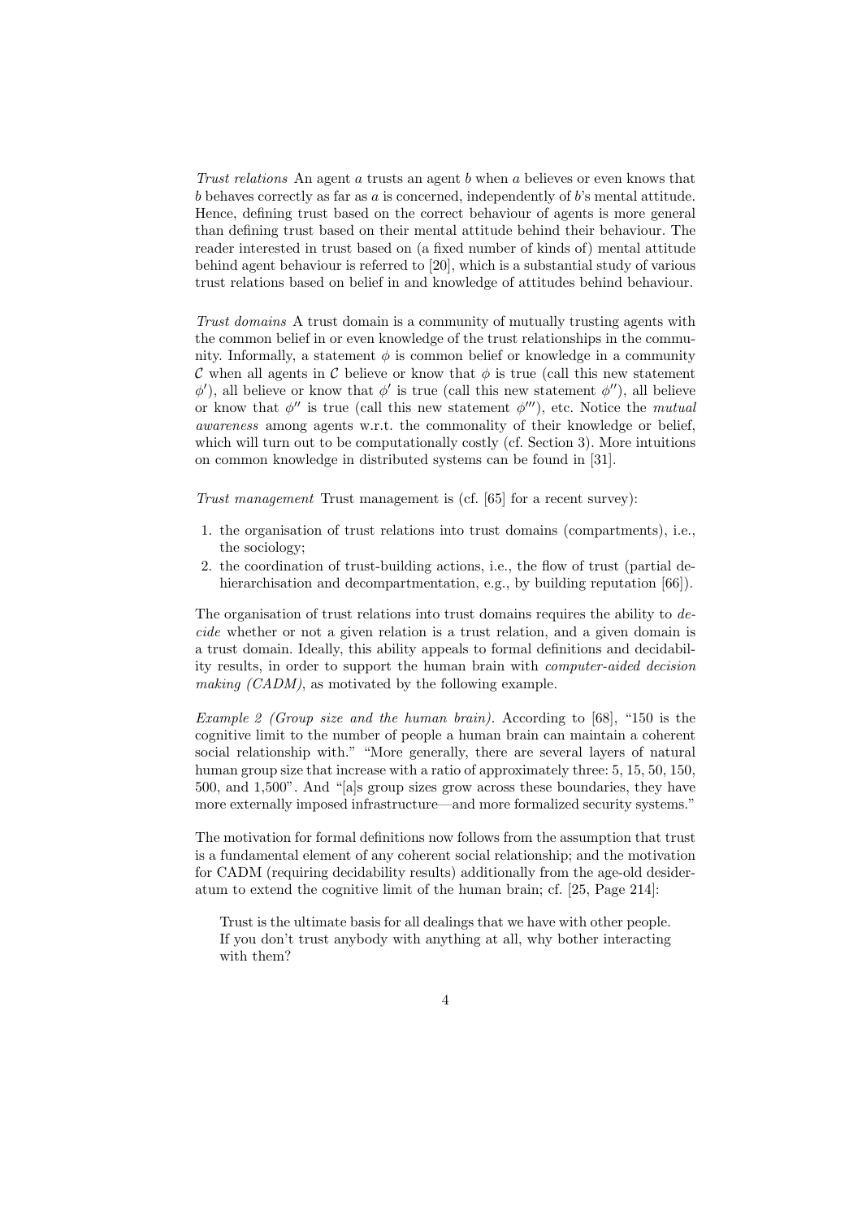*Trust relations* An agent $a$ trusts an agent $b$ when $a$ believes or even knows that $b$ behaves correctly as far as $a$ is concerned, independently of $b$'s mental attitude. Hence, defining trust based on the correct behaviour of agents is more general than defining trust based on their mental attitude behind their behaviour. The reader interested in trust based on (a fixed number of kinds of) mental attitude behind agent behaviour is referred to [20], which is a substantial study of various trust relations based on belief in and knowledge of attitudes behind behaviour.

*Trust domains* A trust domain is a community of mutually trusting agents with the common belief in or even knowledge of the trust relationships in the community. Informally, a statement $\phi$ is common belief or knowledge in a community $\mathcal{C}$ when all agents in $\mathcal{C}$ believe or know that $\phi$ is true (call this new statement $\phi'$), all believe or know that $\phi'$ is true (call this new statement $\phi''$), all believe or know that $\phi''$ is true (call this new statement $\phi'''$), etc. Notice the *mutual awareness* among agents w.r.t. the commonality of their knowledge or belief, which will turn out to be computationally costly (cf. Section 3). More intuitions on common knowledge in distributed systems can be found in [31].

*Trust management* Trust management is (cf. [65] for a recent survey):

1. the organisation of trust relations into trust domains (compartments), i.e., the sociology;
2. the coordination of trust-building actions, i.e., the flow of trust (partial dehierarchisation and decompartmentation, e.g., by building reputation [66]).

The organisation of trust relations into trust domains requires the ability to *decide* whether or not a given relation is a trust relation, and a given domain is a trust domain. Ideally, this ability appeals to formal definitions and decidability results, in order to support the human brain with *computer-aided decision making (CADM)*, as motivated by the following example.

*Example 2 (Group size and the human brain).* According to [68], "150 is the cognitive limit to the number of people a human brain can maintain a coherent social relationship with." "More generally, there are several layers of natural human group size that increase with a ratio of approximately three: 5, 15, 50, 150, 500, and 1,500". And "[a]s group sizes grow across these boundaries, they have more externally imposed infrastructure—and more formalized security systems."

The motivation for formal definitions now follows from the assumption that trust is a fundamental element of any coherent social relationship; and the motivation for CADM (requiring decidability results) additionally from the age-old desideratum to extend the cognitive limit of the human brain; cf. [25, Page 214]:

> Trust is the ultimate basis for all dealings that we have with other people. If you don't trust anybody with anything at all, why bother interacting with them?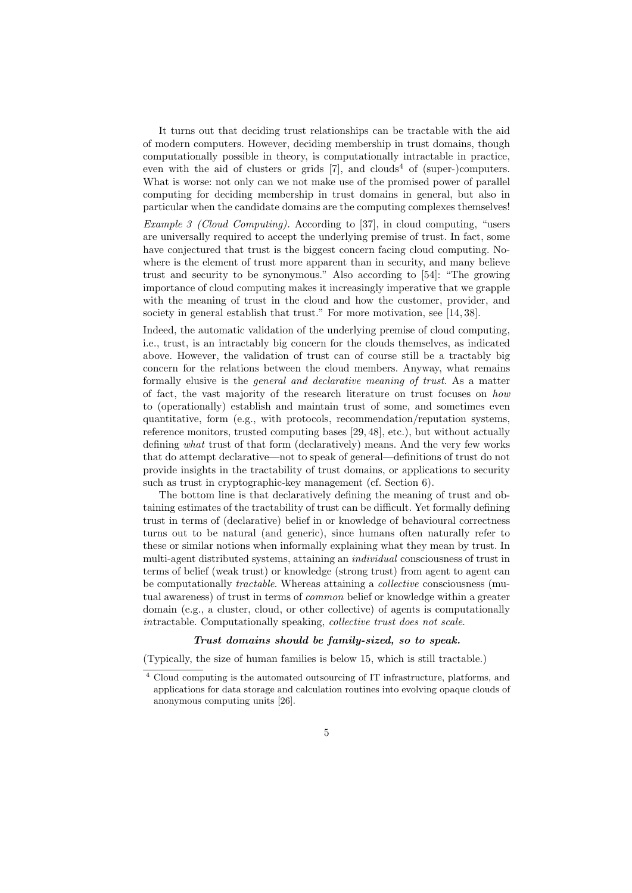It turns out that deciding trust relationships can be tractable with the aid of modern computers. However, deciding membership in trust domains, though computationally possible in theory, is computationally intractable in practice, even with the aid of clusters or grids [7], and clouds[4] of (super-)computers. What is worse: not only can we not make use of the promised power of parallel computing for deciding membership in trust domains in general, but also in particular when the candidate domains are the computing complexes themselves!

*Example 3 (Cloud Computing).* According to [37], in cloud computing, "users are universally required to accept the underlying premise of trust. In fact, some have conjectured that trust is the biggest concern facing cloud computing. Nowhere is the element of trust more apparent than in security, and many believe trust and security to be synonymous." Also according to [54]: "The growing importance of cloud computing makes it increasingly imperative that we grapple with the meaning of trust in the cloud and how the customer, provider, and society in general establish that trust." For more motivation, see [14, 38].

Indeed, the automatic validation of the underlying premise of cloud computing, i.e., trust, is an intractably big concern for the clouds themselves, as indicated above. However, the validation of trust can of course still be a tractably big concern for the relations between the cloud members. Anyway, what remains formally elusive is the *general and declarative meaning of trust*. As a matter of fact, the vast majority of the research literature on trust focuses on *how* to (operationally) establish and maintain trust of some, and sometimes even quantitative, form (e.g., with protocols, recommendation/reputation systems, reference monitors, trusted computing bases [29, 48], etc.), but without actually defining *what* trust of that form (declaratively) means. And the very few works that do attempt declarative—not to speak of general—definitions of trust do not provide insights in the tractability of trust domains, or applications to security such as trust in cryptographic-key management (cf. Section 6).

The bottom line is that declaratively defining the meaning of trust and obtaining estimates of the tractability of trust can be difficult. Yet formally defining trust in terms of (declarative) belief in or knowledge of behavioural correctness turns out to be natural (and generic), since humans often naturally refer to these or similar notions when informally explaining what they mean by trust. In multi-agent distributed systems, attaining an *individual* consciousness of trust in terms of belief (weak trust) or knowledge (strong trust) from agent to agent can be computationally *tractable*. Whereas attaining a *collective* consciousness (mutual awareness) of trust in terms of *common* belief or knowledge within a greater domain (e.g., a cluster, cloud, or other collective) of agents is computationally *in*tractable. Computationally speaking, *collective trust does not scale*.

***Trust domains should be family-sized, so to speak.***

(Typically, the size of human families is below 15, which is still tractable.)

[4] Cloud computing is the automated outsourcing of IT infrastructure, platforms, and applications for data storage and calculation routines into evolving opaque clouds of anonymous computing units [26].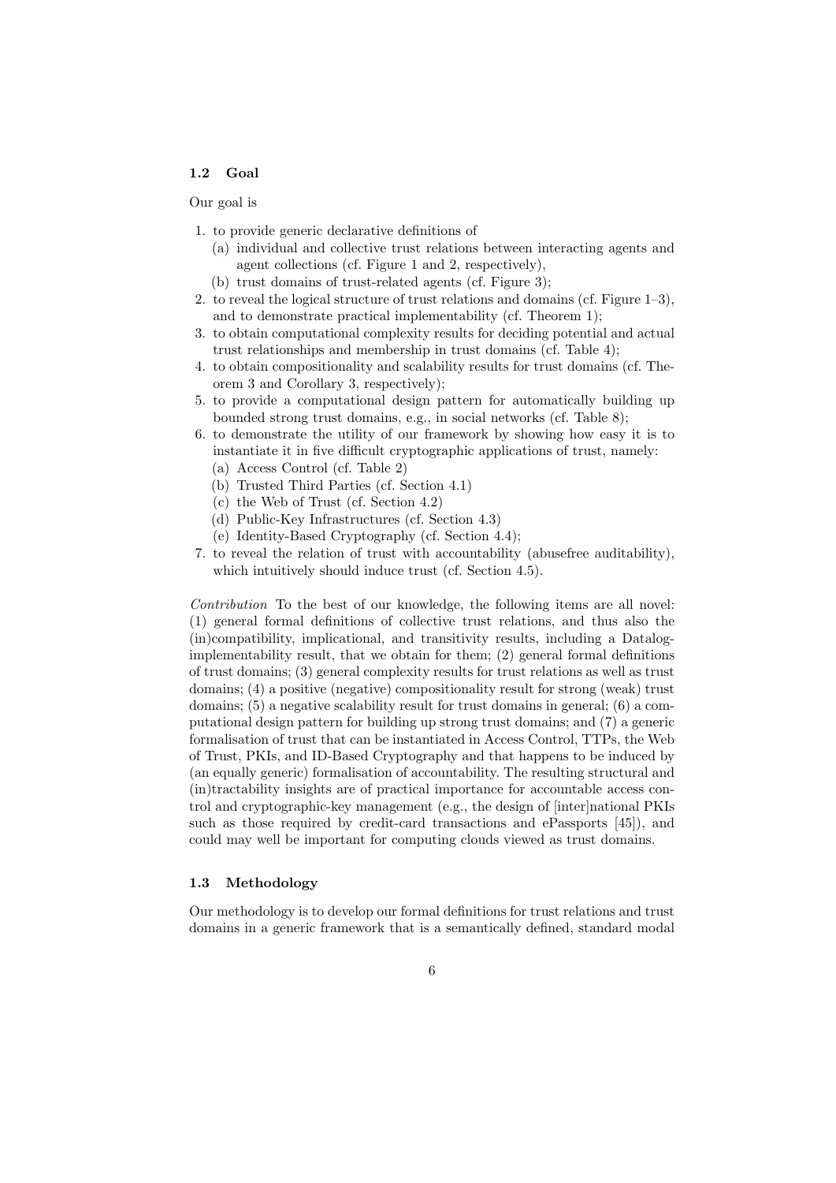### 1.2 Goal

Our goal is

1. to provide generic declarative definitions of
   (a) individual and collective trust relations between interacting agents and agent collections (cf. Figure 1 and 2, respectively),
   (b) trust domains of trust-related agents (cf. Figure 3);
2. to reveal the logical structure of trust relations and domains (cf. Figure 1–3), and to demonstrate practical implementability (cf. Theorem 1);
3. to obtain computational complexity results for deciding potential and actual trust relationships and membership in trust domains (cf. Table 4);
4. to obtain compositionality and scalability results for trust domains (cf. Theorem 3 and Corollary 3, respectively);
5. to provide a computational design pattern for automatically building up bounded strong trust domains, e.g., in social networks (cf. Table 8);
6. to demonstrate the utility of our framework by showing how easy it is to instantiate it in five difficult cryptographic applications of trust, namely:
   (a) Access Control (cf. Table 2)
   (b) Trusted Third Parties (cf. Section 4.1)
   (c) the Web of Trust (cf. Section 4.2)
   (d) Public-Key Infrastructures (cf. Section 4.3)
   (e) Identity-Based Cryptography (cf. Section 4.4);
7. to reveal the relation of trust with accountability (abusefree auditability), which intuitively should induce trust (cf. Section 4.5).

*Contribution* To the best of our knowledge, the following items are all novel: (1) general formal definitions of collective trust relations, and thus also the (in)compatibility, implicational, and transitivity results, including a Datalog-implementability result, that we obtain for them; (2) general formal definitions of trust domains; (3) general complexity results for trust relations as well as trust domains; (4) a positive (negative) compositionality result for strong (weak) trust domains; (5) a negative scalability result for trust domains in general; (6) a computational design pattern for building up strong trust domains; and (7) a generic formalisation of trust that can be instantiated in Access Control, TTPs, the Web of Trust, PKIs, and ID-Based Cryptography and that happens to be induced by (an equally generic) formalisation of accountability. The resulting structural and (in)tractability insights are of practical importance for accountable access control and cryptographic-key management (e.g., the design of [inter]national PKIs such as those required by credit-card transactions and ePassports [45]), and could may well be important for computing clouds viewed as trust domains.

### 1.3 Methodology

Our methodology is to develop our formal definitions for trust relations and trust domains in a generic framework that is a semantically defined, standard modal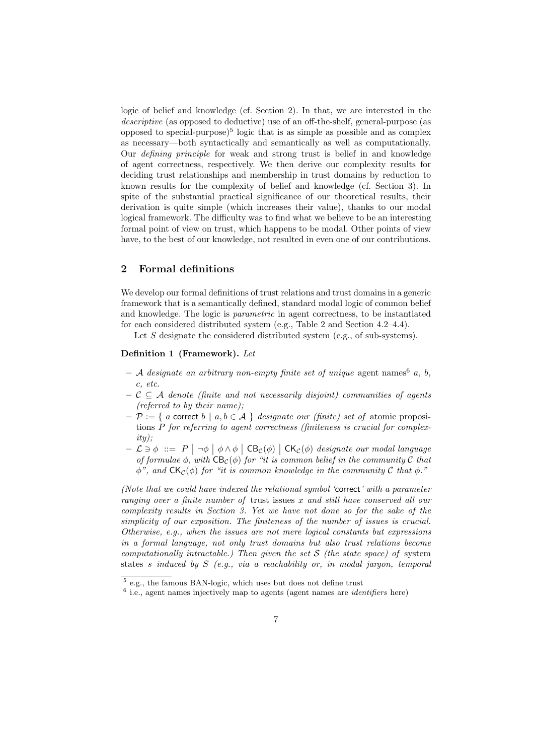logic of belief and knowledge (cf. Section 2). In that, we are interested in the *descriptive* (as opposed to deductive) use of an off-the-shelf, general-purpose (as opposed to special-purpose)[5] logic that is as simple as possible and as complex as necessary—both syntactically and semantically as well as computationally. Our *defining principle* for weak and strong trust is belief in and knowledge of agent correctness, respectively. We then derive our complexity results for deciding trust relationships and membership in trust domains by reduction to known results for the complexity of belief and knowledge (cf. Section 3). In spite of the substantial practical significance of our theoretical results, their derivation is quite simple (which increases their value), thanks to our modal logical framework. The difficulty was to find what we believe to be an interesting formal point of view on trust, which happens to be modal. Other points of view have, to the best of our knowledge, not resulted in even one of our contributions.

## 2 Formal definitions

We develop our formal definitions of trust relations and trust domains in a generic framework that is a semantically defined, standard modal logic of common belief and knowledge. The logic is *parametric* in agent correctness, to be instantiated for each considered distributed system (e.g., Table 2 and Section 4.2–4.4).

Let $S$ designate the considered distributed system (e.g., of sub-systems).

**Definition 1 (Framework).** *Let*

- $\mathcal{A}$ *designate an arbitrary non-empty finite set of unique* agent names[6] $a$, $b$, $c$, *etc.*
- $\mathcal{C} \subseteq \mathcal{A}$ *denote (finite and not necessarily disjoint) communities of agents (referred to by their name);*
- $\mathcal{P} := \{\, a \ \mathsf{correct}\ b \mid a, b \in \mathcal{A} \,\}$ *designate our (finite) set of* atomic propositions $P$ *for referring to agent correctness (finiteness is crucial for complexity);*
- $\mathcal{L} \ni \phi \ ::= \ P \mid \neg\phi \mid \phi \wedge \phi \mid \mathsf{CB}_{\mathcal{C}}(\phi) \mid \mathsf{CK}_{\mathcal{C}}(\phi)$ *designate our modal language of formulae* $\phi$, *with* $\mathsf{CB}_{\mathcal{C}}(\phi)$ *for "it is common belief in the community* $\mathcal{C}$ *that* $\phi$*", and* $\mathsf{CK}_{\mathcal{C}}(\phi)$ *for "it is common knowledge in the community* $\mathcal{C}$ *that* $\phi$*."*

*(Note that we could have indexed the relational symbol '*$\mathsf{correct}$*' with a parameter ranging over a finite number of* trust issues $x$ *and still have conserved all our complexity results in Section 3. Yet we have not done so for the sake of the simplicity of our exposition. The finiteness of the number of issues is crucial. Otherwise, e.g., when the issues are not mere logical constants but expressions in a formal language, not only trust domains but also trust relations become computationally intractable.)* Then given the set $\mathcal{S}$ *(the state space) of* system states $s$ *induced by* $S$ *(e.g., via a reachability or, in modal jargon, temporal*

[5] e.g., the famous BAN-logic, which uses but does not define trust

[6] i.e., agent names injectively map to agents (agent names are *identifiers* here)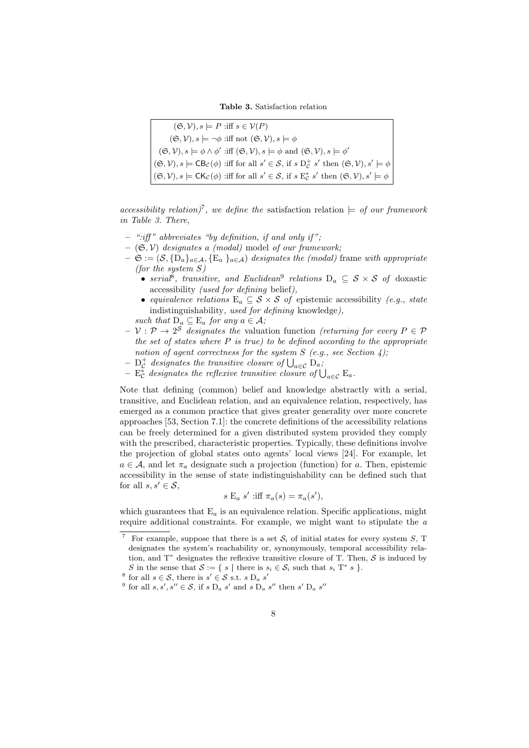**Table 3.** Satisfaction relation

| |
|---|
| $(\mathfrak{S}, \mathcal{V}), s \models P$ :iff $s \in \mathcal{V}(P)$ |
| $(\mathfrak{S}, \mathcal{V}), s \models \neg\phi$ :iff not $(\mathfrak{S}, \mathcal{V}), s \models \phi$ |
| $(\mathfrak{S}, \mathcal{V}), s \models \phi \wedge \phi'$ :iff $(\mathfrak{S}, \mathcal{V}), s \models \phi$ and $(\mathfrak{S}, \mathcal{V}), s \models \phi'$ |
| $(\mathfrak{S}, \mathcal{V}), s \models \mathsf{CB}_{\mathcal{C}}(\phi)$ :iff for all $s' \in \mathcal{S}$, if $s \; \mathrm{D}_{\mathcal{C}}^{+} \; s'$ then $(\mathfrak{S}, \mathcal{V}), s' \models \phi$ |
| $(\mathfrak{S}, \mathcal{V}), s \models \mathsf{CK}_{\mathcal{C}}(\phi)$ :iff for all $s' \in \mathcal{S}$, if $s \; \mathrm{E}_{\mathcal{C}}^{*} \; s'$ then $(\mathfrak{S}, \mathcal{V}), s' \models \phi$ |

*accessibility relation)*[7]*, we define the* satisfaction relation $\models$ *of our framework in Table 3. There,*

- *":iff" abbreviates "by definition, if and only if";*
- *$(\mathfrak{S}, \mathcal{V})$ designates a (modal)* model *of our framework;*
- *$\mathfrak{S} := (\mathcal{S}, \{\mathrm{D}_a\}_{a \in \mathcal{A}}, \{\mathrm{E}_a\}_{a \in \mathcal{A}})$ designates the (modal)* frame *with appropriate (for the system $S$)*
  - *serial*[8]*, transitive, and Euclidean*[9] *relations $\mathrm{D}_a \subseteq \mathcal{S} \times \mathcal{S}$ of* doxastic accessibility *(used for defining* belief*),*
  - *equivalence relations $\mathrm{E}_a \subseteq \mathcal{S} \times \mathcal{S}$ of* epistemic accessibility *(e.g., state* indistinguishability*, used for defining* knowledge*),*

  *such that $\mathrm{D}_a \subseteq \mathrm{E}_a$ for any $a \in \mathcal{A}$;*
- *$\mathcal{V} : \mathcal{P} \to 2^{\mathcal{S}}$ designates the* valuation function *(returning for every $P \in \mathcal{P}$ the set of states where $P$ is true) to be defined according to the appropriate notion of agent correctness for the system $S$ (e.g., see Section 4);*
- *$\mathrm{D}_{\mathcal{C}}^{+}$ designates the transitive closure of $\bigcup_{a \in \mathcal{C}} \mathrm{D}_a$;*
- *$\mathrm{E}_{\mathcal{C}}^{*}$ designates the reflexive transitive closure of $\bigcup_{a \in \mathcal{C}} \mathrm{E}_a$.*

Note that defining (common) belief and knowledge abstractly with a serial, transitive, and Euclidean relation, and an equivalence relation, respectively, has emerged as a common practice that gives greater generality over more concrete approaches [53, Section 7.1]: the concrete definitions of the accessibility relations can be freely determined for a given distributed system provided they comply with the prescribed, characteristic properties. Typically, these definitions involve the projection of global states onto agents' local views [24]. For example, let $a \in \mathcal{A}$, and let $\pi_a$ designate such a projection (function) for $a$. Then, epistemic accessibility in the sense of state indistinguishability can be defined such that for all $s, s' \in \mathcal{S}$,

$$s \; \mathrm{E}_a \; s' \text{ :iff } \pi_a(s) = \pi_a(s'),$$

which guarantees that $\mathrm{E}_a$ is an equivalence relation. Specific applications, might require additional constraints. For example, we might want to stipulate the $a$

[7] For example, suppose that there is a set $\mathcal{S}_i$ of initial states for every system $S$, T designates the system's reachability or, synonymously, temporal accessibility relation, and $\mathrm{T}^*$ designates the reflexive transitive closure of T. Then, $\mathcal{S}$ is induced by $S$ in the sense that $\mathcal{S} := \{ s \mid \text{there is } s_i \in \mathcal{S}_i \text{ such that } s_i \; \mathrm{T}^* \; s \}$.

[8] for all $s \in \mathcal{S}$, there is $s' \in \mathcal{S}$ s.t. $s \; \mathrm{D}_a \; s'$

[9] for all $s, s', s'' \in \mathcal{S}$, if $s \; \mathrm{D}_a \; s'$ and $s \; \mathrm{D}_a \; s''$ then $s' \; \mathrm{D}_a \; s''$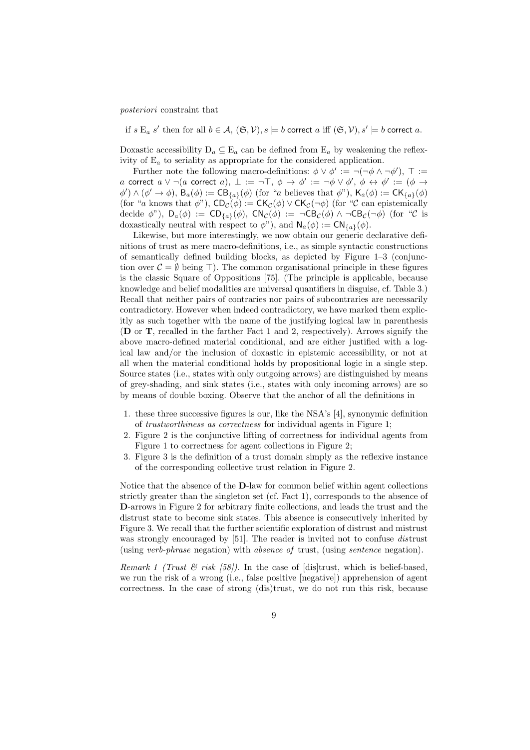*posteriori* constraint that

if $s \mathrm{E}_a s'$ then for all $b \in \mathcal{A}$, $(\mathfrak{S}, \mathcal{V}), s \models b \ \mathsf{correct}\ a$ iff $(\mathfrak{S}, \mathcal{V}), s' \models b \ \mathsf{correct}\ a$.

Doxastic accessibility $\mathrm{D}_a \subseteq \mathrm{E}_a$ can be defined from $\mathrm{E}_a$ by weakening the reflexivity of $\mathrm{E}_a$ to seriality as appropriate for the considered application.

Further note the following macro-definitions: $\phi \vee \phi' := \neg(\neg\phi \wedge \neg\phi')$, $\top := a \ \mathsf{correct}\ a \vee \neg(a \ \mathsf{correct}\ a)$, $\bot := \neg\top$, $\phi \to \phi' := \neg\phi \vee \phi'$, $\phi \leftrightarrow \phi' := (\phi \to \phi') \wedge (\phi' \to \phi)$, $\mathsf{B}_a(\phi) := \mathsf{CB}_{\{a\}}(\phi)$ (for "$a$ believes that $\phi$"), $\mathsf{K}_a(\phi) := \mathsf{CK}_{\{a\}}(\phi)$ (for "$a$ knows that $\phi$"), $\mathsf{CD}_{\mathcal{C}}(\phi) := \mathsf{CK}_{\mathcal{C}}(\phi) \vee \mathsf{CK}_{\mathcal{C}}(\neg\phi)$ (for "$\mathcal{C}$ can epistemically decide $\phi$"), $\mathsf{D}_a(\phi) := \mathsf{CD}_{\{a\}}(\phi)$, $\mathsf{CN}_{\mathcal{C}}(\phi) := \neg\mathsf{CB}_{\mathcal{C}}(\phi) \wedge \neg\mathsf{CB}_{\mathcal{C}}(\neg\phi)$ (for "$\mathcal{C}$ is doxastically neutral with respect to $\phi$"), and $\mathsf{N}_a(\phi) := \mathsf{CN}_{\{a\}}(\phi)$.

Likewise, but more interestingly, we now obtain our generic declarative definitions of trust as mere macro-definitions, i.e., as simple syntactic constructions of semantically defined building blocks, as depicted by Figure 1–3 (conjunction over $\mathcal{C} = \emptyset$ being $\top$). The common organisational principle in these figures is the classic Square of Oppositions [75]. (The principle is applicable, because knowledge and belief modalities are universal quantifiers in disguise, cf. Table 3.) Recall that neither pairs of contraries nor pairs of subcontraries are necessarily contradictory. However when indeed contradictory, we have marked them explicitly as such together with the name of the justifying logical law in parenthesis (**D** or **T**, recalled in the farther Fact 1 and 2, respectively). Arrows signify the above macro-defined material conditional, and are either justified with a logical law and/or the inclusion of doxastic in epistemic accessibility, or not at all when the material conditional holds by propositional logic in a single step. Source states (i.e., states with only outgoing arrows) are distinguished by means of grey-shading, and sink states (i.e., states with only incoming arrows) are so by means of double boxing. Observe that the anchor of all the definitions in

1. these three successive figures is our, like the NSA's [4], synonymic definition of *trustworthiness as correctness* for individual agents in Figure 1;
2. Figure 2 is the conjunctive lifting of correctness for individual agents from Figure 1 to correctness for agent collections in Figure 2;
3. Figure 3 is the definition of a trust domain simply as the reflexive instance of the corresponding collective trust relation in Figure 2.

Notice that the absence of the **D**-law for common belief within agent collections strictly greater than the singleton set (cf. Fact 1), corresponds to the absence of **D**-arrows in Figure 2 for arbitrary finite collections, and leads the trust and the distrust state to become sink states. This absence is consecutively inherited by Figure 3. We recall that the further scientific exploration of distrust and mistrust was strongly encouraged by [51]. The reader is invited not to confuse *dis*trust (using *verb-phrase* negation) with *absence of* trust, (using *sentence* negation).

*Remark 1 (Trust & risk [58]).* In the case of [dis]trust, which is belief-based, we run the risk of a wrong (i.e., false positive [negative]) apprehension of agent correctness. In the case of strong (dis)trust, we do not run this risk, because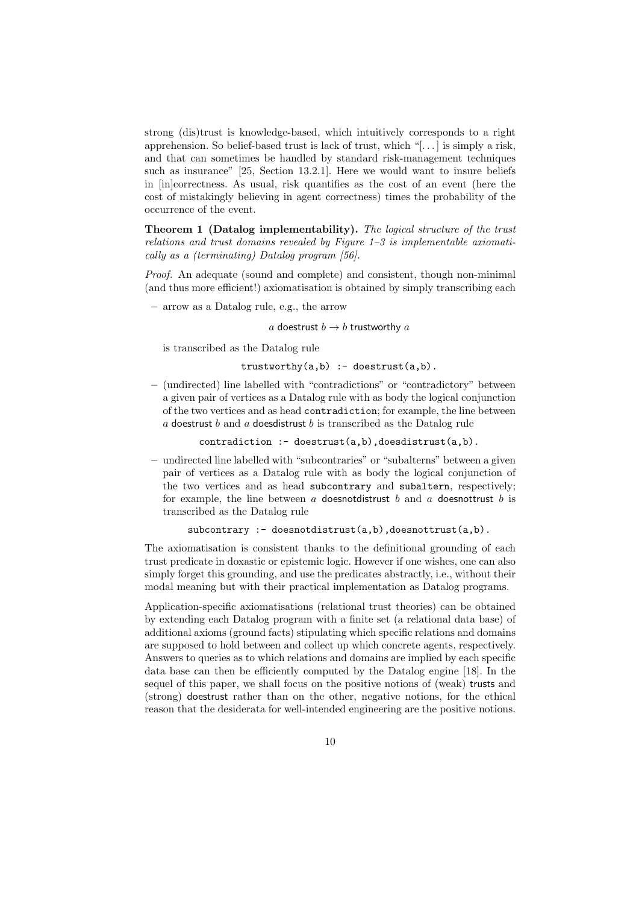strong (dis)trust is knowledge-based, which intuitively corresponds to a right apprehension. So belief-based trust is lack of trust, which "[...] is simply a risk, and that can sometimes be handled by standard risk-management techniques such as insurance" [25, Section 13.2.1]. Here we would want to insure beliefs in [in]correctness. As usual, risk quantifies as the cost of an event (here the cost of mistakingly believing in agent correctness) times the probability of the occurrence of the event.

**Theorem 1 (Datalog implementability).** *The logical structure of the trust relations and trust domains revealed by Figure 1–3 is implementable axiomatically as a (terminating) Datalog program [56].*

*Proof.* An adequate (sound and complete) and consistent, though non-minimal (and thus more efficient!) axiomatisation is obtained by simply transcribing each

– arrow as a Datalog rule, e.g., the arrow

$$a \ \mathsf{doestrust}\ b \rightarrow b \ \mathsf{trustworthy}\ a$$

is transcribed as the Datalog rule

```
trustworthy(a,b) :- doestrust(a,b).
```

– (undirected) line labelled with "contradictions" or "contradictory" between a given pair of vertices as a Datalog rule with as body the logical conjunction of the two vertices and as head `contradiction`; for example, the line between $a$ doestrust $b$ and $a$ doesdistrust $b$ is transcribed as the Datalog rule

```
contradiction :- doestrust(a,b),doesdistrust(a,b).
```

– undirected line labelled with "subcontraries" or "subalterns" between a given pair of vertices as a Datalog rule with as body the logical conjunction of the two vertices and as head `subcontrary` and `subaltern`, respectively; for example, the line between $a$ doesnotdistrust $b$ and $a$ doesnottrust $b$ is transcribed as the Datalog rule

```
subcontrary :- doesnotdistrust(a,b),doesnottrust(a,b).
```

The axiomatisation is consistent thanks to the definitional grounding of each trust predicate in doxastic or epistemic logic. However if one wishes, one can also simply forget this grounding, and use the predicates abstractly, i.e., without their modal meaning but with their practical implementation as Datalog programs.

Application-specific axiomatisations (relational trust theories) can be obtained by extending each Datalog program with a finite set (a relational data base) of additional axioms (ground facts) stipulating which specific relations and domains are supposed to hold between and collect up which concrete agents, respectively. Answers to queries as to which relations and domains are implied by each specific data base can then be efficiently computed by the Datalog engine [18]. In the sequel of this paper, we shall focus on the positive notions of (weak) trusts and (strong) doestrust rather than on the other, negative notions, for the ethical reason that the desiderata for well-intended engineering are the positive notions.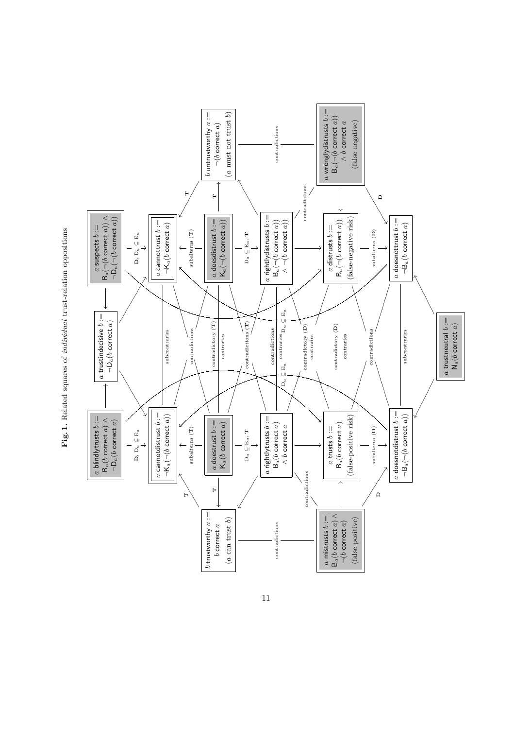**Fig. 1.** Related squares of *individual* trust-relation oppositions

$a$ blindlytrusts $b :=$ $\mathsf{B}_a(b$ correct $a) \wedge \neg\mathsf{D}_a(b$ correct $a)$

$a$ trustindecisive $b :=$ $\neg\mathsf{D}_a(b$ correct $a)$

$a$ suspects $b :=$ $\mathsf{B}_a(\neg(b$ correct $a)) \wedge \neg\mathsf{D}_a(\neg(b$ correct $a))$

$a$ cannotdistrust $b :=$ $\neg\mathsf{K}_a(\neg(b$ correct $a))$

$a$ cannottrust $b :=$ $\neg\mathsf{K}_a(b$ correct $a)$

$a$ doestrust $b :=$ $\mathsf{K}_a(b$ correct $a)$

$a$ doesdistrust $b :=$ $\mathsf{K}_a(\neg(b$ correct $a))$

$b$ trustworthy $a :=$ $b$ correct $a$ ($a$ can trust $b$)

$b$ untrustworthy $a :=$ $\neg(b$ correct $a)$ ($a$ must not trust $b$)

$a$ rightlytrusts $b :=$ $\mathsf{B}_a(b$ correct $a) \wedge b$ correct $a$

$a$ rightlydistrusts $b :=$ $\mathsf{B}_a(\neg(b$ correct $a)) \wedge \neg(b$ correct $a))$

$a$ trusts $b :=$ $\mathsf{B}_a(b$ correct $a)$ (false-positive risk)

$a$ distrusts $b :=$ $\mathsf{B}_a(\neg(b$ correct $a))$ (false-negative risk)

$a$ mistrusts $b :=$ $\mathsf{B}_a(b$ correct $a) \wedge \neg(b$ correct $a)$ (false positive)

$a$ wronglydistrusts $b :=$ $\mathsf{B}_a(\neg(b$ correct $a)) \wedge b$ correct $a$ (false negative)

$a$ doesnotdistrust $b :=$ $\neg\mathsf{B}_a(\neg(b$ correct $a))$

$a$ doesnottrust $b :=$ $\neg\mathsf{B}_a(b$ correct $a)$

$a$ trustneutral $b :=$ $\mathsf{N}_a(b$ correct $a)$

Relation labels: subalterns (**T**), subalterns (**D**), contradictions, contraries, subcontraries, contradictory (**T**), contradictory (**D**), contradictions (**T**), contraries (**D**), **T**, **D**, **D**, $\mathrm{D}_a \subseteq \mathrm{E}_a$, $\mathrm{D}_a \subseteq \mathrm{E}_a$, **T**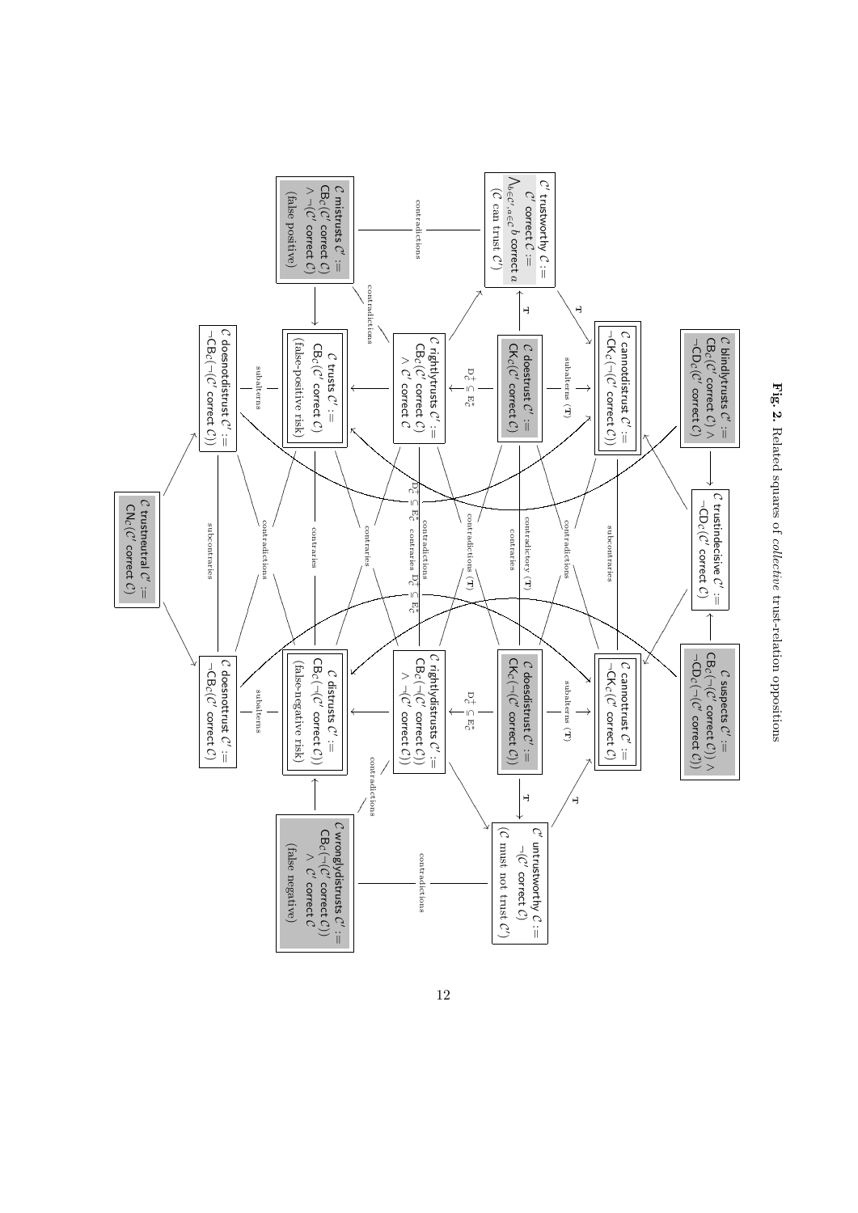$C'$ trustworthy $C$ := $C'$ correct $C$ := $\bigwedge_{b \in C', a \in C} b$ correct $a$ ($C$ can trust $C'$)

$C$ mistrusts $C'$ := $\mathsf{CB}_C(C'$ correct $C) \wedge \neg(C'$ correct $C)$ (false positive)

$C$ doesnotdistrust $C'$ := $\neg\mathsf{CB}_C(\neg(C'$ correct $C))$

$C$ trusts $C'$ := $\mathsf{CB}_C(C'$ correct $C)$ (false-positive risk)

$C$ rightlytrusts $C'$ := $\mathsf{CB}_C(C'$ correct $C) \wedge C'$ correct $C$

$C$ doestrust $C'$ := $\mathsf{CK}_C(C'$ correct $C)$

$C$ cannotdistrust $C'$ := $\neg\mathsf{CK}_{C'}(\neg(C'$ correct $C))$

$C$ blindlytrusts $C'$ := $\mathsf{CB}_C(C'$ correct $C) \wedge \neg\mathsf{CD}_C(C'$ correct $C)$

$C$ trustindecisive $C'$ := $\neg\mathsf{CD}_C(C'$ correct $C)$

$C$ suspects $C'$ := $\mathsf{CB}_C(\neg(C'$ correct $C)) \wedge \neg\mathsf{CD}_C(\neg(C'$ correct $C))$

$C$ trustneutral $C'$ := $\mathsf{CN}_C(C'$ correct $C)$

$C$ doesnottrust $C'$ := $\neg\mathsf{CB}_C(C'$ correct $C)$

$C$ distrusts $C'$ := $\mathsf{CB}_C(\neg(C'$ correct $C))$ (false-negative risk)

$C$ rightlydistrusts $C'$ := $\mathsf{CB}_C(\neg(C'$ correct $C)) \wedge \neg(C'$ correct $C))$

$C$ doesdistrust $C'$ := $\mathsf{CK}_C(\neg(C'$ correct $C))$

$C$ cannottrust $C'$ := $\neg\mathsf{CK}_C(C'$ correct $C)$

$C'$ untrustworthy $C$ := $\neg(C'$ correct $C)$ ($C$ must not trust $C'$)

$C$ wronglydistrusts $C'$ := $\mathsf{CB}_C(\neg(C'$ correct $C)) \wedge C'$ correct $C$ (false negative)

**Fig. 2.** Related squares of *collective* trust-relation oppositions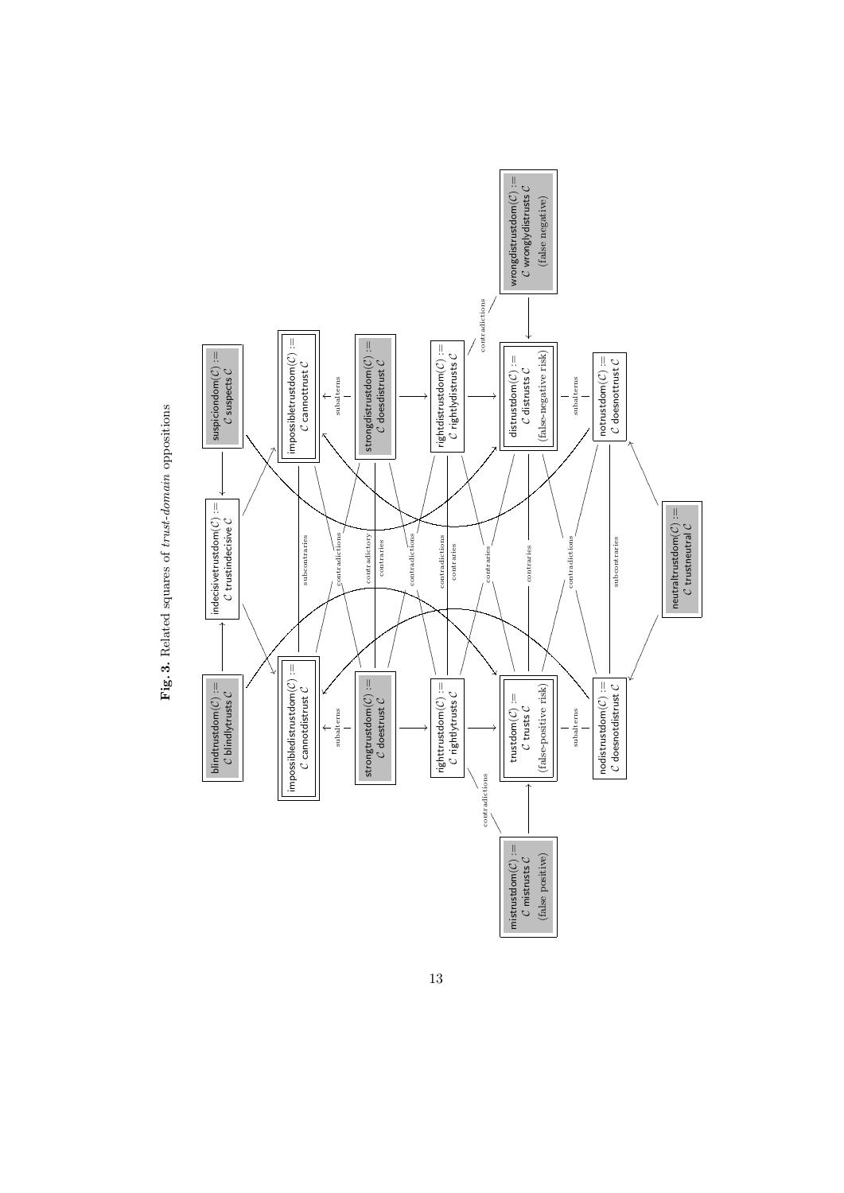**Fig. 3.** Related squares of *trust-domain* oppositions

blindtrustdom($\mathcal{C}$) := $\mathcal{C}$ blindlytrusts $\mathcal{C}$

indecisivetrustdom($\mathcal{C}$) := $\mathcal{C}$ trustindecisive $\mathcal{C}$

suspiciondom($\mathcal{C}$) := $\mathcal{C}$ suspects $\mathcal{C}$

impossibledistrustdom($\mathcal{C}$) := $\mathcal{C}$ cannotdistrust $\mathcal{C}$

impossibletrustdom($\mathcal{C}$) := $\mathcal{C}$ cannottrust $\mathcal{C}$

strongtrustdom($\mathcal{C}$) := $\mathcal{C}$ doestrust $\mathcal{C}$

strongdistrustdom($\mathcal{C}$) := $\mathcal{C}$ doesdistrust $\mathcal{C}$

righttrustdom($\mathcal{C}$) := $\mathcal{C}$ rightlytrusts $\mathcal{C}$

rightdistrustdom($\mathcal{C}$) := $\mathcal{C}$ rightlydistrusts $\mathcal{C}$

trustdom($\mathcal{C}$) := $\mathcal{C}$ trusts $\mathcal{C}$ (false-positive risk)

distrustdom($\mathcal{C}$) := $\mathcal{C}$ distrusts $\mathcal{C}$ (false-negative risk)

nodistrustdom($\mathcal{C}$) := $\mathcal{C}$ doesnotdistrust $\mathcal{C}$

notrustdom($\mathcal{C}$) := $\mathcal{C}$ doesnottrust $\mathcal{C}$

mistrustdom($\mathcal{C}$) := $\mathcal{C}$ mistrusts $\mathcal{C}$ (false positive)

wrongdistrustdom($\mathcal{C}$) := $\mathcal{C}$ wronglydistrusts $\mathcal{C}$ (false negative)

neutraltrustdom($\mathcal{C}$) := $\mathcal{C}$ trustneutral $\mathcal{C}$

subcontraries, contradictions, contradictory, contraries, contradictions, contradictions, contraries, contraries, contraries, contradictions, subcontraries, subalterns, subalterns, subalterns, subalterns, contradictions, contradictions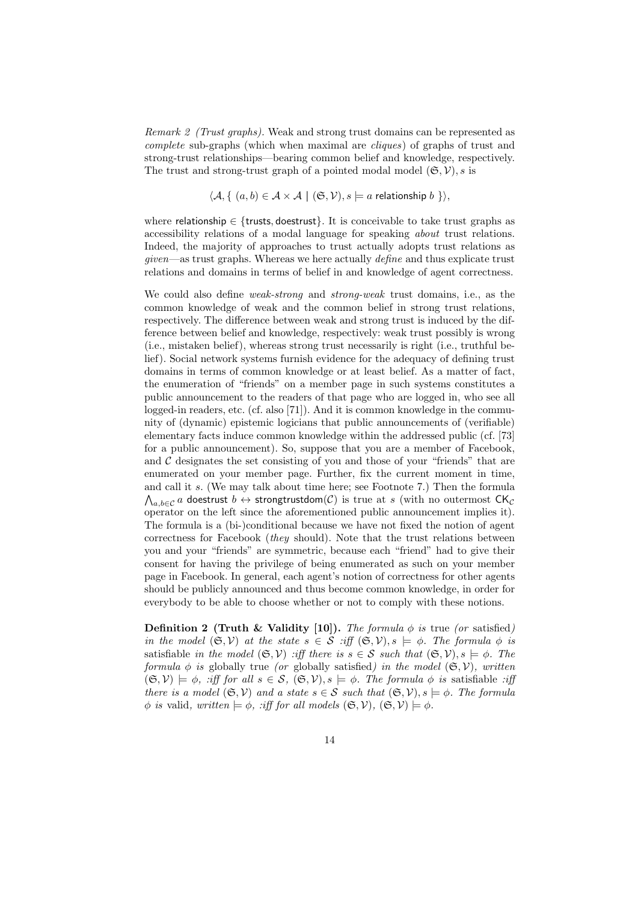*Remark 2 (Trust graphs).* Weak and strong trust domains can be represented as *complete* sub-graphs (which when maximal are *cliques*) of graphs of trust and strong-trust relationships—bearing common belief and knowledge, respectively. The trust and strong-trust graph of a pointed modal model $(\mathfrak{S}, \mathcal{V}), s$ is

$$\langle \mathcal{A}, \{\ (a, b) \in \mathcal{A} \times \mathcal{A} \mid (\mathfrak{S}, \mathcal{V}), s \models a \ \mathsf{relationship}\ b\ \}\rangle,$$

where $\mathsf{relationship} \in \{\mathsf{trusts}, \mathsf{doestrust}\}$. It is conceivable to take trust graphs as accessibility relations of a modal language for speaking *about* trust relations. Indeed, the majority of approaches to trust actually adopts trust relations as *given*—as trust graphs. Whereas we here actually *define* and thus explicate trust relations and domains in terms of belief in and knowledge of agent correctness.

We could also define *weak-strong* and *strong-weak* trust domains, i.e., as the common knowledge of weak and the common belief in strong trust relations, respectively. The difference between weak and strong trust is induced by the difference between belief and knowledge, respectively: weak trust possibly is wrong (i.e., mistaken belief), whereas strong trust necessarily is right (i.e., truthful belief). Social network systems furnish evidence for the adequacy of defining trust domains in terms of common knowledge or at least belief. As a matter of fact, the enumeration of "friends" on a member page in such systems constitutes a public announcement to the readers of that page who are logged in, who see all logged-in readers, etc. (cf. also [71]). And it is common knowledge in the community of (dynamic) epistemic logicians that public announcements of (verifiable) elementary facts induce common knowledge within the addressed public (cf. [73] for a public announcement). So, suppose that you are a member of Facebook, and $\mathcal{C}$ designates the set consisting of you and those of your "friends" that are enumerated on your member page. Further, fix the current moment in time, and call it $s$. (We may talk about time here; see Footnote 7.) Then the formula $\bigwedge_{a,b \in \mathcal{C}} a \ \mathsf{doestrust}\ b \leftrightarrow \mathsf{strongtrustdom}(\mathcal{C})$ is true at $s$ (with no outermost $\mathsf{CK}_{\mathcal{C}}$ operator on the left since the aforementioned public announcement implies it). The formula is a (bi-)conditional because we have not fixed the notion of agent correctness for Facebook (*they* should). Note that the trust relations between you and your "friends" are symmetric, because each "friend" had to give their consent for having the privilege of being enumerated as such on your member page in Facebook. In general, each agent's notion of correctness for other agents should be publicly announced and thus become common knowledge, in order for everybody to be able to choose whether or not to comply with these notions.

**Definition 2 (Truth & Validity [10]).** *The formula $\phi$ is* true *(or* satisfied*) in the model $(\mathfrak{S}, \mathcal{V})$ at the state $s \in \mathcal{S}$ :iff $(\mathfrak{S}, \mathcal{V}), s \models \phi$. The formula $\phi$ is* satisfiable *in the model $(\mathfrak{S}, \mathcal{V})$ :iff there is $s \in \mathcal{S}$ such that $(\mathfrak{S}, \mathcal{V}), s \models \phi$. The formula $\phi$ is* globally true *(or* globally satisfied*) in the model $(\mathfrak{S}, \mathcal{V})$, written $(\mathfrak{S}, \mathcal{V}) \models \phi$, :iff for all $s \in \mathcal{S}$, $(\mathfrak{S}, \mathcal{V}), s \models \phi$. The formula $\phi$ is* satisfiable *:iff there is a model $(\mathfrak{S}, \mathcal{V})$ and a state $s \in \mathcal{S}$ such that $(\mathfrak{S}, \mathcal{V}), s \models \phi$. The formula $\phi$ is* valid*, written $\models \phi$, :iff for all models $(\mathfrak{S}, \mathcal{V})$, $(\mathfrak{S}, \mathcal{V}) \models \phi$.*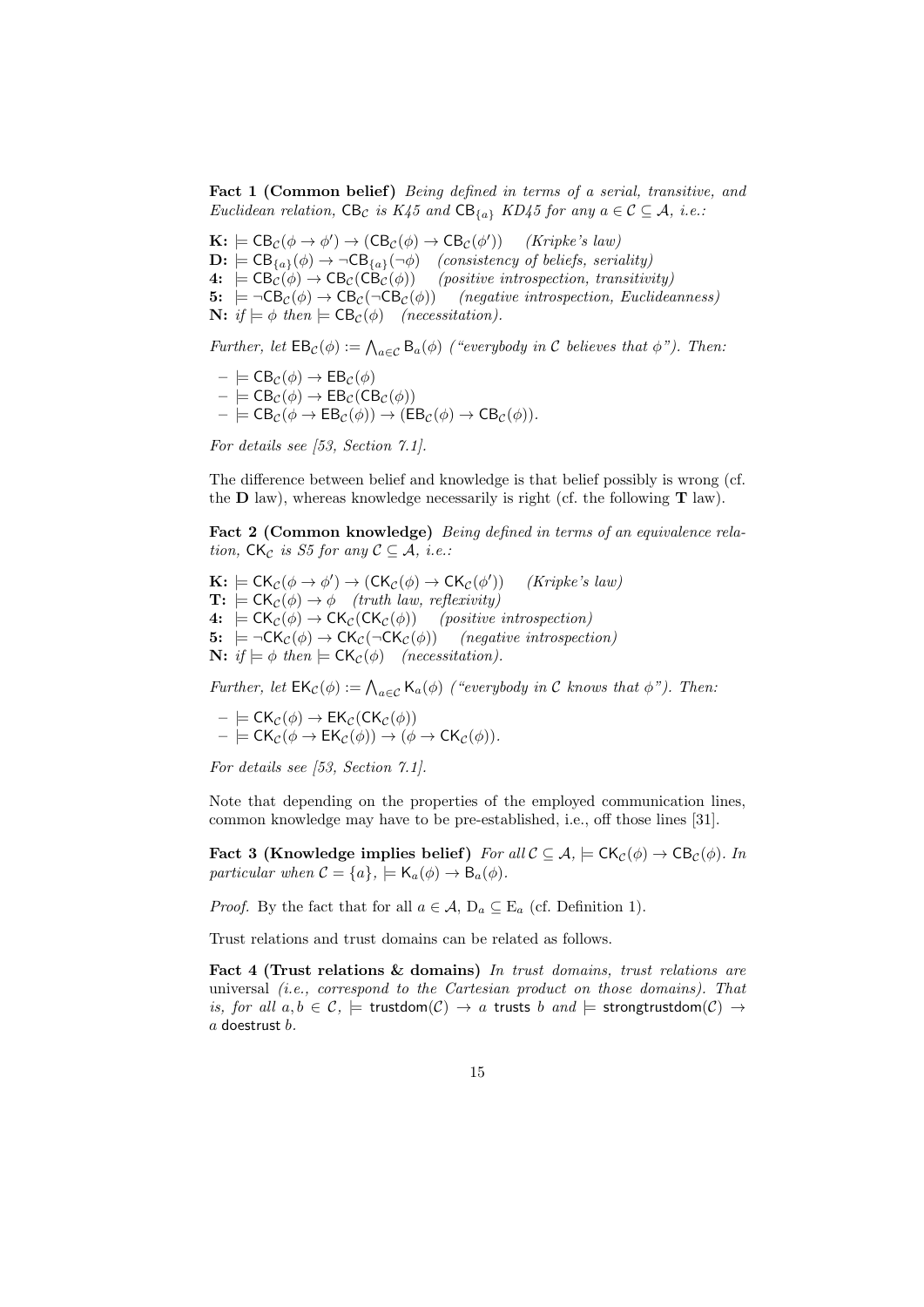**Fact 1 (Common belief)** *Being defined in terms of a serial, transitive, and Euclidean relation,* $\mathsf{CB}_{\mathcal{C}}$ *is K45 and* $\mathsf{CB}_{\{a\}}$ *KD45 for any* $a \in \mathcal{C} \subseteq \mathcal{A}$*, i.e.:*

**K:** $\models \mathsf{CB}_{\mathcal{C}}(\phi \to \phi') \to (\mathsf{CB}_{\mathcal{C}}(\phi) \to \mathsf{CB}_{\mathcal{C}}(\phi'))$ *(Kripke's law)*
**D:** $\models \mathsf{CB}_{\{a\}}(\phi) \to \neg\mathsf{CB}_{\{a\}}(\neg\phi)$ *(consistency of beliefs, seriality)*
**4:** $\models \mathsf{CB}_{\mathcal{C}}(\phi) \to \mathsf{CB}_{\mathcal{C}}(\mathsf{CB}_{\mathcal{C}}(\phi))$ *(positive introspection, transitivity)*
**5:** $\models \neg\mathsf{CB}_{\mathcal{C}}(\phi) \to \mathsf{CB}_{\mathcal{C}}(\neg\mathsf{CB}_{\mathcal{C}}(\phi))$ *(negative introspection, Euclideanness)*
**N:** *if* $\models \phi$ *then* $\models \mathsf{CB}_{\mathcal{C}}(\phi)$ *(necessitation).*

*Further, let* $\mathsf{EB}_{\mathcal{C}}(\phi) := \bigwedge_{a \in \mathcal{C}} \mathsf{B}_a(\phi)$ *("everybody in* $\mathcal{C}$ *believes that* $\phi$*"). Then:*

- $\models \mathsf{CB}_{\mathcal{C}}(\phi) \to \mathsf{EB}_{\mathcal{C}}(\phi)$
- $\models \mathsf{CB}_{\mathcal{C}}(\phi) \to \mathsf{EB}_{\mathcal{C}}(\mathsf{CB}_{\mathcal{C}}(\phi))$
- $\models \mathsf{CB}_{\mathcal{C}}(\phi \to \mathsf{EB}_{\mathcal{C}}(\phi)) \to (\mathsf{EB}_{\mathcal{C}}(\phi) \to \mathsf{CB}_{\mathcal{C}}(\phi))$.

*For details see [53, Section 7.1].*

The difference between belief and knowledge is that belief possibly is wrong (cf. the **D** law), whereas knowledge necessarily is right (cf. the following **T** law).

**Fact 2 (Common knowledge)** *Being defined in terms of an equivalence relation,* $\mathsf{CK}_{\mathcal{C}}$ *is S5 for any* $\mathcal{C} \subseteq \mathcal{A}$*, i.e.:*

**K:** $\models \mathsf{CK}_{\mathcal{C}}(\phi \to \phi') \to (\mathsf{CK}_{\mathcal{C}}(\phi) \to \mathsf{CK}_{\mathcal{C}}(\phi'))$ *(Kripke's law)*
**T:** $\models \mathsf{CK}_{\mathcal{C}}(\phi) \to \phi$ *(truth law, reflexivity)*
**4:** $\models \mathsf{CK}_{\mathcal{C}}(\phi) \to \mathsf{CK}_{\mathcal{C}}(\mathsf{CK}_{\mathcal{C}}(\phi))$ *(positive introspection)*
**5:** $\models \neg\mathsf{CK}_{\mathcal{C}}(\phi) \to \mathsf{CK}_{\mathcal{C}}(\neg\mathsf{CK}_{\mathcal{C}}(\phi))$ *(negative introspection)*
**N:** *if* $\models \phi$ *then* $\models \mathsf{CK}_{\mathcal{C}}(\phi)$ *(necessitation).*

*Further, let* $\mathsf{EK}_{\mathcal{C}}(\phi) := \bigwedge_{a \in \mathcal{C}} \mathsf{K}_a(\phi)$ *("everybody in* $\mathcal{C}$ *knows that* $\phi$*"). Then:*

- $\models \mathsf{CK}_{\mathcal{C}}(\phi) \to \mathsf{EK}_{\mathcal{C}}(\mathsf{CK}_{\mathcal{C}}(\phi))$
- $\models \mathsf{CK}_{\mathcal{C}}(\phi \to \mathsf{EK}_{\mathcal{C}}(\phi)) \to (\phi \to \mathsf{CK}_{\mathcal{C}}(\phi))$.

*For details see [53, Section 7.1].*

Note that depending on the properties of the employed communication lines, common knowledge may have to be pre-established, i.e., off those lines [31].

**Fact 3 (Knowledge implies belief)** *For all* $\mathcal{C} \subseteq \mathcal{A}$*,* $\models \mathsf{CK}_{\mathcal{C}}(\phi) \to \mathsf{CB}_{\mathcal{C}}(\phi)$*. In particular when* $\mathcal{C} = \{a\}$*,* $\models \mathsf{K}_a(\phi) \to \mathsf{B}_a(\phi)$*.*

*Proof.* By the fact that for all $a \in \mathcal{A}$, $\mathrm{D}_a \subseteq \mathrm{E}_a$ (cf. Definition 1).

Trust relations and trust domains can be related as follows.

**Fact 4 (Trust relations & domains)** *In trust domains, trust relations are* universal *(i.e., correspond to the Cartesian product on those domains). That is, for all* $a, b \in \mathcal{C}$*,* $\models \mathsf{trustdom}(\mathcal{C}) \to a \ \mathsf{trusts}\ b$ *and* $\models \mathsf{strongtrustdom}(\mathcal{C}) \to a \ \mathsf{doestrust}\ b$*.*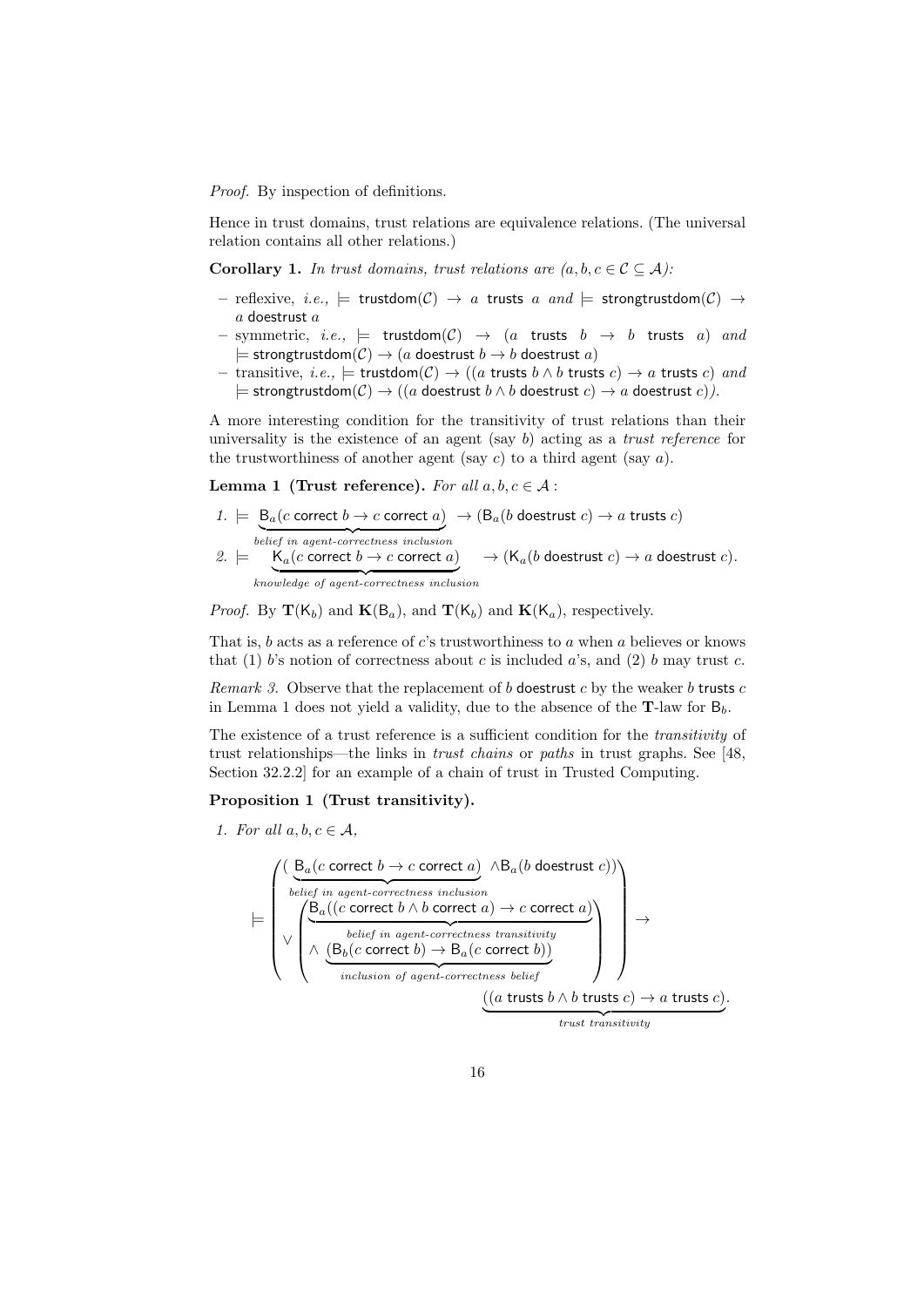*Proof.* By inspection of definitions.

Hence in trust domains, trust relations are equivalence relations. (The universal relation contains all other relations.)

**Corollary 1.** *In trust domains, trust relations are $(a, b, c \in \mathcal{C} \subseteq \mathcal{A})$:*

- reflexive, *i.e.,* $\models \mathsf{trustdom}(\mathcal{C}) \rightarrow a \text{ } \mathsf{trusts} \text{ } a$ *and* $\models \mathsf{strongtrustdom}(\mathcal{C}) \rightarrow a \text{ } \mathsf{doestrust} \text{ } a$
- symmetric, *i.e.,* $\models \mathsf{trustdom}(\mathcal{C}) \rightarrow (a \text{ } \mathsf{trusts} \text{ } b \rightarrow b \text{ } \mathsf{trusts} \text{ } a)$ *and* $\models \mathsf{strongtrustdom}(\mathcal{C}) \rightarrow (a \text{ } \mathsf{doestrust} \text{ } b \rightarrow b \text{ } \mathsf{doestrust} \text{ } a)$
- transitive, *i.e.,* $\models \mathsf{trustdom}(\mathcal{C}) \rightarrow ((a \text{ } \mathsf{trusts} \text{ } b \wedge b \text{ } \mathsf{trusts} \text{ } c) \rightarrow a \text{ } \mathsf{trusts} \text{ } c)$ *and* $\models \mathsf{strongtrustdom}(\mathcal{C}) \rightarrow ((a \text{ } \mathsf{doestrust} \text{ } b \wedge b \text{ } \mathsf{doestrust} \text{ } c) \rightarrow a \text{ } \mathsf{doestrust} \text{ } c)$*)*.

A more interesting condition for the transitivity of trust relations than their universality is the existence of an agent (say $b$) acting as a *trust reference* for the trustworthiness of another agent (say $c$) to a third agent (say $a$).

**Lemma 1 (Trust reference).** *For all* $a, b, c \in \mathcal{A}$ :

1. $\models \underbrace{\mathsf{B}_a(c \text{ } \mathsf{correct} \text{ } b \rightarrow c \text{ } \mathsf{correct} \text{ } a)}_{\text{belief in agent-correctness inclusion}} \rightarrow (\mathsf{B}_a(b \text{ } \mathsf{doestrust} \text{ } c) \rightarrow a \text{ } \mathsf{trusts} \text{ } c)$
2. $\models \underbrace{\mathsf{K}_a(c \text{ } \mathsf{correct} \text{ } b \rightarrow c \text{ } \mathsf{correct} \text{ } a)}_{\text{knowledge of agent-correctness inclusion}} \rightarrow (\mathsf{K}_a(b \text{ } \mathsf{doestrust} \text{ } c) \rightarrow a \text{ } \mathsf{doestrust} \text{ } c)$.

*Proof.* By $\mathbf{T}(\mathsf{K}_b)$ and $\mathbf{K}(\mathsf{B}_a)$, and $\mathbf{T}(\mathsf{K}_b)$ and $\mathbf{K}(\mathsf{K}_a)$, respectively.

That is, $b$ acts as a reference of $c$'s trustworthiness to $a$ when $a$ believes or knows that (1) $b$'s notion of correctness about $c$ is included $a$'s, and (2) $b$ may trust $c$.

*Remark 3.* Observe that the replacement of $b$ $\mathsf{doestrust}$ $c$ by the weaker $b$ $\mathsf{trusts}$ $c$ in Lemma 1 does not yield a validity, due to the absence of the $\mathbf{T}$-law for $\mathsf{B}_b$.

The existence of a trust reference is a sufficient condition for the *transitivity* of trust relationships—the links in *trust chains* or *paths* in trust graphs. See [48, Section 32.2.2] for an example of a chain of trust in Trusted Computing.

**Proposition 1 (Trust transitivity).**

1. *For all* $a, b, c \in \mathcal{A}$,

$$\models \left( \begin{array}{l} (\underbrace{\mathsf{B}_a(c \text{ } \mathsf{correct} \text{ } b \rightarrow c \text{ } \mathsf{correct} \text{ } a)}_{\text{belief in agent-correctness inclusion}} \wedge \mathsf{B}_a(b \text{ } \mathsf{doestrust} \text{ } c)) \\ \vee \left( \begin{array}{l} \underbrace{\mathsf{B}_a((c \text{ } \mathsf{correct} \text{ } b \wedge b \text{ } \mathsf{correct} \text{ } a) \rightarrow c \text{ } \mathsf{correct} \text{ } a)}_{\text{belief in agent-correctness transitivity}} \\ \wedge \underbrace{(\mathsf{B}_b(c \text{ } \mathsf{correct} \text{ } b) \rightarrow \mathsf{B}_a(c \text{ } \mathsf{correct} \text{ } b))}_{\text{inclusion of agent-correctness belief}} \end{array} \right) \end{array} \right) \rightarrow \underbrace{((a \text{ } \mathsf{trusts} \text{ } b \wedge b \text{ } \mathsf{trusts} \text{ } c) \rightarrow a \text{ } \mathsf{trusts} \text{ } c)}_{\text{trust transitivity}}.$$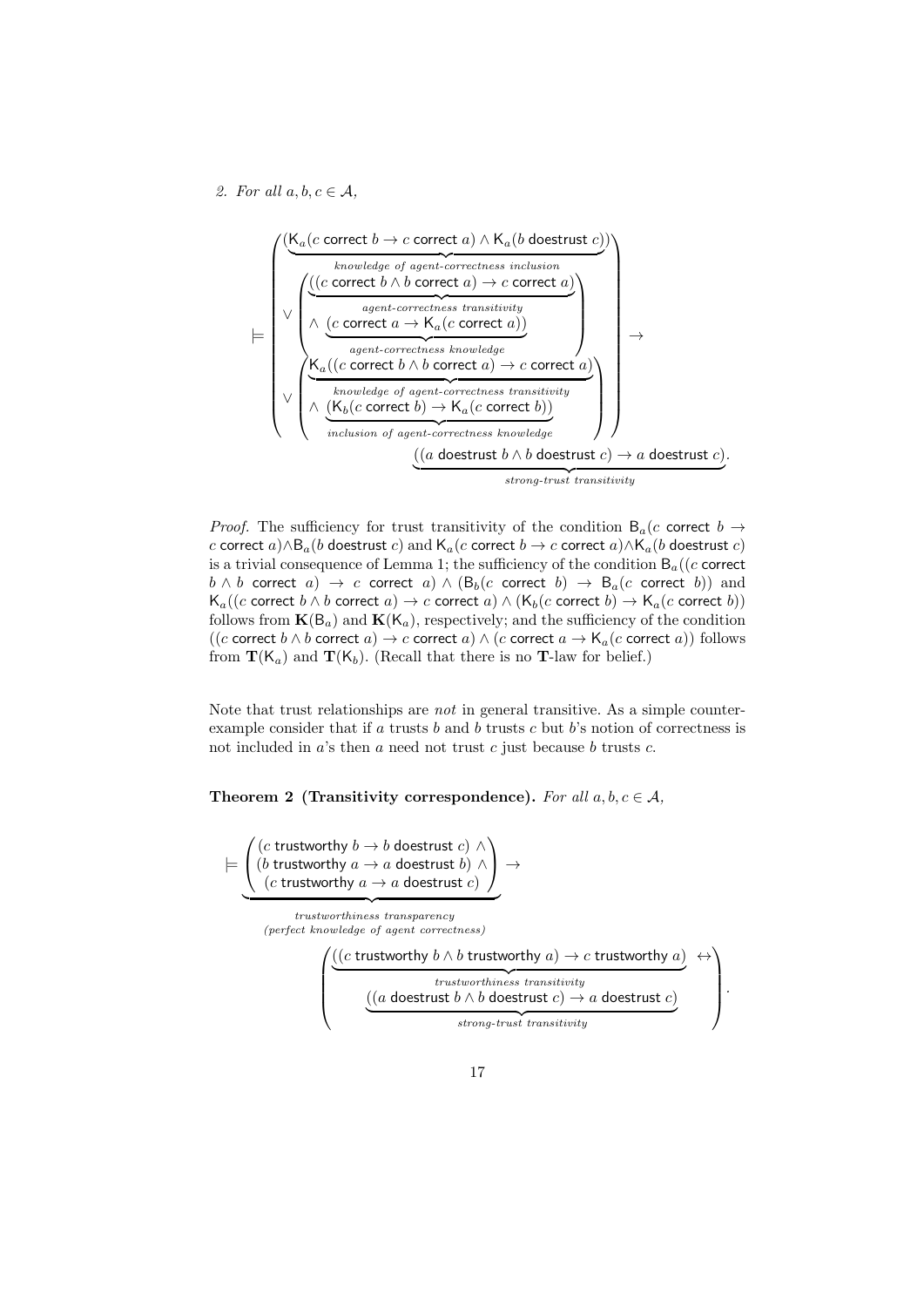2. *For all* $a, b, c \in \mathcal{A}$,

$$\models \left( \begin{array}{l} (\underbrace{\mathsf{K}_a(c \text{ correct } b \to c \text{ correct } a) \wedge \mathsf{K}_a(b \text{ doestrust } c)}_{\textit{knowledge of agent-correctness inclusion}}) \\ \vee \left( \begin{array}{l} \underbrace{((c \text{ correct } b \wedge b \text{ correct } a) \to c \text{ correct } a)}_{\textit{agent-correctness transitivity}} \\ \wedge \ \underbrace{(c \text{ correct } a \to \mathsf{K}_a(c \text{ correct } a))}_{\textit{agent-correctness knowledge}} \end{array} \right) \\ \vee \left( \begin{array}{l} \underbrace{\mathsf{K}_a((c \text{ correct } b \wedge b \text{ correct } a) \to c \text{ correct } a)}_{\textit{knowledge of agent-correctness transitivity}} \\ \wedge \ \underbrace{(\mathsf{K}_b(c \text{ correct } b) \to \mathsf{K}_a(c \text{ correct } b))}_{\textit{inclusion of agent-correctness knowledge}} \end{array} \right) \end{array} \right) \to \underbrace{((a \text{ doestrust } b \wedge b \text{ doestrust } c) \to a \text{ doestrust } c)}_{\textit{strong-trust transitivity}}.$$

*Proof.* The sufficiency for trust transitivity of the condition $\mathsf{B}_a(c \text{ correct } b \to c \text{ correct } a) \wedge \mathsf{B}_a(b \text{ doestrust } c)$ and $\mathsf{K}_a(c \text{ correct } b \to c \text{ correct } a) \wedge \mathsf{K}_a(b \text{ doestrust } c)$ is a trivial consequence of Lemma 1; the sufficiency of the condition $\mathsf{B}_a((c \text{ correct } b \wedge b \text{ correct } a) \to c \text{ correct } a) \wedge (\mathsf{B}_b(c \text{ correct } b) \to \mathsf{B}_a(c \text{ correct } b))$ and $\mathsf{K}_a((c \text{ correct } b \wedge b \text{ correct } a) \to c \text{ correct } a) \wedge (\mathsf{K}_b(c \text{ correct } b) \to \mathsf{K}_a(c \text{ correct } b))$ follows from $\mathbf{K}(\mathsf{B}_a)$ and $\mathbf{K}(\mathsf{K}_a)$, respectively; and the sufficiency of the condition $((c \text{ correct } b \wedge b \text{ correct } a) \to c \text{ correct } a) \wedge (c \text{ correct } a \to \mathsf{K}_a(c \text{ correct } a))$ follows from $\mathbf{T}(\mathsf{K}_a)$ and $\mathbf{T}(\mathsf{K}_b)$. (Recall that there is no $\mathbf{T}$-law for belief.)

Note that trust relationships are *not* in general transitive. As a simple counter-example consider that if $a$ trusts $b$ and $b$ trusts $c$ but $b$'s notion of correctness is not included in $a$'s then $a$ need not trust $c$ just because $b$ trusts $c$.

**Theorem 2 (Transitivity correspondence).** *For all* $a, b, c \in \mathcal{A}$,

$$\models \underbrace{\begin{pmatrix} (c \text{ trustworthy } b \to b \text{ doestrust } c) \wedge \\ (b \text{ trustworthy } a \to a \text{ doestrust } b) \wedge \\ (c \text{ trustworthy } a \to a \text{ doestrust } c) \end{pmatrix}}_{\substack{\textit{trustworthiness transparency} \\ \textit{(perfect knowledge of agent correctness)}}} \to \left( \begin{array}{c} \underbrace{((c \text{ trustworthy } b \wedge b \text{ trustworthy } a) \to c \text{ trustworthy } a)}_{\textit{trustworthiness transitivity}} \leftrightarrow \\ \underbrace{((a \text{ doestrust } b \wedge b \text{ doestrust } c) \to a \text{ doestrust } c)}_{\textit{strong-trust transitivity}} \end{array} \right).$$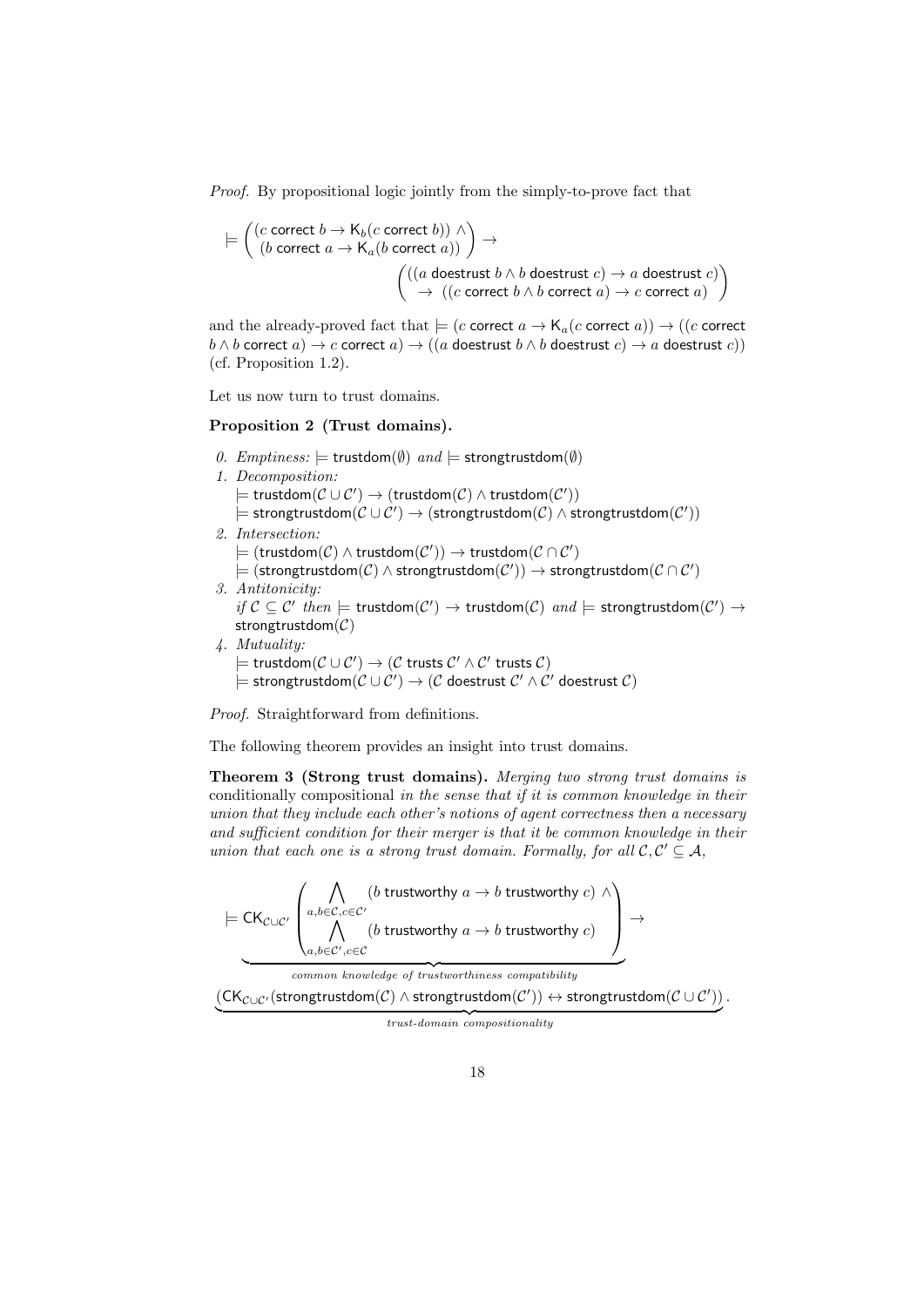*Proof.* By propositional logic jointly from the simply-to-prove fact that

$$\models \begin{pmatrix} (c \text{ correct } b \rightarrow \mathsf{K}_b(c \text{ correct } b)) \wedge \\ (b \text{ correct } a \rightarrow \mathsf{K}_a(b \text{ correct } a)) \end{pmatrix} \rightarrow \begin{pmatrix} ((a \text{ doestrust } b \wedge b \text{ doestrust } c) \rightarrow a \text{ doestrust } c) \\ \rightarrow ((c \text{ correct } b \wedge b \text{ correct } a) \rightarrow c \text{ correct } a) \end{pmatrix}$$

and the already-proved fact that $\models (c \text{ correct } a \rightarrow \mathsf{K}_a(c \text{ correct } a)) \rightarrow ((c \text{ correct } b \wedge b \text{ correct } a) \rightarrow c \text{ correct } a) \rightarrow ((a \text{ doestrust } b \wedge b \text{ doestrust } c) \rightarrow a \text{ doestrust } c))$ (cf. Proposition 1.2).

Let us now turn to trust domains.

**Proposition 2 (Trust domains).**

0. *Emptiness:* $\models \mathsf{trustdom}(\emptyset)$ *and* $\models \mathsf{strongtrustdom}(\emptyset)$
1. *Decomposition:*
   $\models \mathsf{trustdom}(\mathcal{C} \cup \mathcal{C}') \rightarrow (\mathsf{trustdom}(\mathcal{C}) \wedge \mathsf{trustdom}(\mathcal{C}'))$
   $\models \mathsf{strongtrustdom}(\mathcal{C} \cup \mathcal{C}') \rightarrow (\mathsf{strongtrustdom}(\mathcal{C}) \wedge \mathsf{strongtrustdom}(\mathcal{C}'))$
2. *Intersection:*
   $\models (\mathsf{trustdom}(\mathcal{C}) \wedge \mathsf{trustdom}(\mathcal{C}')) \rightarrow \mathsf{trustdom}(\mathcal{C} \cap \mathcal{C}')$
   $\models (\mathsf{strongtrustdom}(\mathcal{C}) \wedge \mathsf{strongtrustdom}(\mathcal{C}')) \rightarrow \mathsf{strongtrustdom}(\mathcal{C} \cap \mathcal{C}')$
3. *Antitonicity:*
   *if* $\mathcal{C} \subseteq \mathcal{C}'$ *then* $\models \mathsf{trustdom}(\mathcal{C}') \rightarrow \mathsf{trustdom}(\mathcal{C})$ *and* $\models \mathsf{strongtrustdom}(\mathcal{C}') \rightarrow \mathsf{strongtrustdom}(\mathcal{C})$
4. *Mutuality:*
   $\models \mathsf{trustdom}(\mathcal{C} \cup \mathcal{C}') \rightarrow (\mathcal{C} \text{ trusts } \mathcal{C}' \wedge \mathcal{C}' \text{ trusts } \mathcal{C})$
   $\models \mathsf{strongtrustdom}(\mathcal{C} \cup \mathcal{C}') \rightarrow (\mathcal{C} \text{ doestrust } \mathcal{C}' \wedge \mathcal{C}' \text{ doestrust } \mathcal{C})$

*Proof.* Straightforward from definitions.

The following theorem provides an insight into trust domains.

**Theorem 3 (Strong trust domains).** *Merging two strong trust domains is* conditionally compositional *in the sense that if it is common knowledge in their union that they include each other's notions of agent correctness then a necessary and sufficient condition for their merger is that it be common knowledge in their union that each one is a strong trust domain. Formally, for all* $\mathcal{C}, \mathcal{C}' \subseteq \mathcal{A}$,

$$\models \underbrace{\mathsf{CK}_{\mathcal{C} \cup \mathcal{C}'} \begin{pmatrix} \bigwedge_{a,b \in \mathcal{C}, c \in \mathcal{C}'} (b \text{ trustworthy } a \rightarrow b \text{ trustworthy } c) \wedge \\ \bigwedge_{a,b \in \mathcal{C}', c \in \mathcal{C}} (b \text{ trustworthy } a \rightarrow b \text{ trustworthy } c) \end{pmatrix}}_{\text{common knowledge of trustworthiness compatibility}} \rightarrow$$

$$\underbrace{(\mathsf{CK}_{\mathcal{C} \cup \mathcal{C}'}(\mathsf{strongtrustdom}(\mathcal{C}) \wedge \mathsf{strongtrustdom}(\mathcal{C}')) \leftrightarrow \mathsf{strongtrustdom}(\mathcal{C} \cup \mathcal{C}'))}_{\text{trust-domain compositionality}}.$$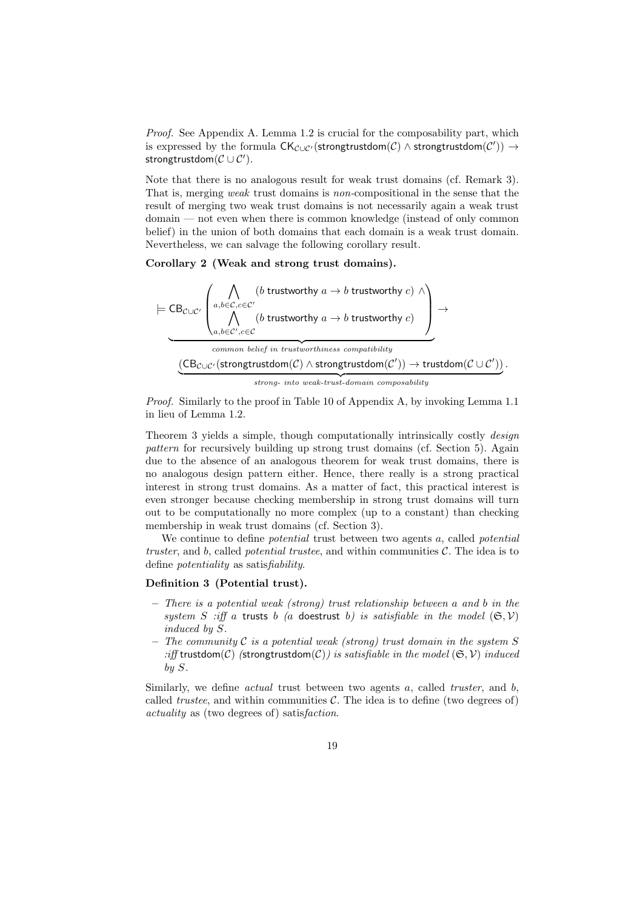*Proof.* See Appendix A. Lemma 1.2 is crucial for the composability part, which is expressed by the formula $\mathsf{CK}_{\mathcal{C}\cup\mathcal{C}'}(\mathsf{strongtrustdom}(\mathcal{C}) \wedge \mathsf{strongtrustdom}(\mathcal{C}')) \rightarrow \mathsf{strongtrustdom}(\mathcal{C}\cup\mathcal{C}')$.

Note that there is no analogous result for weak trust domains (cf. Remark 3). That is, merging *weak* trust domains is *non*-compositional in the sense that the result of merging two weak trust domains is not necessarily again a weak trust domain — not even when there is common knowledge (instead of only common belief) in the union of both domains that each domain is a weak trust domain. Nevertheless, we can salvage the following corollary result.

**Corollary 2 (Weak and strong trust domains).**

$$\models \underbrace{\mathsf{CB}_{\mathcal{C}\cup\mathcal{C}'}\left(\begin{array}{l}\displaystyle\bigwedge_{a,b\in\mathcal{C},c\in\mathcal{C}'}(b\ \mathsf{trustworthy}\ a \rightarrow b\ \mathsf{trustworthy}\ c)\ \wedge \\ \displaystyle\bigwedge_{a,b\in\mathcal{C}',c\in\mathcal{C}}(b\ \mathsf{trustworthy}\ a \rightarrow b\ \mathsf{trustworthy}\ c)\end{array}\right)}_{\textit{common belief in trustworthiness compatibility}} \rightarrow$$

$$\underbrace{(\mathsf{CB}_{\mathcal{C}\cup\mathcal{C}'}(\mathsf{strongtrustdom}(\mathcal{C}) \wedge \mathsf{strongtrustdom}(\mathcal{C}')) \rightarrow \mathsf{trustdom}(\mathcal{C}\cup\mathcal{C}'))}_{\textit{strong- into weak-trust-domain composability}}.$$

*Proof.* Similarly to the proof in Table 10 of Appendix A, by invoking Lemma 1.1 in lieu of Lemma 1.2.

Theorem 3 yields a simple, though computationally intrinsically costly *design pattern* for recursively building up strong trust domains (cf. Section 5). Again due to the absence of an analogous theorem for weak trust domains, there is no analogous design pattern either. Hence, there really is a strong practical interest in strong trust domains. As a matter of fact, this practical interest is even stronger because checking membership in strong trust domains will turn out to be computationally no more complex (up to a constant) than checking membership in weak trust domains (cf. Section 3).

We continue to define *potential* trust between two agents $a$, called *potential truster*, and $b$, called *potential trustee*, and within communities $\mathcal{C}$. The idea is to define *potentiality* as satis*fiability*.

**Definition 3 (Potential trust).**

- *There is a potential weak (strong) trust relationship between $a$ and $b$ in the system $S$ :iff* $a$ trusts $b$ *(*$a$ doestrust $b$*) is satisfiable in the model $(\mathfrak{S}, \mathcal{V})$ induced by $S$.*
- *The community $\mathcal{C}$ is a potential weak (strong) trust domain in the system $S$ :iff* $\mathsf{trustdom}(\mathcal{C})$ *(*$\mathsf{strongtrustdom}(\mathcal{C})$*) is satisfiable in the model $(\mathfrak{S}, \mathcal{V})$ induced by $S$.*

Similarly, we define *actual* trust between two agents $a$, called *truster*, and $b$, called *trustee*, and within communities $\mathcal{C}$. The idea is to define (two degrees of) *actuality* as (two degrees of) satis*faction*.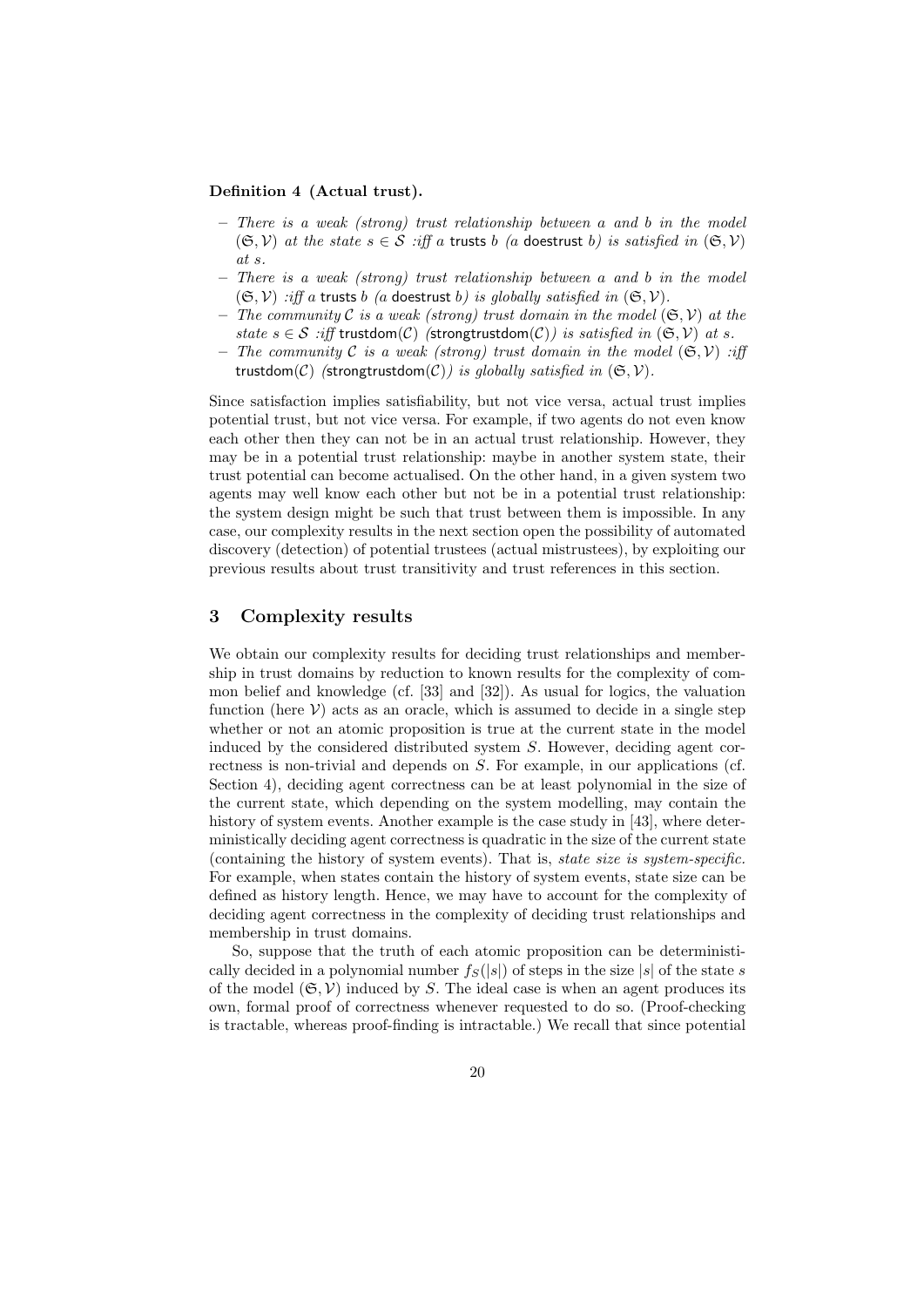**Definition 4 (Actual trust).**

- *There is a weak (strong) trust relationship between a and b in the model* $(\mathfrak{S}, \mathcal{V})$ *at the state* $s \in \mathcal{S}$ *:iff a* trusts *b (a* doestrust *b) is satisfied in* $(\mathfrak{S}, \mathcal{V})$ *at s.*
- *There is a weak (strong) trust relationship between a and b in the model* $(\mathfrak{S}, \mathcal{V})$ *:iff a* trusts *b (a* doestrust *b) is globally satisfied in* $(\mathfrak{S}, \mathcal{V})$.
- *The community* $\mathcal{C}$ *is a weak (strong) trust domain in the model* $(\mathfrak{S}, \mathcal{V})$ *at the state* $s \in \mathcal{S}$ *:iff* trustdom$(\mathcal{C})$ *(*strongtrustdom$(\mathcal{C})$*) is satisfied in* $(\mathfrak{S}, \mathcal{V})$ *at s.*
- *The community* $\mathcal{C}$ *is a weak (strong) trust domain in the model* $(\mathfrak{S}, \mathcal{V})$ *:iff* trustdom$(\mathcal{C})$ *(*strongtrustdom$(\mathcal{C})$*) is globally satisfied in* $(\mathfrak{S}, \mathcal{V})$.

Since satisfaction implies satisfiability, but not vice versa, actual trust implies potential trust, but not vice versa. For example, if two agents do not even know each other then they can not be in an actual trust relationship. However, they may be in a potential trust relationship: maybe in another system state, their trust potential can become actualised. On the other hand, in a given system two agents may well know each other but not be in a potential trust relationship: the system design might be such that trust between them is impossible. In any case, our complexity results in the next section open the possibility of automated discovery (detection) of potential trustees (actual mistrustees), by exploiting our previous results about trust transitivity and trust references in this section.

## 3 Complexity results

We obtain our complexity results for deciding trust relationships and membership in trust domains by reduction to known results for the complexity of common belief and knowledge (cf. [33] and [32]). As usual for logics, the valuation function (here $\mathcal{V}$) acts as an oracle, which is assumed to decide in a single step whether or not an atomic proposition is true at the current state in the model induced by the considered distributed system $S$. However, deciding agent correctness is non-trivial and depends on $S$. For example, in our applications (cf. Section 4), deciding agent correctness can be at least polynomial in the size of the current state, which depending on the system modelling, may contain the history of system events. Another example is the case study in [43], where deterministically deciding agent correctness is quadratic in the size of the current state (containing the history of system events). That is, *state size is system-specific.* For example, when states contain the history of system events, state size can be defined as history length. Hence, we may have to account for the complexity of deciding agent correctness in the complexity of deciding trust relationships and membership in trust domains.

So, suppose that the truth of each atomic proposition can be deterministically decided in a polynomial number $f_S(|s|)$ of steps in the size $|s|$ of the state $s$ of the model $(\mathfrak{S}, \mathcal{V})$ induced by $S$. The ideal case is when an agent produces its own, formal proof of correctness whenever requested to do so. (Proof-checking is tractable, whereas proof-finding is intractable.) We recall that since potential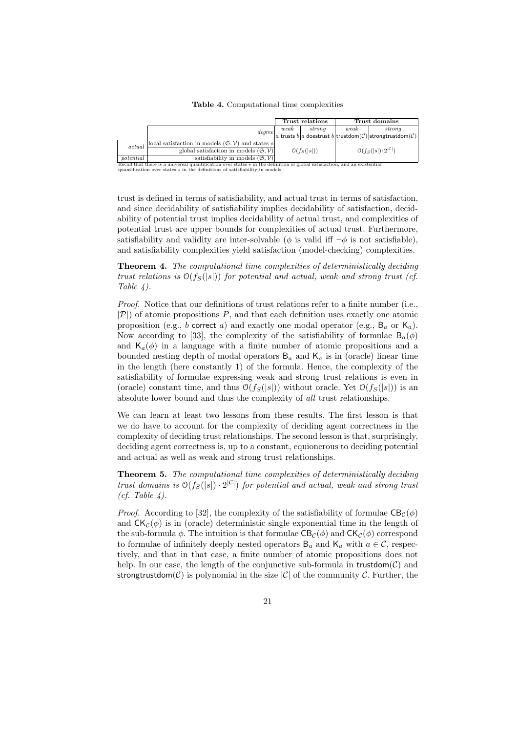**Table 4.** Computational time complexities

| | | Trust relations | | Trust domains | |
|---|---|---|---|---|---|
| | *degree* | *weak* $a$ trusts $b$ | *strong* $a$ doestrust $b$ | *weak* trustdom($\mathcal{C}$) | *strong* strongtrustdom($\mathcal{C}$) |
| *actual* | local satisfaction in models $(\mathfrak{S}, \mathcal{V})$ and states $s$ | $\mathcal{O}(f_S(\|s\|))$ | | $\mathcal{O}(f_S(\|s\|) \cdot 2^{\|\mathcal{C}\|})$ | |
| | global satisfaction in models $(\mathfrak{S}, \mathcal{V})$ | | | | |
| *potential* | satisfiability in models $(\mathfrak{S}, \mathcal{V})$ | | | | |

Recall that there is a universal quantification over states $s$ in the definition of global satisfaction, and an existential quantification over states $s$ in the definitions of satisfiability in models.

trust is defined in terms of satisfiability, and actual trust in terms of satisfaction, and since decidability of satisfiability implies decidability of satisfaction, decidability of potential trust implies decidability of actual trust, and complexities of potential trust are upper bounds for complexities of actual trust. Furthermore, satisfiability and validity are inter-solvable ($\phi$ is valid iff $\neg\phi$ is not satisfiable), and satisfiability complexities yield satisfaction (model-checking) complexities.

**Theorem 4.** *The computational time complexities of deterministically deciding trust relations is $\mathcal{O}(f_S(|s|))$ for potential and actual, weak and strong trust (cf. Table 4).*

*Proof.* Notice that our definitions of trust relations refer to a finite number (i.e., $|\mathcal{P}|$) of atomic propositions $P$, and that each definition uses exactly one atomic proposition (e.g., $b$ correct $a$) and exactly one modal operator (e.g., $\mathsf{B}_a$ or $\mathsf{K}_a$). Now according to [33], the complexity of the satisfiability of formulae $\mathsf{B}_a(\phi)$ and $\mathsf{K}_a(\phi)$ in a language with a finite number of atomic propositions and a bounded nesting depth of modal operators $\mathsf{B}_a$ and $\mathsf{K}_a$ is in (oracle) linear time in the length (here constantly 1) of the formula. Hence, the complexity of the satisfiability of formulae expressing weak and strong trust relations is even in (oracle) constant time, and thus $\mathcal{O}(f_S(|s|))$ without oracle. Yet $\mathcal{O}(f_S(|s|))$ is an absolute lower bound and thus the complexity of *all* trust relationships.

We can learn at least two lessons from these results. The first lesson is that we do have to account for the complexity of deciding agent correctness in the complexity of deciding trust relationships. The second lesson is that, surprisingly, deciding agent correctness is, up to a constant, equionerous to deciding potential and actual as well as weak and strong trust relationships.

**Theorem 5.** *The computational time complexities of deterministically deciding trust domains is $\mathcal{O}(f_S(|s|) \cdot 2^{|\mathcal{C}|})$ for potential and actual, weak and strong trust (cf. Table 4).*

*Proof.* According to [32], the complexity of the satisfiability of formulae $\mathsf{CB}_\mathcal{C}(\phi)$ and $\mathsf{CK}_\mathcal{C}(\phi)$ is in (oracle) deterministic single exponential time in the length of the sub-formula $\phi$. The intuition is that formulae $\mathsf{CB}_\mathcal{C}(\phi)$ and $\mathsf{CK}_\mathcal{C}(\phi)$ correspond to formulae of infinitely deeply nested operators $\mathsf{B}_a$ and $\mathsf{K}_a$ with $a \in \mathcal{C}$, respectively, and that in that case, a finite number of atomic propositions does not help. In our case, the length of the conjunctive sub-formula in trustdom($\mathcal{C}$) and strongtrustdom($\mathcal{C}$) is polynomial in the size $|\mathcal{C}|$ of the community $\mathcal{C}$. Further, the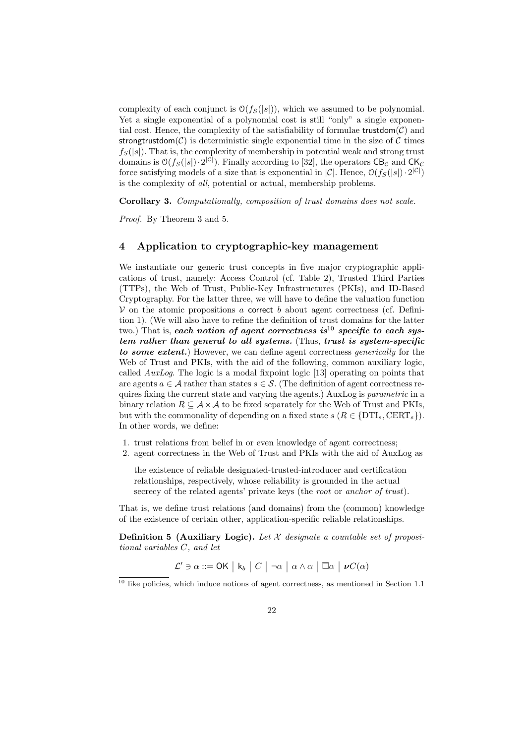complexity of each conjunct is $\mathcal{O}(f_S(|s|))$, which we assumed to be polynomial. Yet a single exponential of a polynomial cost is still "only" a single exponential cost. Hence, the complexity of the satisfiability of formulae $\mathsf{trustdom}(\mathcal{C})$ and $\mathsf{strongtrustdom}(\mathcal{C})$ is deterministic single exponential time in the size of $\mathcal{C}$ times $f_S(|s|)$. That is, the complexity of membership in potential weak and strong trust domains is $\mathcal{O}(f_S(|s|)\cdot 2^{|\mathcal{C}|})$. Finally according to [32], the operators $\mathsf{CB}_\mathcal{C}$ and $\mathsf{CK}_\mathcal{C}$ force satisfying models of a size that is exponential in $|\mathcal{C}|$. Hence, $\mathcal{O}(f_S(|s|)\cdot 2^{|\mathcal{C}|})$ is the complexity of *all*, potential or actual, membership problems.

**Corollary 3.** *Computationally, composition of trust domains does not scale.*

*Proof.* By Theorem 3 and 5.

## 4 Application to cryptographic-key management

We instantiate our generic trust concepts in five major cryptographic applications of trust, namely: Access Control (cf. Table 2), Trusted Third Parties (TTPs), the Web of Trust, Public-Key Infrastructures (PKIs), and ID-Based Cryptography. For the latter three, we will have to define the valuation function $\mathcal{V}$ on the atomic propositions $a$ $\mathsf{correct}$ $b$ about agent correctness (cf. Definition 1). (We will also have to refine the definition of trust domains for the latter two.) That is, ***each notion of agent correctness is***[10] ***specific to each system rather than general to all systems.*** (Thus, ***trust is system-specific to some extent.***) However, we can define agent correctness *generically* for the Web of Trust and PKIs, with the aid of the following, common auxiliary logic, called *AuxLog*. The logic is a modal fixpoint logic [13] operating on points that are agents $a \in \mathcal{A}$ rather than states $s \in \mathcal{S}$. (The definition of agent correctness requires fixing the current state and varying the agents.) AuxLog is *parametric* in a binary relation $R \subseteq \mathcal{A}\times\mathcal{A}$ to be fixed separately for the Web of Trust and PKIs, but with the commonality of depending on a fixed state $s$ ($R \in \{\mathrm{DTI}_s, \mathrm{CERT}_s\}$). In other words, we define:

1. trust relations from belief in or even knowledge of agent correctness;
2. agent correctness in the Web of Trust and PKIs with the aid of AuxLog as

   the existence of reliable designated-trusted-introducer and certification relationships, respectively, whose reliability is grounded in the actual secrecy of the related agents' private keys (the *root* or *anchor of trust*).

That is, we define trust relations (and domains) from the (common) knowledge of the existence of certain other, application-specific reliable relationships.

**Definition 5 (Auxiliary Logic).** *Let $\mathcal{X}$ designate a countable set of propositional variables $C$, and let*

$$\mathcal{L}' \ni \alpha ::= \mathsf{OK} \mid \mathsf{k}_b \mid C \mid \neg\alpha \mid \alpha\wedge\alpha \mid \overline{\Box}\alpha \mid \boldsymbol{\nu} C(\alpha)$$

[10] like policies, which induce notions of agent correctness, as mentioned in Section 1.1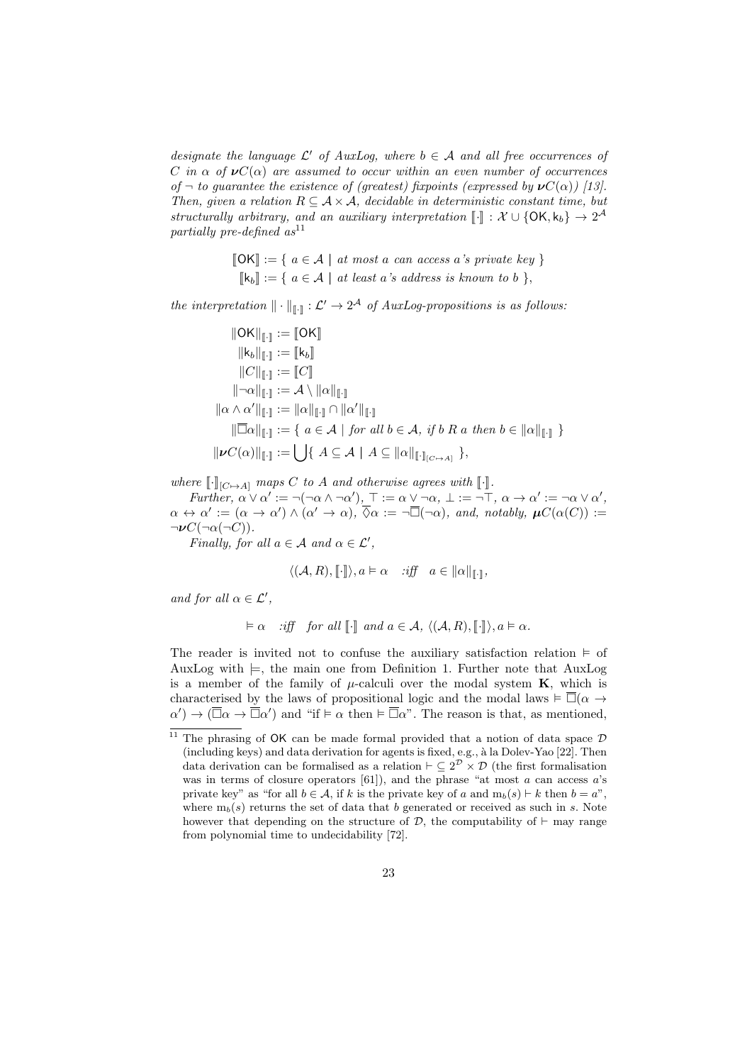*designate the language $\mathcal{L}'$ of AuxLog, where $b \in \mathcal{A}$ and all free occurrences of $C$ in $\alpha$ of $\boldsymbol{\nu}C(\alpha)$ are assumed to occur within an even number of occurrences of $\neg$ to guarantee the existence of (greatest) fixpoints (expressed by $\boldsymbol{\nu}C(\alpha)$) [13]. Then, given a relation $R \subseteq \mathcal{A} \times \mathcal{A}$, decidable in deterministic constant time, but structurally arbitrary, and an auxiliary interpretation $[\![\cdot]\!] : \mathcal{X} \cup \{\mathsf{OK}, \mathsf{k}_b\} \to 2^{\mathcal{A}}$ partially pre-defined as*[11]

$$
\begin{aligned}
[\![\mathsf{OK}]\!] &:= \{\ a \in \mathcal{A} \mid \textit{at most } a \textit{ can access } a\textit{'s private key}\ \} \\
[\![\mathsf{k}_b]\!] &:= \{\ a \in \mathcal{A} \mid \textit{at least } a\textit{'s address is known to } b\ \},
\end{aligned}
$$

*the interpretation $\|\cdot\|_{[\![\cdot]\!]} : \mathcal{L}' \to 2^{\mathcal{A}}$ of AuxLog-propositions is as follows:*

$$
\begin{aligned}
\|\mathsf{OK}\|_{[\![\cdot]\!]} &:= [\![\mathsf{OK}]\!] \\
\|\mathsf{k}_b\|_{[\![\cdot]\!]} &:= [\![\mathsf{k}_b]\!] \\
\|C\|_{[\![\cdot]\!]} &:= [\![C]\!] \\
\|\neg\alpha\|_{[\![\cdot]\!]} &:= \mathcal{A} \setminus \|\alpha\|_{[\![\cdot]\!]} \\
\|\alpha \wedge \alpha'\|_{[\![\cdot]\!]} &:= \|\alpha\|_{[\![\cdot]\!]} \cap \|\alpha'\|_{[\![\cdot]\!]} \\
\|\overline{\Box}\alpha\|_{[\![\cdot]\!]} &:= \{\ a \in \mathcal{A} \mid \textit{for all } b \in \mathcal{A},\ \textit{if } b\ R\ a \textit{ then } b \in \|\alpha\|_{[\![\cdot]\!]}\ \} \\
\|\boldsymbol{\nu}C(\alpha)\|_{[\![\cdot]\!]} &:= \bigcup \{\ A \subseteq \mathcal{A} \mid A \subseteq \|\alpha\|_{[\![\cdot]\!]_{[C \mapsto A]}}\ \},
\end{aligned}
$$

*where $[\![\cdot]\!]_{[C \mapsto A]}$ maps $C$ to $A$ and otherwise agrees with $[\![\cdot]\!]$.*

*Further, $\alpha \vee \alpha' := \neg(\neg\alpha \wedge \neg\alpha')$, $\top := \alpha \vee \neg\alpha$, $\bot := \neg\top$, $\alpha \to \alpha' := \neg\alpha \vee \alpha'$, $\alpha \leftrightarrow \alpha' := (\alpha \to \alpha') \wedge (\alpha' \to \alpha)$, $\overline{\Diamond}\alpha := \neg\overline{\Box}(\neg\alpha)$, and, notably, $\boldsymbol{\mu}C(\alpha(C)) := \neg\boldsymbol{\nu}C(\neg\alpha(\neg C))$.*

*Finally, for all $a \in \mathcal{A}$ and $\alpha \in \mathcal{L}'$,*

$$\langle(\mathcal{A}, R), [\![\cdot]\!]\rangle, a \vDash \alpha \quad \textit{:iff} \quad a \in \|\alpha\|_{[\![\cdot]\!]},$$

*and for all $\alpha \in \mathcal{L}'$,*

$$\vDash \alpha \quad \textit{:iff} \quad \textit{for all } [\![\cdot]\!] \textit{ and } a \in \mathcal{A},\ \langle(\mathcal{A}, R), [\![\cdot]\!]\rangle, a \vDash \alpha.$$

The reader is invited not to confuse the auxiliary satisfaction relation $\vDash$ of AuxLog with $\models$, the main one from Definition 1. Further note that AuxLog is a member of the family of $\mu$-calculi over the modal system **K**, which is characterised by the laws of propositional logic and the modal laws $\vDash \overline{\Box}(\alpha \to \alpha') \to (\overline{\Box}\alpha \to \overline{\Box}\alpha')$ and "if $\vDash \alpha$ then $\vDash \overline{\Box}\alpha$". The reason is that, as mentioned,

---

[11] The phrasing of $\mathsf{OK}$ can be made formal provided that a notion of data space $\mathcal{D}$ (including keys) and data derivation for agents is fixed, e.g., à la Dolev-Yao [22]. Then data derivation can be formalised as a relation $\vdash \subseteq 2^{\mathcal{D}} \times \mathcal{D}$ (the first formalisation was in terms of closure operators [61]), and the phrase "at most $a$ can access $a$'s private key" as "for all $b \in \mathcal{A}$, if $k$ is the private key of $a$ and $\mathrm{m}_b(s) \vdash k$ then $b = a$", where $\mathrm{m}_b(s)$ returns the set of data that $b$ generated or received as such in $s$. Note however that depending on the structure of $\mathcal{D}$, the computability of $\vdash$ may range from polynomial time to undecidability [72].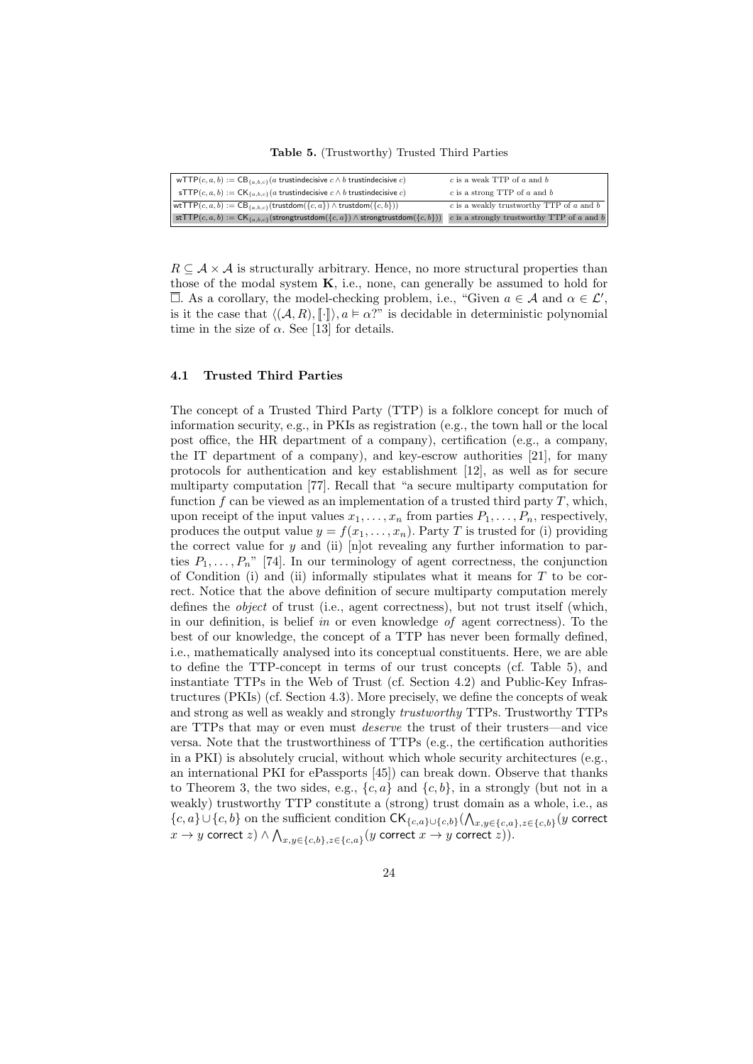**Table 5.** (Trustworthy) Trusted Third Parties

| Definition | Meaning |
|---|---|
| $\mathsf{wTTP}(c,a,b) := \mathsf{CB}_{\{a,b,c\}}(a\ \mathsf{trustindecisive}\ c \wedge b\ \mathsf{trustindecisive}\ c)$ | $c$ is a weak TTP of $a$ and $b$ |
| $\mathsf{sTTP}(c,a,b) := \mathsf{CK}_{\{a,b,c\}}(a\ \mathsf{trustindecisive}\ c \wedge b\ \mathsf{trustindecisive}\ c)$ | $c$ is a strong TTP of $a$ and $b$ |
| $\mathsf{wtTTP}(c,a,b) := \mathsf{CB}_{\{a,b,c\}}(\mathsf{trustdom}(\{c,a\}) \wedge \mathsf{trustdom}(\{c,b\}))$ | $c$ is a weakly trustworthy TTP of $a$ and $b$ |
| $\mathsf{stTTP}(c,a,b) := \mathsf{CK}_{\{a,b,c\}}(\mathsf{strongtrustdom}(\{c,a\}) \wedge \mathsf{strongtrustdom}(\{c,b\}))$ | $c$ is a strongly trustworthy TTP of $a$ and $b$ |

$R \subseteq \mathcal{A} \times \mathcal{A}$ is structurally arbitrary. Hence, no more structural properties than those of the modal system **K**, i.e., none, can generally be assumed to hold for $\overline{\Box}$. As a corollary, the model-checking problem, i.e., "Given $a \in \mathcal{A}$ and $\alpha \in \mathcal{L}'$, is it the case that $\langle(\mathcal{A}, R), [\![\cdot]\!]\rangle, a \vDash \alpha$?" is decidable in deterministic polynomial time in the size of $\alpha$. See [13] for details.

### 4.1 Trusted Third Parties

The concept of a Trusted Third Party (TTP) is a folklore concept for much of information security, e.g., in PKIs as registration (e.g., the town hall or the local post office, the HR department of a company), certification (e.g., a company, the IT department of a company), and key-escrow authorities [21], for many protocols for authentication and key establishment [12], as well as for secure multiparty computation [77]. Recall that "a secure multiparty computation for function $f$ can be viewed as an implementation of a trusted third party $T$, which, upon receipt of the input values $x_1, \ldots, x_n$ from parties $P_1, \ldots, P_n$, respectively, produces the output value $y = f(x_1, \ldots, x_n)$. Party $T$ is trusted for (i) providing the correct value for $y$ and (ii) [n]ot revealing any further information to parties $P_1, \ldots, P_n$" [74]. In our terminology of agent correctness, the conjunction of Condition (i) and (ii) informally stipulates what it means for $T$ to be correct. Notice that the above definition of secure multiparty computation merely defines the *object* of trust (i.e., agent correctness), but not trust itself (which, in our definition, is belief *in* or even knowledge *of* agent correctness). To the best of our knowledge, the concept of a TTP has never been formally defined, i.e., mathematically analysed into its conceptual constituents. Here, we are able to define the TTP-concept in terms of our trust concepts (cf. Table 5), and instantiate TTPs in the Web of Trust (cf. Section 4.2) and Public-Key Infrastructures (PKIs) (cf. Section 4.3). More precisely, we define the concepts of weak and strong as well as weakly and strongly *trustworthy* TTPs. Trustworthy TTPs are TTPs that may or even must *deserve* the trust of their trusters—and vice versa. Note that the trustworthiness of TTPs (e.g., the certification authorities in a PKI) is absolutely crucial, without which whole security architectures (e.g., an international PKI for ePassports [45]) can break down. Observe that thanks to Theorem 3, the two sides, e.g., $\{c, a\}$ and $\{c, b\}$, in a strongly (but not in a weakly) trustworthy TTP constitute a (strong) trust domain as a whole, i.e., as $\{c, a\} \cup \{c, b\}$ on the sufficient condition $\mathsf{CK}_{\{c,a\}\cup\{c,b\}}(\bigwedge_{x,y\in\{c,a\},z\in\{c,b\}}(y\ \mathsf{correct}\ x \to y\ \mathsf{correct}\ z) \wedge \bigwedge_{x,y\in\{c,b\},z\in\{c,a\}}(y\ \mathsf{correct}\ x \to y\ \mathsf{correct}\ z))$.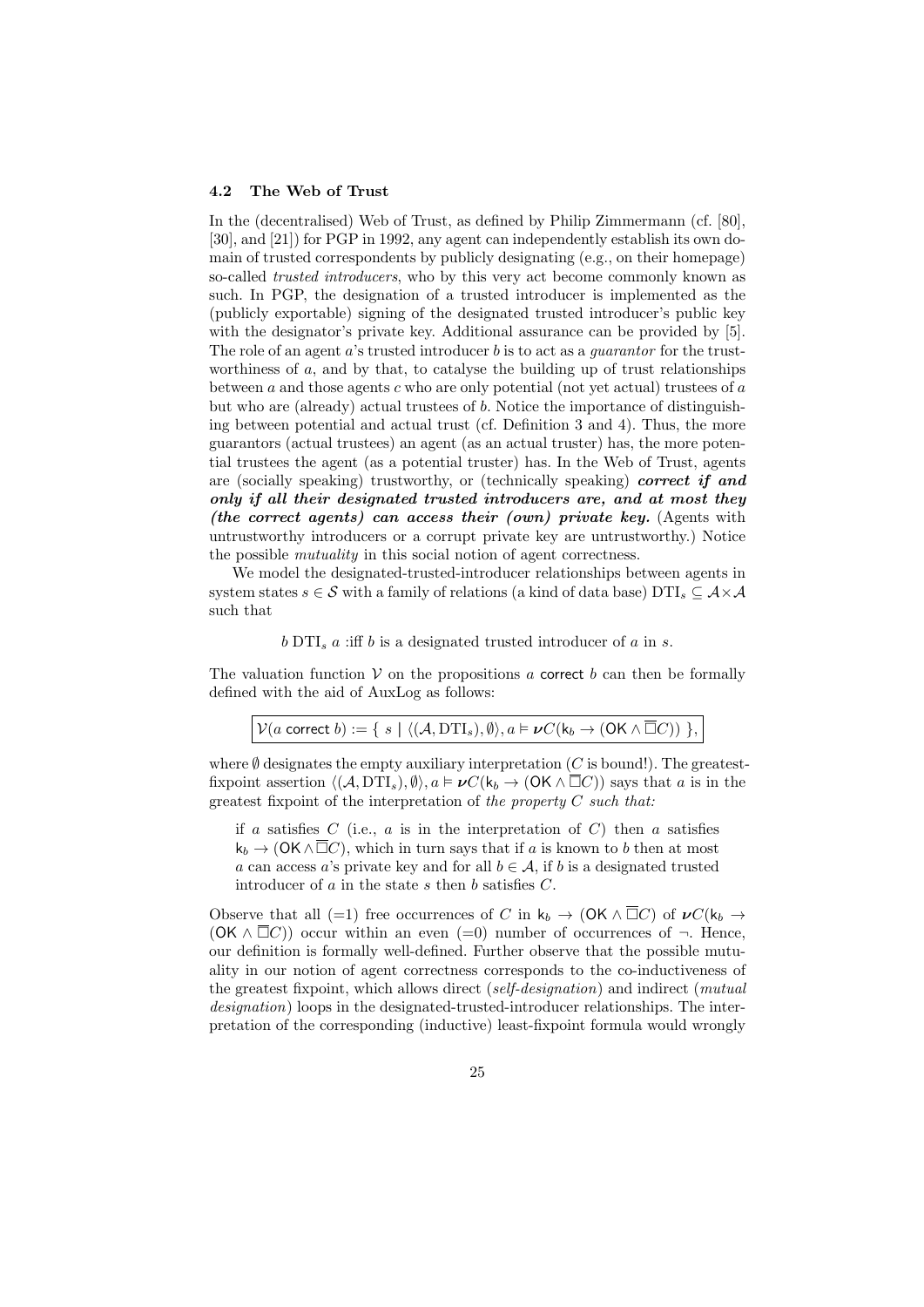### 4.2 The Web of Trust

In the (decentralised) Web of Trust, as defined by Philip Zimmermann (cf. [80], [30], and [21]) for PGP in 1992, any agent can independently establish its own domain of trusted correspondents by publicly designating (e.g., on their homepage) so-called *trusted introducers*, who by this very act become commonly known as such. In PGP, the designation of a trusted introducer is implemented as the (publicly exportable) signing of the designated trusted introducer's public key with the designator's private key. Additional assurance can be provided by [5]. The role of an agent $a$'s trusted introducer $b$ is to act as a *guarantor* for the trustworthiness of $a$, and by that, to catalyse the building up of trust relationships between $a$ and those agents $c$ who are only potential (not yet actual) trustees of $a$ but who are (already) actual trustees of $b$. Notice the importance of distinguishing between potential and actual trust (cf. Definition 3 and 4). Thus, the more guarantors (actual trustees) an agent (as an actual truster) has, the more potential trustees the agent (as a potential truster) has. In the Web of Trust, agents are (socially speaking) trustworthy, or (technically speaking) ***correct if and only if all their designated trusted introducers are, and at most they (the correct agents) can access their (own) private key.*** (Agents with untrustworthy introducers or a corrupt private key are untrustworthy.) Notice the possible *mutuality* in this social notion of agent correctness.

We model the designated-trusted-introducer relationships between agents in system states $s \in \mathcal{S}$ with a family of relations (a kind of data base) $\mathrm{DTI}_s \subseteq \mathcal{A} \times \mathcal{A}$ such that

$$b \; \mathrm{DTI}_s \; a \text{ :iff } b \text{ is a designated trusted introducer of } a \text{ in } s.$$

The valuation function $\mathcal{V}$ on the propositions $a$ $\mathsf{correct}$ $b$ can then be formally defined with the aid of AuxLog as follows:

$$\boxed{\mathcal{V}(a \;\mathsf{correct}\; b) := \{\, s \mid \langle(\mathcal{A}, \mathrm{DTI}_s), \emptyset\rangle, a \vDash \boldsymbol{\nu} C(\mathsf{k}_b \rightarrow (\mathsf{OK} \wedge \overline{\Box} C)) \,\},}$$

where $\emptyset$ designates the empty auxiliary interpretation ($C$ is bound!). The greatest-fixpoint assertion $\langle(\mathcal{A}, \mathrm{DTI}_s), \emptyset\rangle, a \vDash \boldsymbol{\nu} C(\mathsf{k}_b \rightarrow (\mathsf{OK} \wedge \overline{\Box} C))$ says that $a$ is in the greatest fixpoint of the interpretation of *the property $C$ such that:*

> if $a$ satisfies $C$ (i.e., $a$ is in the interpretation of $C$) then $a$ satisfies $\mathsf{k}_b \rightarrow (\mathsf{OK} \wedge \overline{\Box} C)$, which in turn says that if $a$ is known to $b$ then at most $a$ can access $a$'s private key and for all $b \in \mathcal{A}$, if $b$ is a designated trusted introducer of $a$ in the state $s$ then $b$ satisfies $C$.

Observe that all (=1) free occurrences of $C$ in $\mathsf{k}_b \rightarrow (\mathsf{OK} \wedge \overline{\Box} C)$ of $\boldsymbol{\nu} C(\mathsf{k}_b \rightarrow (\mathsf{OK} \wedge \overline{\Box} C))$ occur within an even (=0) number of occurrences of $\neg$. Hence, our definition is formally well-defined. Further observe that the possible mutuality in our notion of agent correctness corresponds to the co-inductiveness of the greatest fixpoint, which allows direct (*self-designation*) and indirect (*mutual designation*) loops in the designated-trusted-introducer relationships. The interpretation of the corresponding (inductive) least-fixpoint formula would wrongly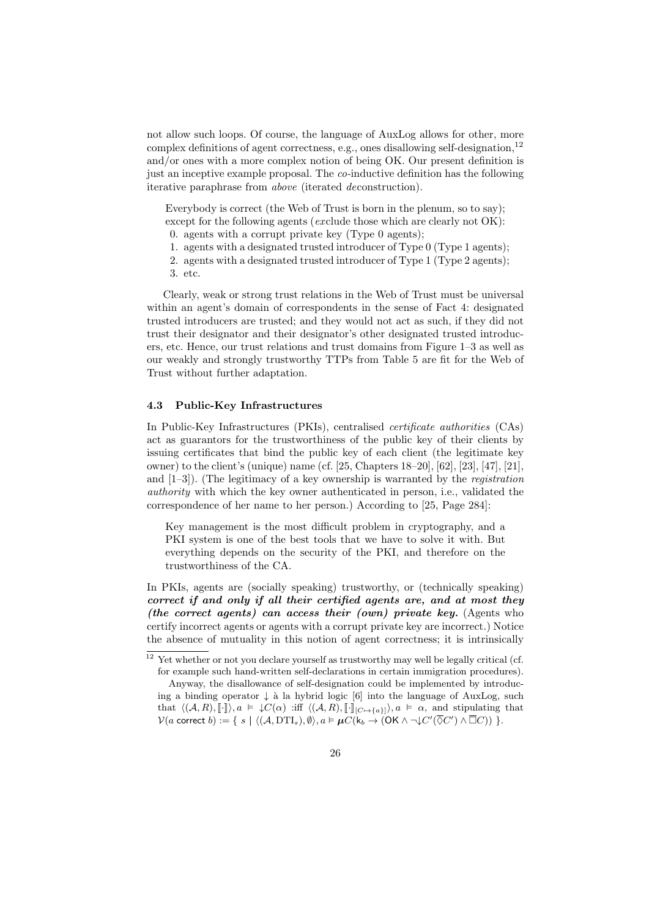not allow such loops. Of course, the language of AuxLog allows for other, more complex definitions of agent correctness, e.g., ones disallowing self-designation,[12] and/or ones with a more complex notion of being OK. Our present definition is just an inceptive example proposal. The *co*-inductive definition has the following iterative paraphrase from *above* (iterated *de*construction).

> Everybody is correct (the Web of Trust is born in the plenum, so to say); except for the following agents (*ex*clude those which are clearly not OK):
> 0. agents with a corrupt private key (Type 0 agents);
> 1. agents with a designated trusted introducer of Type 0 (Type 1 agents);
> 2. agents with a designated trusted introducer of Type 1 (Type 2 agents);
> 3. etc.

Clearly, weak or strong trust relations in the Web of Trust must be universal within an agent's domain of correspondents in the sense of Fact 4: designated trusted introducers are trusted; and they would not act as such, if they did not trust their designator and their designator's other designated trusted introducers, etc. Hence, our trust relations and trust domains from Figure 1–3 as well as our weakly and strongly trustworthy TTPs from Table 5 are fit for the Web of Trust without further adaptation.

### 4.3 Public-Key Infrastructures

In Public-Key Infrastructures (PKIs), centralised *certificate authorities* (CAs) act as guarantors for the trustworthiness of the public key of their clients by issuing certificates that bind the public key of each client (the legitimate key owner) to the client's (unique) name (cf. [25, Chapters 18–20], [62], [23], [47], [21], and [1–3]). (The legitimacy of a key ownership is warranted by the *registration authority* with which the key owner authenticated in person, i.e., validated the correspondence of her name to her person.) According to [25, Page 284]:

> Key management is the most difficult problem in cryptography, and a PKI system is one of the best tools that we have to solve it with. But everything depends on the security of the PKI, and therefore on the trustworthiness of the CA.

In PKIs, agents are (socially speaking) trustworthy, or (technically speaking) ***correct if and only if all their certified agents are, and at most they (the correct agents) can access their (own) private key.*** (Agents who certify incorrect agents or agents with a corrupt private key are incorrect.) Notice the absence of mutuality in this notion of agent correctness; it is intrinsically

[12] Yet whether or not you declare yourself as trustworthy may well be legally critical (cf. for example such hand-written self-declarations in certain immigration procedures). Anyway, the disallowance of self-designation could be implemented by introducing a binding operator $\downarrow$ à la hybrid logic [6] into the language of AuxLog, such that $\langle(\mathcal{A}, R), [\![\cdot]\!]\rangle, a \vDash \downarrow C(\alpha)$ :iff $\langle(\mathcal{A}, R), [\![\cdot]\!]_{[C\mapsto\{a\}]}\rangle, a \vDash \alpha$, and stipulating that $\mathcal{V}(a\ \mathsf{correct}\ b) := \{\ s \mid \langle(\mathcal{A}, \mathrm{DTI}_s), \emptyset\rangle, a \vDash \boldsymbol{\mu}C(\mathsf{k}_b \to (\mathsf{OK} \wedge \neg\downarrow C'(\overline{\Diamond}C') \wedge \overline{\Box}C))\ \}$.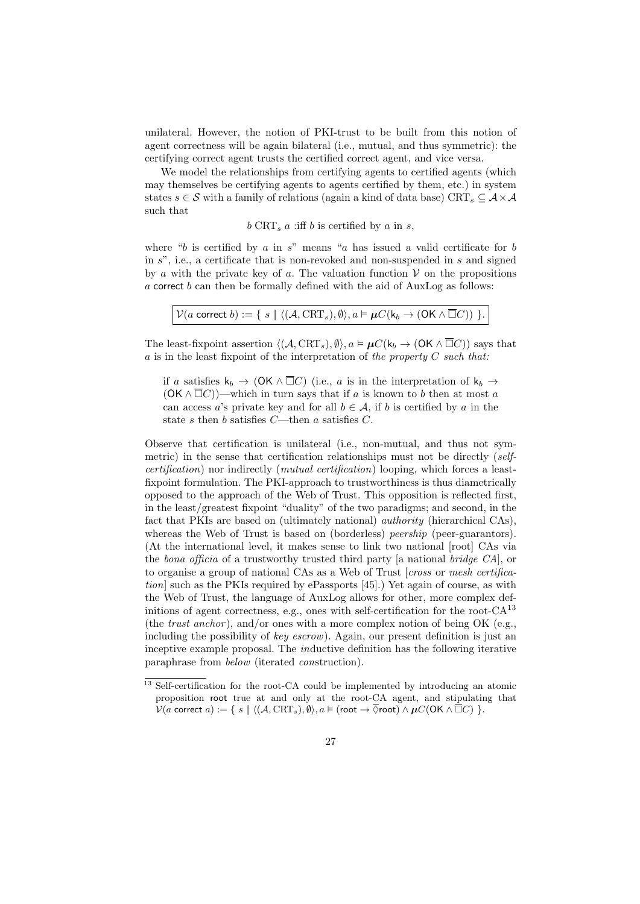unilateral. However, the notion of PKI-trust to be built from this notion of agent correctness will be again bilateral (i.e., mutual, and thus symmetric): the certifying correct agent trusts the certified correct agent, and vice versa.

We model the relationships from certifying agents to certified agents (which may themselves be certifying agents to agents certified by them, etc.) in system states $s \in \mathcal{S}$ with a family of relations (again a kind of data base) $\mathrm{CRT}_s \subseteq \mathcal{A} \times \mathcal{A}$ such that

$$b \ \mathrm{CRT}_s \ a \text{ :iff } b \text{ is certified by } a \text{ in } s,$$

where "$b$ is certified by $a$ in $s$" means "$a$ has issued a valid certificate for $b$ in $s$", i.e., a certificate that is non-revoked and non-suspended in $s$ and signed by $a$ with the private key of $a$. The valuation function $\mathcal{V}$ on the propositions $a$ correct $b$ can then be formally defined with the aid of AuxLog as follows:

$$\boxed{\mathcal{V}(a \ \mathsf{correct} \ b) := \{ \ s \mid \langle(\mathcal{A}, \mathrm{CRT}_s), \emptyset\rangle, a \vDash \boldsymbol{\mu} C(\mathsf{k}_b \rightarrow (\mathsf{OK} \wedge \overline{\Box} C)) \ \}.}$$

The least-fixpoint assertion $\langle(\mathcal{A}, \mathrm{CRT}_s), \emptyset\rangle, a \vDash \boldsymbol{\mu} C(\mathsf{k}_b \rightarrow (\mathsf{OK} \wedge \overline{\Box} C))$ says that $a$ is in the least fixpoint of the interpretation of *the property $C$ such that:*

> if $a$ satisfies $\mathsf{k}_b \rightarrow (\mathsf{OK} \wedge \overline{\Box} C)$ (i.e., $a$ is in the interpretation of $\mathsf{k}_b \rightarrow (\mathsf{OK} \wedge \overline{\Box} C)$)—which in turn says that if $a$ is known to $b$ then at most $a$ can access $a$'s private key and for all $b \in \mathcal{A}$, if $b$ is certified by $a$ in the state $s$ then $b$ satisfies $C$—then $a$ satisfies $C$.

Observe that certification is unilateral (i.e., non-mutual, and thus not symmetric) in the sense that certification relationships must not be directly (*self-certification*) nor indirectly (*mutual certification*) looping, which forces a least-fixpoint formulation. The PKI-approach to trustworthiness is thus diametrically opposed to the approach of the Web of Trust. This opposition is reflected first, in the least/greatest fixpoint "duality" of the two paradigms; and second, in the fact that PKIs are based on (ultimately national) *authority* (hierarchical CAs), whereas the Web of Trust is based on (borderless) *peership* (peer-guarantors). (At the international level, it makes sense to link two national [root] CAs via the *bona officia* of a trustworthy trusted third party [a national *bridge CA*], or to organise a group of national CAs as a Web of Trust [*cross* or *mesh certification*] such as the PKIs required by ePassports [45].) Yet again of course, as with the Web of Trust, the language of AuxLog allows for other, more complex definitions of agent correctness, e.g., ones with self-certification for the root-CA[13] (the *trust anchor*), and/or ones with a more complex notion of being OK (e.g., including the possibility of *key escrow*). Again, our present definition is just an inceptive example proposal. The *in*ductive definition has the following iterative paraphrase from *below* (iterated *con*struction).

[13] Self-certification for the root-CA could be implemented by introducing an atomic proposition root true at and only at the root-CA agent, and stipulating that $\mathcal{V}(a \ \mathsf{correct} \ a) := \{ \ s \mid \langle(\mathcal{A}, \mathrm{CRT}_s), \emptyset\rangle, a \vDash (\mathsf{root} \rightarrow \overline{\Diamond} \mathsf{root}) \wedge \boldsymbol{\mu} C(\mathsf{OK} \wedge \overline{\Box} C) \ \}$.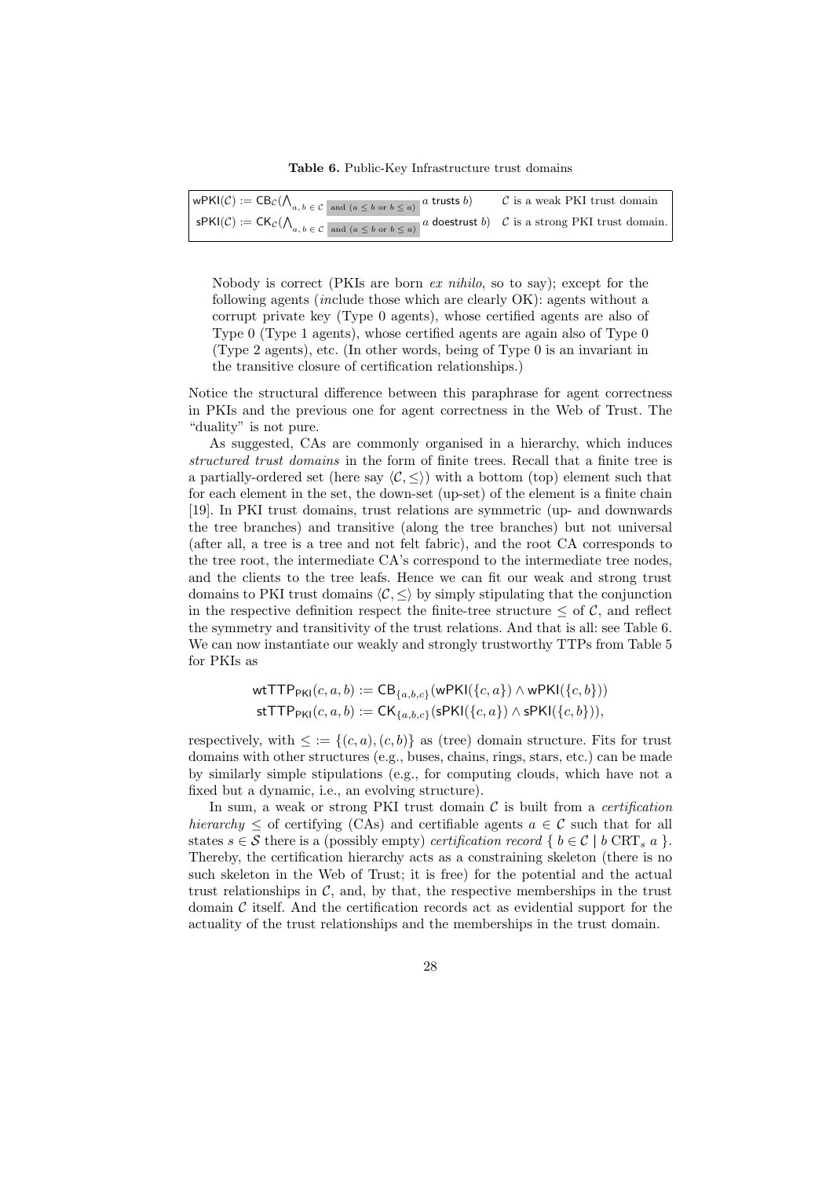**Table 6.** Public-Key Infrastructure trust domains

| | |
|---|---|
| $\mathsf{wPKI}(\mathcal{C}) := \mathsf{CB}_{\mathcal{C}}(\bigwedge_{a,\,b\,\in\,\mathcal{C}\ \text{and}\ (a\,\leq\,b\ \text{or}\ b\,\leq\,a)} a\ \mathsf{trusts}\ b)$ | $\mathcal{C}$ is a weak PKI trust domain |
| $\mathsf{sPKI}(\mathcal{C}) := \mathsf{CK}_{\mathcal{C}}(\bigwedge_{a,\,b\,\in\,\mathcal{C}\ \text{and}\ (a\,\leq\,b\ \text{or}\ b\,\leq\,a)} a\ \mathsf{doestrust}\ b)$ | $\mathcal{C}$ is a strong PKI trust domain. |

> Nobody is correct (PKIs are born *ex nihilo*, so to say); except for the following agents (*in*clude those which are clearly OK): agents without a corrupt private key (Type 0 agents), whose certified agents are also of Type 0 (Type 1 agents), whose certified agents are again also of Type 0 (Type 2 agents), etc. (In other words, being of Type 0 is an invariant in the transitive closure of certification relationships.)

Notice the structural difference between this paraphrase for agent correctness in PKIs and the previous one for agent correctness in the Web of Trust. The "duality" is not pure.

As suggested, CAs are commonly organised in a hierarchy, which induces *structured trust domains* in the form of finite trees. Recall that a finite tree is a partially-ordered set (here say $\langle \mathcal{C}, \leq \rangle$) with a bottom (top) element such that for each element in the set, the down-set (up-set) of the element is a finite chain [19]. In PKI trust domains, trust relations are symmetric (up- and downwards the tree branches) and transitive (along the tree branches) but not universal (after all, a tree is a tree and not felt fabric), and the root CA corresponds to the tree root, the intermediate CA's correspond to the intermediate tree nodes, and the clients to the tree leafs. Hence we can fit our weak and strong trust domains to PKI trust domains $\langle \mathcal{C}, \leq \rangle$ by simply stipulating that the conjunction in the respective definition respect the finite-tree structure $\leq$ of $\mathcal{C}$, and reflect the symmetry and transitivity of the trust relations. And that is all: see Table 6. We can now instantiate our weakly and strongly trustworthy TTPs from Table 5 for PKIs as

$$\mathsf{wtTTP}_{\mathsf{PKI}}(c, a, b) := \mathsf{CB}_{\{a,b,c\}}(\mathsf{wPKI}(\{c, a\}) \wedge \mathsf{wPKI}(\{c, b\}))$$
$$\mathsf{stTTP}_{\mathsf{PKI}}(c, a, b) := \mathsf{CK}_{\{a,b,c\}}(\mathsf{sPKI}(\{c, a\}) \wedge \mathsf{sPKI}(\{c, b\})),$$

respectively, with $\leq := \{(c, a), (c, b)\}$ as (tree) domain structure. Fits for trust domains with other structures (e.g., buses, chains, rings, stars, etc.) can be made by similarly simple stipulations (e.g., for computing clouds, which have not a fixed but a dynamic, i.e., an evolving structure).

In sum, a weak or strong PKI trust domain $\mathcal{C}$ is built from a *certification hierarchy* $\leq$ of certifying (CAs) and certifiable agents $a \in \mathcal{C}$ such that for all states $s \in \mathcal{S}$ there is a (possibly empty) *certification record* $\{ b \in \mathcal{C} \mid b\ \mathrm{CRT}_s\ a \}$. Thereby, the certification hierarchy acts as a constraining skeleton (there is no such skeleton in the Web of Trust; it is free) for the potential and the actual trust relationships in $\mathcal{C}$, and, by that, the respective memberships in the trust domain $\mathcal{C}$ itself. And the certification records act as evidential support for the actuality of the trust relationships and the memberships in the trust domain.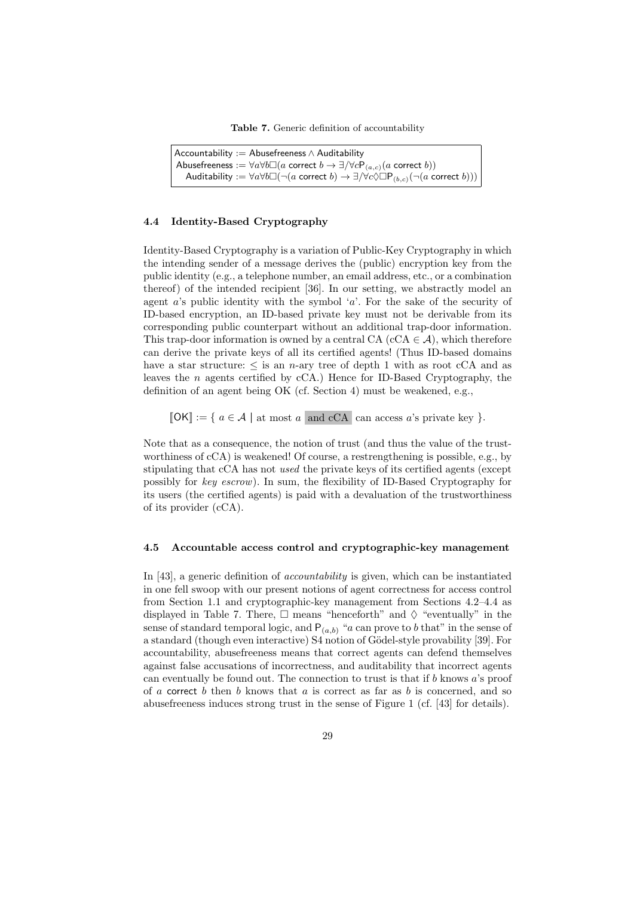**Table 7.** Generic definition of accountability

$$
\begin{aligned}
\mathsf{Accountability} &:= \mathsf{Abusefreeness} \land \mathsf{Auditability}\\
\mathsf{Abusefreeness} &:= \forall a \forall b \Box (a \ \mathsf{correct} \ b \rightarrow \exists/\forall c \mathsf{P}_{(a,c)}(a \ \mathsf{correct} \ b))\\
\mathsf{Auditability} &:= \forall a \forall b \Box (\neg(a \ \mathsf{correct} \ b) \rightarrow \exists/\forall c \Diamond \Box \mathsf{P}_{(b,c)}(\neg(a \ \mathsf{correct} \ b)))
\end{aligned}
$$

### 4.4 Identity-Based Cryptography

Identity-Based Cryptography is a variation of Public-Key Cryptography in which the intending sender of a message derives the (public) encryption key from the public identity (e.g., a telephone number, an email address, etc., or a combination thereof) of the intended recipient [36]. In our setting, we abstractly model an agent $a$'s public identity with the symbol '$a$'. For the sake of the security of ID-based encryption, an ID-based private key must not be derivable from its corresponding public counterpart without an additional trap-door information. This trap-door information is owned by a central CA (cCA $\in \mathcal{A}$), which therefore can derive the private keys of all its certified agents! (Thus ID-based domains have a star structure: $\leq$ is an $n$-ary tree of depth 1 with as root cCA and as leaves the $n$ agents certified by cCA.) Hence for ID-Based Cryptography, the definition of an agent being OK (cf. Section 4) must be weakened, e.g.,

$$[\![\mathsf{OK}]\!] := \{ \ a \in \mathcal{A} \mid \text{at most } a \text{ and cCA can access } a\text{'s private key } \}.$$

Note that as a consequence, the notion of trust (and thus the value of the trustworthiness of cCA) is weakened! Of course, a restrengthening is possible, e.g., by stipulating that cCA has not *used* the private keys of its certified agents (except possibly for *key escrow*). In sum, the flexibility of ID-Based Cryptography for its users (the certified agents) is paid with a devaluation of the trustworthiness of its provider (cCA).

### 4.5 Accountable access control and cryptographic-key management

In [43], a generic definition of *accountability* is given, which can be instantiated in one fell swoop with our present notions of agent correctness for access control from Section 1.1 and cryptographic-key management from Sections 4.2–4.4 as displayed in Table 7. There, $\Box$ means "henceforth" and $\Diamond$ "eventually" in the sense of standard temporal logic, and $\mathsf{P}_{(a,b)}$ "$a$ can prove to $b$ that" in the sense of a standard (though even interactive) S4 notion of Gödel-style provability [39]. For accountability, abusefreeness means that correct agents can defend themselves against false accusations of incorrectness, and auditability that incorrect agents can eventually be found out. The connection to trust is that if $b$ knows $a$'s proof of $a$ $\mathsf{correct}$ $b$ then $b$ knows that $a$ is correct as far as $b$ is concerned, and so abusefreeness induces strong trust in the sense of Figure 1 (cf. [43] for details).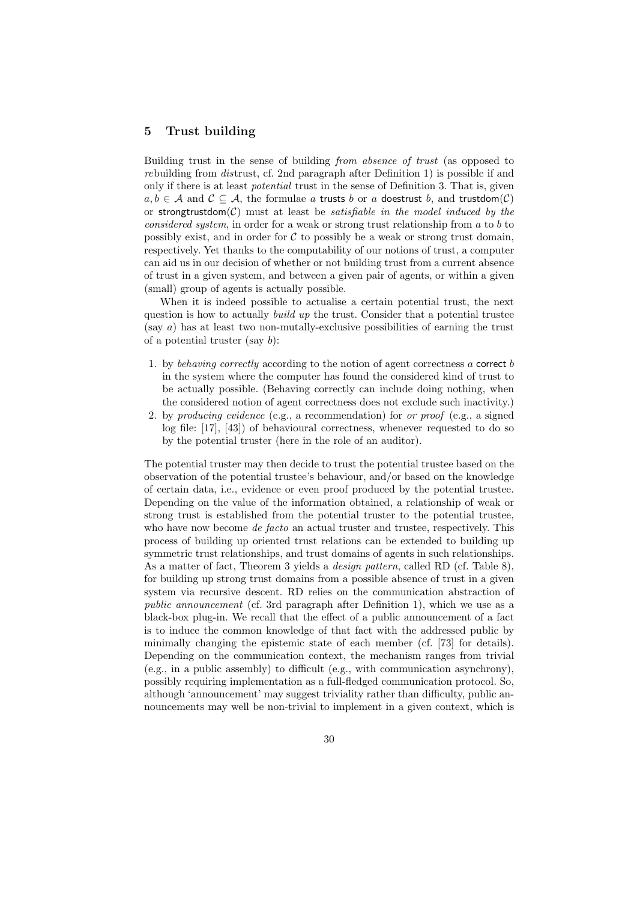## 5 Trust building

Building trust in the sense of building *from absence of trust* (as opposed to *re*building from *dis*trust, cf. 2nd paragraph after Definition 1) is possible if and only if there is at least *potential* trust in the sense of Definition 3. That is, given $a, b \in \mathcal{A}$ and $\mathcal{C} \subseteq \mathcal{A}$, the formulae $a$ $\mathsf{trusts}$ $b$ or $a$ $\mathsf{doestrust}$ $b$, and $\mathsf{trustdom}(\mathcal{C})$ or $\mathsf{strongtrustdom}(\mathcal{C})$ must at least be *satisfiable in the model induced by the considered system*, in order for a weak or strong trust relationship from $a$ to $b$ to possibly exist, and in order for $\mathcal{C}$ to possibly be a weak or strong trust domain, respectively. Yet thanks to the computability of our notions of trust, a computer can aid us in our decision of whether or not building trust from a current absence of trust in a given system, and between a given pair of agents, or within a given (small) group of agents is actually possible.

When it is indeed possible to actualise a certain potential trust, the next question is how to actually *build up* the trust. Consider that a potential trustee (say $a$) has at least two non-mutally-exclusive possibilities of earning the trust of a potential truster (say $b$):

1. by *behaving correctly* according to the notion of agent correctness $a$ $\mathsf{correct}$ $b$ in the system where the computer has found the considered kind of trust to be actually possible. (Behaving correctly can include doing nothing, when the considered notion of agent correctness does not exclude such inactivity.)
2. by *producing evidence* (e.g., a recommendation) for *or proof* (e.g., a signed log file: [17], [43]) of behavioural correctness, whenever requested to do so by the potential truster (here in the role of an auditor).

The potential truster may then decide to trust the potential trustee based on the observation of the potential trustee's behaviour, and/or based on the knowledge of certain data, i.e., evidence or even proof produced by the potential trustee. Depending on the value of the information obtained, a relationship of weak or strong trust is established from the potential truster to the potential trustee, who have now become *de facto* an actual truster and trustee, respectively. This process of building up oriented trust relations can be extended to building up symmetric trust relationships, and trust domains of agents in such relationships. As a matter of fact, Theorem 3 yields a *design pattern*, called RD (cf. Table 8), for building up strong trust domains from a possible absence of trust in a given system via recursive descent. RD relies on the communication abstraction of *public announcement* (cf. 3rd paragraph after Definition 1), which we use as a black-box plug-in. We recall that the effect of a public announcement of a fact is to induce the common knowledge of that fact with the addressed public by minimally changing the epistemic state of each member (cf. [73] for details). Depending on the communication context, the mechanism ranges from trivial (e.g., in a public assembly) to difficult (e.g., with communication asynchrony), possibly requiring implementation as a full-fledged communication protocol. So, although 'announcement' may suggest triviality rather than difficulty, public announcements may well be non-trivial to implement in a given context, which is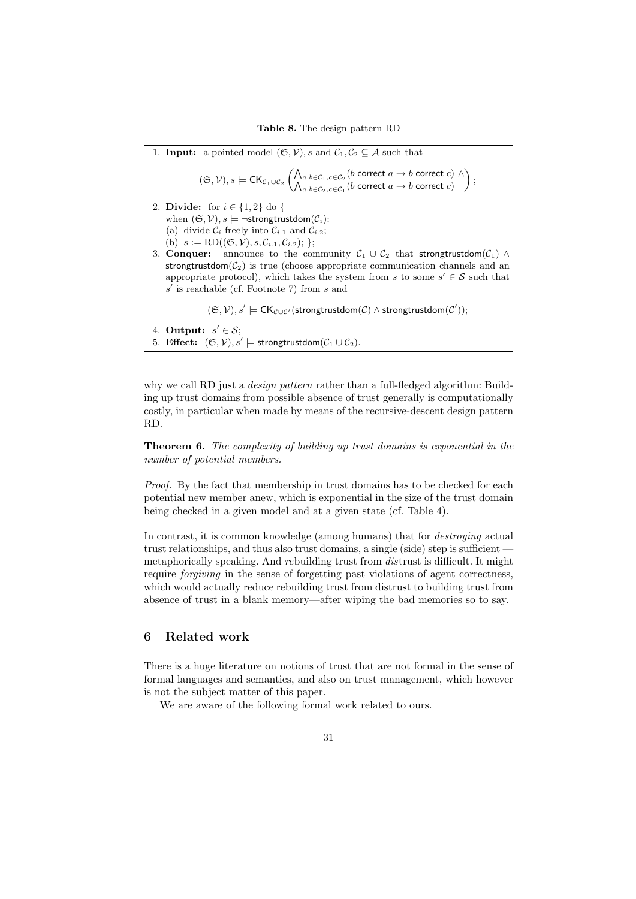**Table 8.** The design pattern RD

1. **Input:** a pointed model $(\mathfrak{S}, \mathcal{V}), s$ and $\mathcal{C}_1, \mathcal{C}_2 \subseteq \mathcal{A}$ such that

$$(\mathfrak{S}, \mathcal{V}), s \models \mathsf{CK}_{\mathcal{C}_1 \cup \mathcal{C}_2} \begin{pmatrix} \bigwedge_{a,b \in \mathcal{C}_1, c \in \mathcal{C}_2} (b \text{ correct } a \rightarrow b \text{ correct } c) \wedge \\ \bigwedge_{a,b \in \mathcal{C}_2, c \in \mathcal{C}_1} (b \text{ correct } a \rightarrow b \text{ correct } c) \end{pmatrix};$$

2. **Divide:** for $i \in \{1, 2\}$ do {
   when $(\mathfrak{S}, \mathcal{V}), s \models \neg\mathsf{strongtrustdom}(\mathcal{C}_i)$:
   (a) divide $\mathcal{C}_i$ freely into $\mathcal{C}_{i.1}$ and $\mathcal{C}_{i.2}$;
   (b) $s := \mathrm{RD}((\mathfrak{S}, \mathcal{V}), s, \mathcal{C}_{i.1}, \mathcal{C}_{i.2})$; };
3. **Conquer:** announce to the community $\mathcal{C}_1 \cup \mathcal{C}_2$ that $\mathsf{strongtrustdom}(\mathcal{C}_1) \wedge \mathsf{strongtrustdom}(\mathcal{C}_2)$ is true (choose appropriate communication channels and an appropriate protocol), which takes the system from $s$ to some $s' \in \mathcal{S}$ such that $s'$ is reachable (cf. Footnote 7) from $s$ and

$$(\mathfrak{S}, \mathcal{V}), s' \models \mathsf{CK}_{\mathcal{C} \cup \mathcal{C}'}(\mathsf{strongtrustdom}(\mathcal{C}) \wedge \mathsf{strongtrustdom}(\mathcal{C}'));$$

4. **Output:** $s' \in \mathcal{S}$;
5. **Effect:** $(\mathfrak{S}, \mathcal{V}), s' \models \mathsf{strongtrustdom}(\mathcal{C}_1 \cup \mathcal{C}_2)$.

why we call RD just a *design pattern* rather than a full-fledged algorithm: Building up trust domains from possible absence of trust generally is computationally costly, in particular when made by means of the recursive-descent design pattern RD.

**Theorem 6.** *The complexity of building up trust domains is exponential in the number of potential members.*

*Proof.* By the fact that membership in trust domains has to be checked for each potential new member anew, which is exponential in the size of the trust domain being checked in a given model and at a given state (cf. Table 4).

In contrast, it is common knowledge (among humans) that for *destroying* actual trust relationships, and thus also trust domains, a single (side) step is sufficient — metaphorically speaking. And *re*building trust from *dis*trust is difficult. It might require *forgiving* in the sense of forgetting past violations of agent correctness, which would actually reduce rebuilding trust from distrust to building trust from absence of trust in a blank memory—after wiping the bad memories so to say.

## 6 Related work

There is a huge literature on notions of trust that are not formal in the sense of formal languages and semantics, and also on trust management, which however is not the subject matter of this paper.

We are aware of the following formal work related to ours.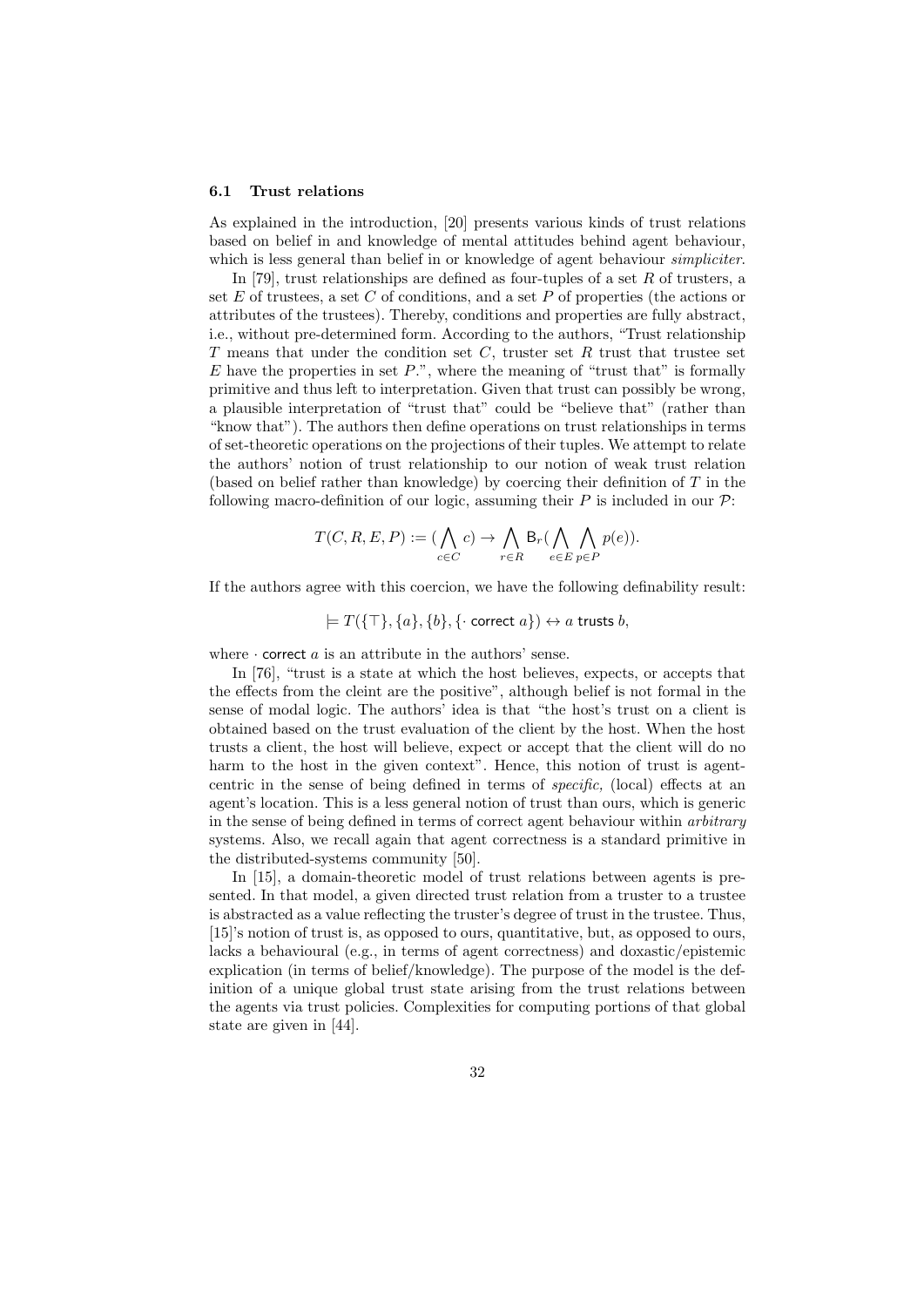### 6.1 Trust relations

As explained in the introduction, [20] presents various kinds of trust relations based on belief in and knowledge of mental attitudes behind agent behaviour, which is less general than belief in or knowledge of agent behaviour *simpliciter*.

In [79], trust relationships are defined as four-tuples of a set $R$ of trusters, a set $E$ of trustees, a set $C$ of conditions, and a set $P$ of properties (the actions or attributes of the trustees). Thereby, conditions and properties are fully abstract, i.e., without pre-determined form. According to the authors, "Trust relationship $T$ means that under the condition set $C$, truster set $R$ trust that trustee set $E$ have the properties in set $P$.", where the meaning of "trust that" is formally primitive and thus left to interpretation. Given that trust can possibly be wrong, a plausible interpretation of "trust that" could be "believe that" (rather than "know that"). The authors then define operations on trust relationships in terms of set-theoretic operations on the projections of their tuples. We attempt to relate the authors' notion of trust relationship to our notion of weak trust relation (based on belief rather than knowledge) by coercing their definition of $T$ in the following macro-definition of our logic, assuming their $P$ is included in our $\mathcal{P}$:

$$T(C, R, E, P) := (\bigwedge_{c \in C} c) \rightarrow \bigwedge_{r \in R} \mathsf{B}_r(\bigwedge_{e \in E} \bigwedge_{p \in P} p(e)).$$

If the authors agree with this coercion, we have the following definability result:

$$\models T(\{\top\}, \{a\}, \{b\}, \{\cdot \ \mathsf{correct}\ a\}) \leftrightarrow a \ \mathsf{trusts}\ b,$$

where $\cdot$ correct $a$ is an attribute in the authors' sense.

In [76], "trust is a state at which the host believes, expects, or accepts that the effects from the cleint are the positive", although belief is not formal in the sense of modal logic. The authors' idea is that "the host's trust on a client is obtained based on the trust evaluation of the client by the host. When the host trusts a client, the host will believe, expect or accept that the client will do no harm to the host in the given context". Hence, this notion of trust is agent-centric in the sense of being defined in terms of *specific*, (local) effects at an agent's location. This is a less general notion of trust than ours, which is generic in the sense of being defined in terms of correct agent behaviour within *arbitrary* systems. Also, we recall again that agent correctness is a standard primitive in the distributed-systems community [50].

In [15], a domain-theoretic model of trust relations between agents is presented. In that model, a given directed trust relation from a truster to a trustee is abstracted as a value reflecting the truster's degree of trust in the trustee. Thus, [15]'s notion of trust is, as opposed to ours, quantitative, but, as opposed to ours, lacks a behavioural (e.g., in terms of agent correctness) and doxastic/epistemic explication (in terms of belief/knowledge). The purpose of the model is the definition of a unique global trust state arising from the trust relations between the agents via trust policies. Complexities for computing portions of that global state are given in [44].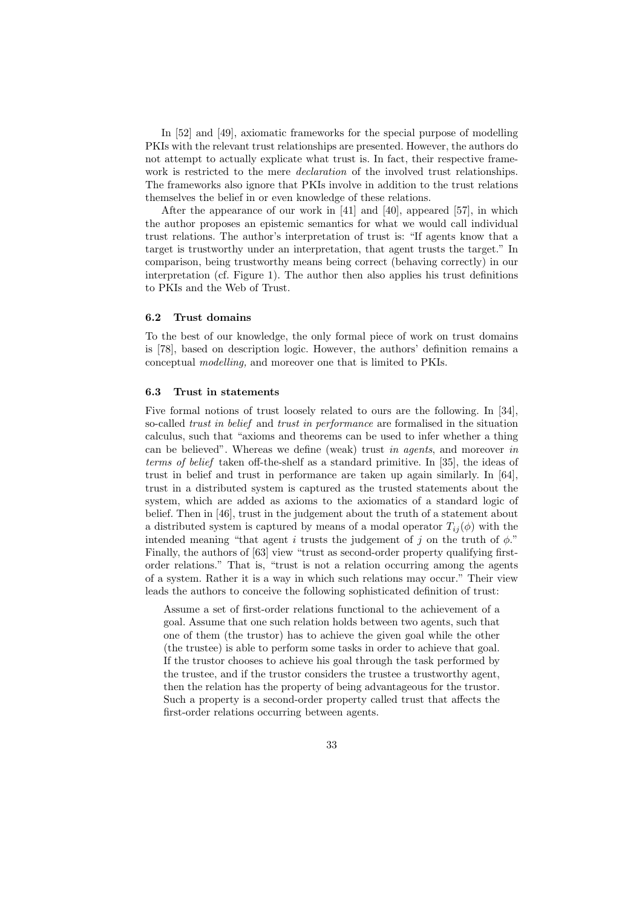In [52] and [49], axiomatic frameworks for the special purpose of modelling PKIs with the relevant trust relationships are presented. However, the authors do not attempt to actually explicate what trust is. In fact, their respective framework is restricted to the mere *declaration* of the involved trust relationships. The frameworks also ignore that PKIs involve in addition to the trust relations themselves the belief in or even knowledge of these relations.

After the appearance of our work in [41] and [40], appeared [57], in which the author proposes an epistemic semantics for what we would call individual trust relations. The author's interpretation of trust is: "If agents know that a target is trustworthy under an interpretation, that agent trusts the target." In comparison, being trustworthy means being correct (behaving correctly) in our interpretation (cf. Figure 1). The author then also applies his trust definitions to PKIs and the Web of Trust.

### 6.2 Trust domains

To the best of our knowledge, the only formal piece of work on trust domains is [78], based on description logic. However, the authors' definition remains a conceptual *modelling,* and moreover one that is limited to PKIs.

### 6.3 Trust in statements

Five formal notions of trust loosely related to ours are the following. In [34], so-called *trust in belief* and *trust in performance* are formalised in the situation calculus, such that "axioms and theorems can be used to infer whether a thing can be believed". Whereas we define (weak) trust *in agents*, and moreover *in terms of belief* taken off-the-shelf as a standard primitive. In [35], the ideas of trust in belief and trust in performance are taken up again similarly. In [64], trust in a distributed system is captured as the trusted statements about the system, which are added as axioms to the axiomatics of a standard logic of belief. Then in [46], trust in the judgement about the truth of a statement about a distributed system is captured by means of a modal operator $T_{ij}(\phi)$ with the intended meaning "that agent $i$ trusts the judgement of $j$ on the truth of $\phi$." Finally, the authors of [63] view "trust as second-order property qualifying first-order relations." That is, "trust is not a relation occurring among the agents of a system. Rather it is a way in which such relations may occur." Their view leads the authors to conceive the following sophisticated definition of trust:

> Assume a set of first-order relations functional to the achievement of a goal. Assume that one such relation holds between two agents, such that one of them (the trustor) has to achieve the given goal while the other (the trustee) is able to perform some tasks in order to achieve that goal. If the trustor chooses to achieve his goal through the task performed by the trustee, and if the trustor considers the trustee a trustworthy agent, then the relation has the property of being advantageous for the trustor. Such a property is a second-order property called trust that affects the first-order relations occurring between agents.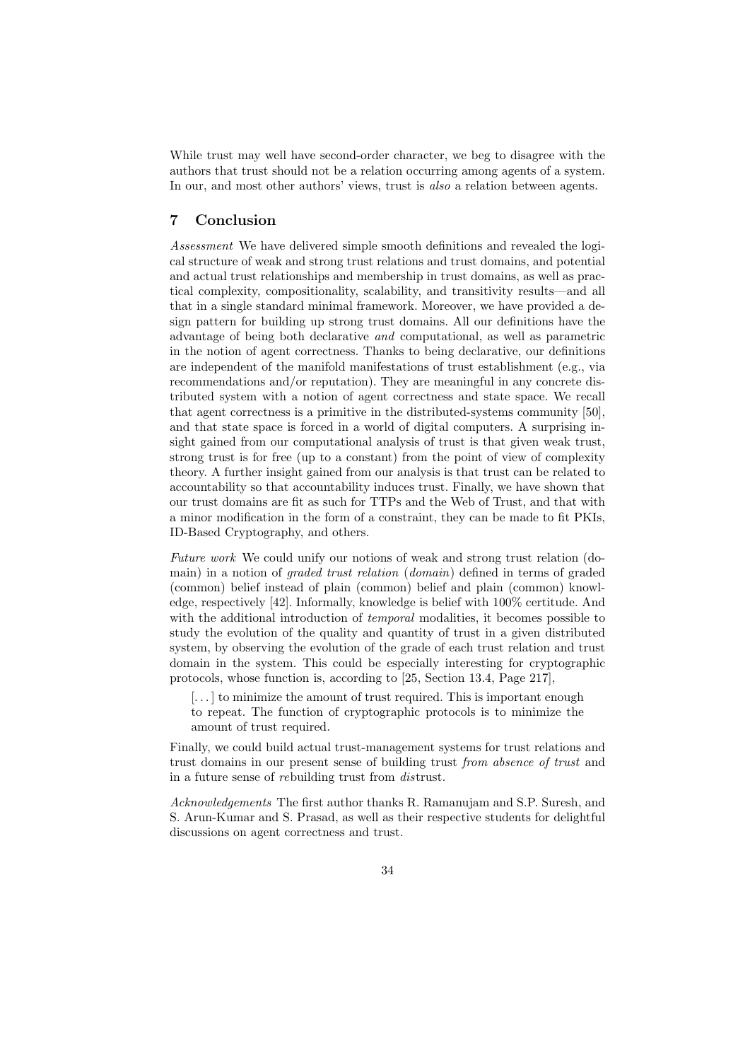While trust may well have second-order character, we beg to disagree with the authors that trust should not be a relation occurring among agents of a system. In our, and most other authors' views, trust is *also* a relation between agents.

## 7 Conclusion

*Assessment* We have delivered simple smooth definitions and revealed the logical structure of weak and strong trust relations and trust domains, and potential and actual trust relationships and membership in trust domains, as well as practical complexity, compositionality, scalability, and transitivity results—and all that in a single standard minimal framework. Moreover, we have provided a design pattern for building up strong trust domains. All our definitions have the advantage of being both declarative *and* computational, as well as parametric in the notion of agent correctness. Thanks to being declarative, our definitions are independent of the manifold manifestations of trust establishment (e.g., via recommendations and/or reputation). They are meaningful in any concrete distributed system with a notion of agent correctness and state space. We recall that agent correctness is a primitive in the distributed-systems community [50], and that state space is forced in a world of digital computers. A surprising insight gained from our computational analysis of trust is that given weak trust, strong trust is for free (up to a constant) from the point of view of complexity theory. A further insight gained from our analysis is that trust can be related to accountability so that accountability induces trust. Finally, we have shown that our trust domains are fit as such for TTPs and the Web of Trust, and that with a minor modification in the form of a constraint, they can be made to fit PKIs, ID-Based Cryptography, and others.

*Future work* We could unify our notions of weak and strong trust relation (domain) in a notion of *graded trust relation* (*domain*) defined in terms of graded (common) belief instead of plain (common) belief and plain (common) knowledge, respectively [42]. Informally, knowledge is belief with 100% certitude. And with the additional introduction of *temporal* modalities, it becomes possible to study the evolution of the quality and quantity of trust in a given distributed system, by observing the evolution of the grade of each trust relation and trust domain in the system. This could be especially interesting for cryptographic protocols, whose function is, according to [25, Section 13.4, Page 217],

> [...] to minimize the amount of trust required. This is important enough to repeat. The function of cryptographic protocols is to minimize the amount of trust required.

Finally, we could build actual trust-management systems for trust relations and trust domains in our present sense of building trust *from absence of trust* and in a future sense of *re*building trust from *dis*trust.

*Acknowledgements* The first author thanks R. Ramanujam and S.P. Suresh, and S. Arun-Kumar and S. Prasad, as well as their respective students for delightful discussions on agent correctness and trust.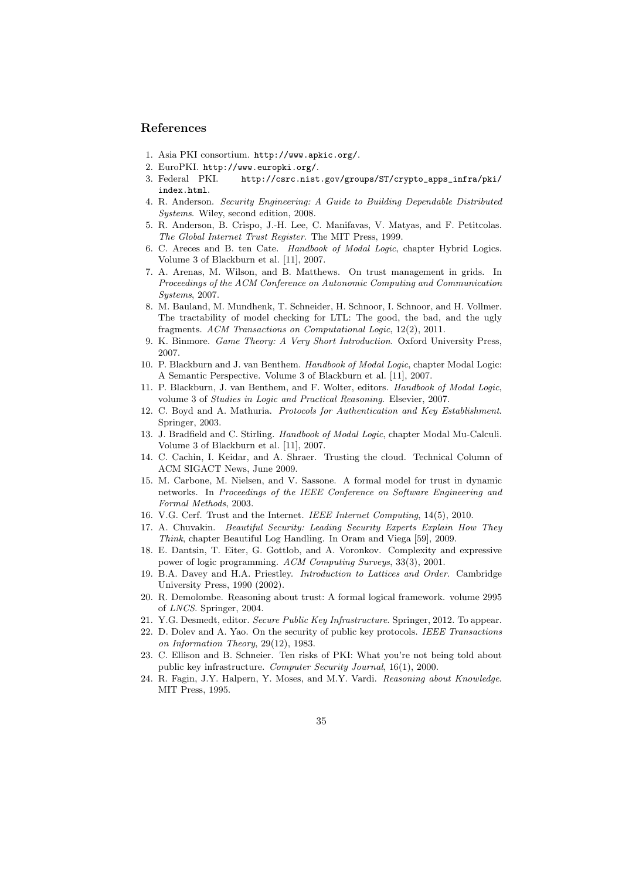## References

1. Asia PKI consortium. `http://www.apkic.org/`.
2. EuroPKI. `http://www.europki.org/`.
3. Federal PKI. `http://csrc.nist.gov/groups/ST/crypto_apps_infra/pki/index.html`.
4. R. Anderson. *Security Engineering: A Guide to Building Dependable Distributed Systems*. Wiley, second edition, 2008.
5. R. Anderson, B. Crispo, J.-H. Lee, C. Manifavas, V. Matyas, and F. Petitcolas. *The Global Internet Trust Register*. The MIT Press, 1999.
6. C. Areces and B. ten Cate. *Handbook of Modal Logic*, chapter Hybrid Logics. Volume 3 of Blackburn et al. [11], 2007.
7. A. Arenas, M. Wilson, and B. Matthews. On trust management in grids. In *Proceedings of the ACM Conference on Autonomic Computing and Communication Systems*, 2007.
8. M. Bauland, M. Mundhenk, T. Schneider, H. Schnoor, I. Schnoor, and H. Vollmer. The tractability of model checking for LTL: The good, the bad, and the ugly fragments. *ACM Transactions on Computational Logic*, 12(2), 2011.
9. K. Binmore. *Game Theory: A Very Short Introduction*. Oxford University Press, 2007.
10. P. Blackburn and J. van Benthem. *Handbook of Modal Logic*, chapter Modal Logic: A Semantic Perspective. Volume 3 of Blackburn et al. [11], 2007.
11. P. Blackburn, J. van Benthem, and F. Wolter, editors. *Handbook of Modal Logic*, volume 3 of *Studies in Logic and Practical Reasoning*. Elsevier, 2007.
12. C. Boyd and A. Mathuria. *Protocols for Authentication and Key Establishment*. Springer, 2003.
13. J. Bradfield and C. Stirling. *Handbook of Modal Logic*, chapter Modal Mu-Calculi. Volume 3 of Blackburn et al. [11], 2007.
14. C. Cachin, I. Keidar, and A. Shraer. Trusting the cloud. Technical Column of ACM SIGACT News, June 2009.
15. M. Carbone, M. Nielsen, and V. Sassone. A formal model for trust in dynamic networks. In *Proceedings of the IEEE Conference on Software Engineering and Formal Methods*, 2003.
16. V.G. Cerf. Trust and the Internet. *IEEE Internet Computing*, 14(5), 2010.
17. A. Chuvakin. *Beautiful Security: Leading Security Experts Explain How They Think*, chapter Beautiful Log Handling. In Oram and Viega [59], 2009.
18. E. Dantsin, T. Eiter, G. Gottlob, and A. Voronkov. Complexity and expressive power of logic programming. *ACM Computing Surveys*, 33(3), 2001.
19. B.A. Davey and H.A. Priestley. *Introduction to Lattices and Order*. Cambridge University Press, 1990 (2002).
20. R. Demolombe. Reasoning about trust: A formal logical framework. volume 2995 of *LNCS*. Springer, 2004.
21. Y.G. Desmedt, editor. *Secure Public Key Infrastructure*. Springer, 2012. To appear.
22. D. Dolev and A. Yao. On the security of public key protocols. *IEEE Transactions on Information Theory*, 29(12), 1983.
23. C. Ellison and B. Schneier. Ten risks of PKI: What you're not being told about public key infrastructure. *Computer Security Journal*, 16(1), 2000.
24. R. Fagin, J.Y. Halpern, Y. Moses, and M.Y. Vardi. *Reasoning about Knowledge*. MIT Press, 1995.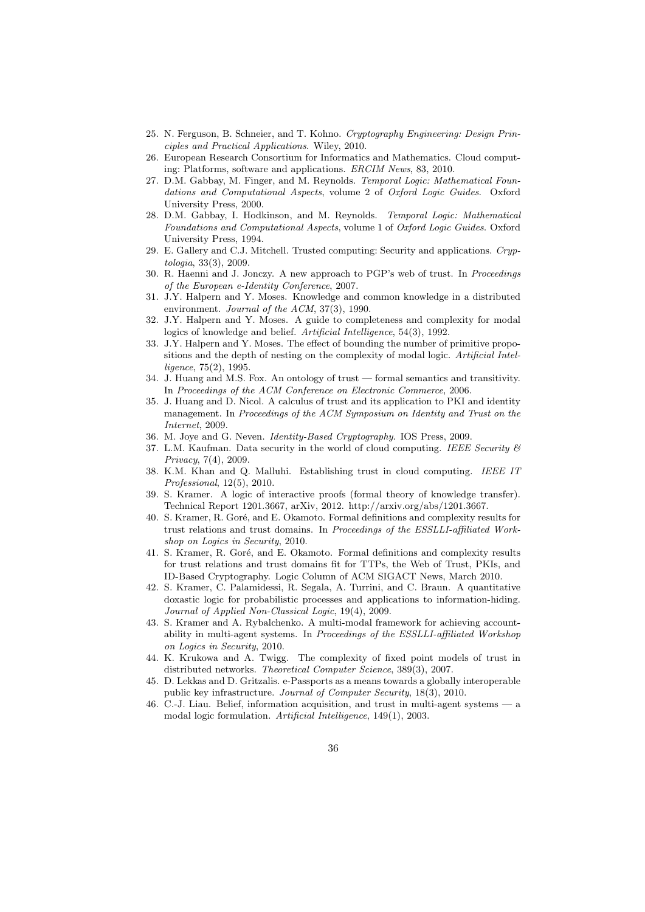25. N. Ferguson, B. Schneier, and T. Kohno. *Cryptography Engineering: Design Principles and Practical Applications*. Wiley, 2010.
26. European Research Consortium for Informatics and Mathematics. Cloud computing: Platforms, software and applications. *ERCIM News*, 83, 2010.
27. D.M. Gabbay, M. Finger, and M. Reynolds. *Temporal Logic: Mathematical Foundations and Computational Aspects*, volume 2 of *Oxford Logic Guides*. Oxford University Press, 2000.
28. D.M. Gabbay, I. Hodkinson, and M. Reynolds. *Temporal Logic: Mathematical Foundations and Computational Aspects*, volume 1 of *Oxford Logic Guides*. Oxford University Press, 1994.
29. E. Gallery and C.J. Mitchell. Trusted computing: Security and applications. *Cryptologia*, 33(3), 2009.
30. R. Haenni and J. Jonczy. A new approach to PGP's web of trust. In *Proceedings of the European e-Identity Conference*, 2007.
31. J.Y. Halpern and Y. Moses. Knowledge and common knowledge in a distributed environment. *Journal of the ACM*, 37(3), 1990.
32. J.Y. Halpern and Y. Moses. A guide to completeness and complexity for modal logics of knowledge and belief. *Artificial Intelligence*, 54(3), 1992.
33. J.Y. Halpern and Y. Moses. The effect of bounding the number of primitive propositions and the depth of nesting on the complexity of modal logic. *Artificial Intelligence*, 75(2), 1995.
34. J. Huang and M.S. Fox. An ontology of trust — formal semantics and transitivity. In *Proceedings of the ACM Conference on Electronic Commerce*, 2006.
35. J. Huang and D. Nicol. A calculus of trust and its application to PKI and identity management. In *Proceedings of the ACM Symposium on Identity and Trust on the Internet*, 2009.
36. M. Joye and G. Neven. *Identity-Based Cryptography*. IOS Press, 2009.
37. L.M. Kaufman. Data security in the world of cloud computing. *IEEE Security & Privacy*, 7(4), 2009.
38. K.M. Khan and Q. Malluhi. Establishing trust in cloud computing. *IEEE IT Professional*, 12(5), 2010.
39. S. Kramer. A logic of interactive proofs (formal theory of knowledge transfer). Technical Report 1201.3667, arXiv, 2012. http://arxiv.org/abs/1201.3667.
40. S. Kramer, R. Goré, and E. Okamoto. Formal definitions and complexity results for trust relations and trust domains. In *Proceedings of the ESSLLI-affiliated Workshop on Logics in Security*, 2010.
41. S. Kramer, R. Goré, and E. Okamoto. Formal definitions and complexity results for trust relations and trust domains fit for TTPs, the Web of Trust, PKIs, and ID-Based Cryptography. Logic Column of ACM SIGACT News, March 2010.
42. S. Kramer, C. Palamidessi, R. Segala, A. Turrini, and C. Braun. A quantitative doxastic logic for probabilistic processes and applications to information-hiding. *Journal of Applied Non-Classical Logic*, 19(4), 2009.
43. S. Kramer and A. Rybalchenko. A multi-modal framework for achieving accountability in multi-agent systems. In *Proceedings of the ESSLLI-affiliated Workshop on Logics in Security*, 2010.
44. K. Krukowa and A. Twigg. The complexity of fixed point models of trust in distributed networks. *Theoretical Computer Science*, 389(3), 2007.
45. D. Lekkas and D. Gritzalis. e-Passports as a means towards a globally interoperable public key infrastructure. *Journal of Computer Security*, 18(3), 2010.
46. C.-J. Liau. Belief, information acquisition, and trust in multi-agent systems — a modal logic formulation. *Artificial Intelligence*, 149(1), 2003.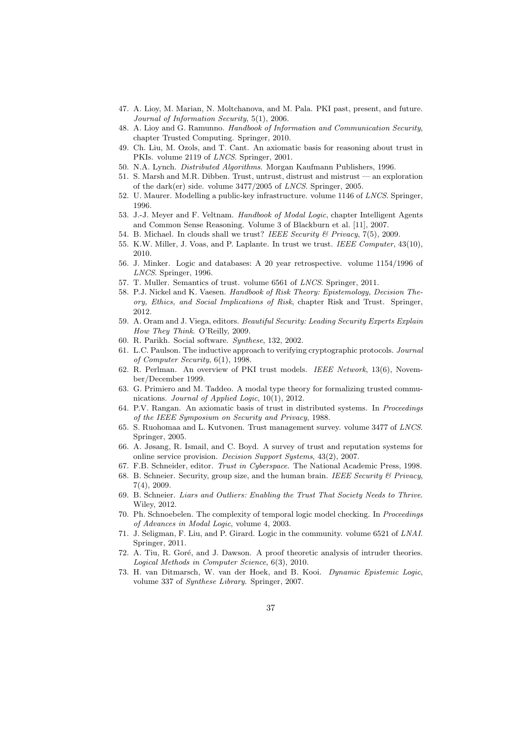47. A. Lioy, M. Marian, N. Moltchanova, and M. Pala. PKI past, present, and future. *Journal of Information Security*, 5(1), 2006.
48. A. Lioy and G. Ramunno. *Handbook of Information and Communication Security*, chapter Trusted Computing. Springer, 2010.
49. Ch. Liu, M. Ozols, and T. Cant. An axiomatic basis for reasoning about trust in PKIs. volume 2119 of *LNCS*. Springer, 2001.
50. N.A. Lynch. *Distributed Algorithms*. Morgan Kaufmann Publishers, 1996.
51. S. Marsh and M.R. Dibben. Trust, untrust, distrust and mistrust — an exploration of the dark(er) side. volume 3477/2005 of *LNCS*. Springer, 2005.
52. U. Maurer. Modelling a public-key infrastructure. volume 1146 of *LNCS*. Springer, 1996.
53. J.-J. Meyer and F. Veltnam. *Handbook of Modal Logic*, chapter Intelligent Agents and Common Sense Reasoning. Volume 3 of Blackburn et al. [11], 2007.
54. B. Michael. In clouds shall we trust? *IEEE Security & Privacy*, 7(5), 2009.
55. K.W. Miller, J. Voas, and P. Laplante. In trust we trust. *IEEE Computer*, 43(10), 2010.
56. J. Minker. Logic and databases: A 20 year retrospective. volume 1154/1996 of *LNCS*. Springer, 1996.
57. T. Muller. Semantics of trust. volume 6561 of *LNCS*. Springer, 2011.
58. P.J. Nickel and K. Vaesen. *Handbook of Risk Theory: Epistemology, Decision Theory, Ethics, and Social Implications of Risk*, chapter Risk and Trust. Springer, 2012.
59. A. Oram and J. Viega, editors. *Beautiful Security: Leading Security Experts Explain How They Think*. O'Reilly, 2009.
60. R. Parikh. Social software. *Synthese*, 132, 2002.
61. L.C. Paulson. The inductive approach to verifying cryptographic protocols. *Journal of Computer Security*, 6(1), 1998.
62. R. Perlman. An overview of PKI trust models. *IEEE Network*, 13(6), November/December 1999.
63. G. Primiero and M. Taddeo. A modal type theory for formalizing trusted communications. *Journal of Applied Logic*, 10(1), 2012.
64. P.V. Rangan. An axiomatic basis of trust in distributed systems. In *Proceedings of the IEEE Symposium on Security and Privacy*, 1988.
65. S. Ruohomaa and L. Kutvonen. Trust management survey. volume 3477 of *LNCS*. Springer, 2005.
66. A. Jøsang, R. Ismail, and C. Boyd. A survey of trust and reputation systems for online service provision. *Decision Support Systems*, 43(2), 2007.
67. F.B. Schneider, editor. *Trust in Cyberspace*. The National Academic Press, 1998.
68. B. Schneier. Security, group size, and the human brain. *IEEE Security & Privacy*, 7(4), 2009.
69. B. Schneier. *Liars and Outliers: Enabling the Trust That Society Needs to Thrive*. Wiley, 2012.
70. Ph. Schnoebelen. The complexity of temporal logic model checking. In *Proceedings of Advances in Modal Logic*, volume 4, 2003.
71. J. Seligman, F. Liu, and P. Girard. Logic in the community. volume 6521 of *LNAI*. Springer, 2011.
72. A. Tiu, R. Goré, and J. Dawson. A proof theoretic analysis of intruder theories. *Logical Methods in Computer Science*, 6(3), 2010.
73. H. van Ditmarsch, W. van der Hoek, and B. Kooi. *Dynamic Epistemic Logic*, volume 337 of *Synthese Library*. Springer, 2007.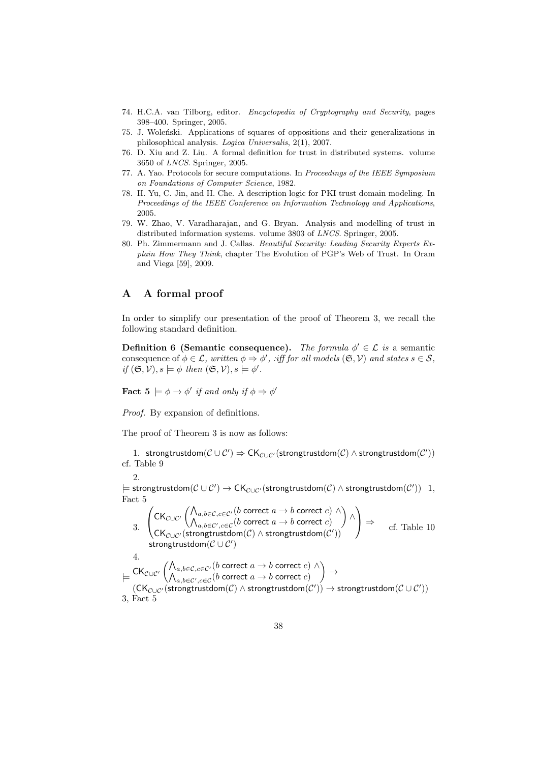74. H.C.A. van Tilborg, editor. *Encyclopedia of Cryptography and Security*, pages 398–400. Springer, 2005.
75. J. Woleński. Applications of squares of oppositions and their generalizations in philosophical analysis. *Logica Universalis*, 2(1), 2007.
76. D. Xiu and Z. Liu. A formal definition for trust in distributed systems. volume 3650 of *LNCS*. Springer, 2005.
77. A. Yao. Protocols for secure computations. In *Proceedings of the IEEE Symposium on Foundations of Computer Science*, 1982.
78. H. Yu, C. Jin, and H. Che. A description logic for PKI trust domain modeling. In *Proceedings of the IEEE Conference on Information Technology and Applications*, 2005.
79. W. Zhao, V. Varadharajan, and G. Bryan. Analysis and modelling of trust in distributed information systems. volume 3803 of *LNCS*. Springer, 2005.
80. Ph. Zimmermann and J. Callas. *Beautiful Security: Leading Security Experts Explain How They Think*, chapter The Evolution of PGP's Web of Trust. In Oram and Viega [59], 2009.

# A A formal proof

In order to simplify our presentation of the proof of Theorem 3, we recall the following standard definition.

**Definition 6 (Semantic consequence).** *The formula $\phi' \in \mathcal{L}$ is* a semantic consequence *of $\phi \in \mathcal{L}$, written $\phi \Rightarrow \phi'$, :iff for all models $(\mathfrak{S}, \mathcal{V})$ and states $s \in \mathcal{S}$, if $(\mathfrak{S}, \mathcal{V}), s \models \phi$ then $(\mathfrak{S}, \mathcal{V}), s \models \phi'$.*

**Fact 5** *$\models \phi \rightarrow \phi'$ if and only if $\phi \Rightarrow \phi'$*

*Proof.* By expansion of definitions.

The proof of Theorem 3 is now as follows:

1. $\mathsf{strongtrustdom}(\mathcal{C} \cup \mathcal{C}') \Rightarrow \mathsf{CK}_{\mathcal{C}\cup\mathcal{C}'}(\mathsf{strongtrustdom}(\mathcal{C}) \land \mathsf{strongtrustdom}(\mathcal{C}'))$ cf. Table 9

2. $\models \mathsf{strongtrustdom}(\mathcal{C} \cup \mathcal{C}') \rightarrow \mathsf{CK}_{\mathcal{C}\cup\mathcal{C}'}(\mathsf{strongtrustdom}(\mathcal{C}) \land \mathsf{strongtrustdom}(\mathcal{C}'))$ 1, Fact 5

3. $$\begin{pmatrix} \mathsf{CK}_{\mathcal{C}\cup\mathcal{C}'} \begin{pmatrix} \bigwedge_{a,b\in\mathcal{C},c\in\mathcal{C}'}(b \text{ correct } a \rightarrow b \text{ correct } c) \land \\ \bigwedge_{a,b\in\mathcal{C}',c\in\mathcal{C}}(b \text{ correct } a \rightarrow b \text{ correct } c) \end{pmatrix} \land \\ \mathsf{CK}_{\mathcal{C}\cup\mathcal{C}'}(\mathsf{strongtrustdom}(\mathcal{C}) \land \mathsf{strongtrustdom}(\mathcal{C}')) \end{pmatrix} \Rightarrow \mathsf{strongtrustdom}(\mathcal{C} \cup \mathcal{C}')$$ cf. Table 10

4. $$\models \mathsf{CK}_{\mathcal{C}\cup\mathcal{C}'} \begin{pmatrix} \bigwedge_{a,b\in\mathcal{C},c\in\mathcal{C}'}(b \text{ correct } a \rightarrow b \text{ correct } c) \land \\ \bigwedge_{a,b\in\mathcal{C}',c\in\mathcal{C}}(b \text{ correct } a \rightarrow b \text{ correct } c) \end{pmatrix} \rightarrow (\mathsf{CK}_{\mathcal{C}\cup\mathcal{C}'}(\mathsf{strongtrustdom}(\mathcal{C}) \land \mathsf{strongtrustdom}(\mathcal{C}')) \rightarrow \mathsf{strongtrustdom}(\mathcal{C} \cup \mathcal{C}'))$$ 3, Fact 5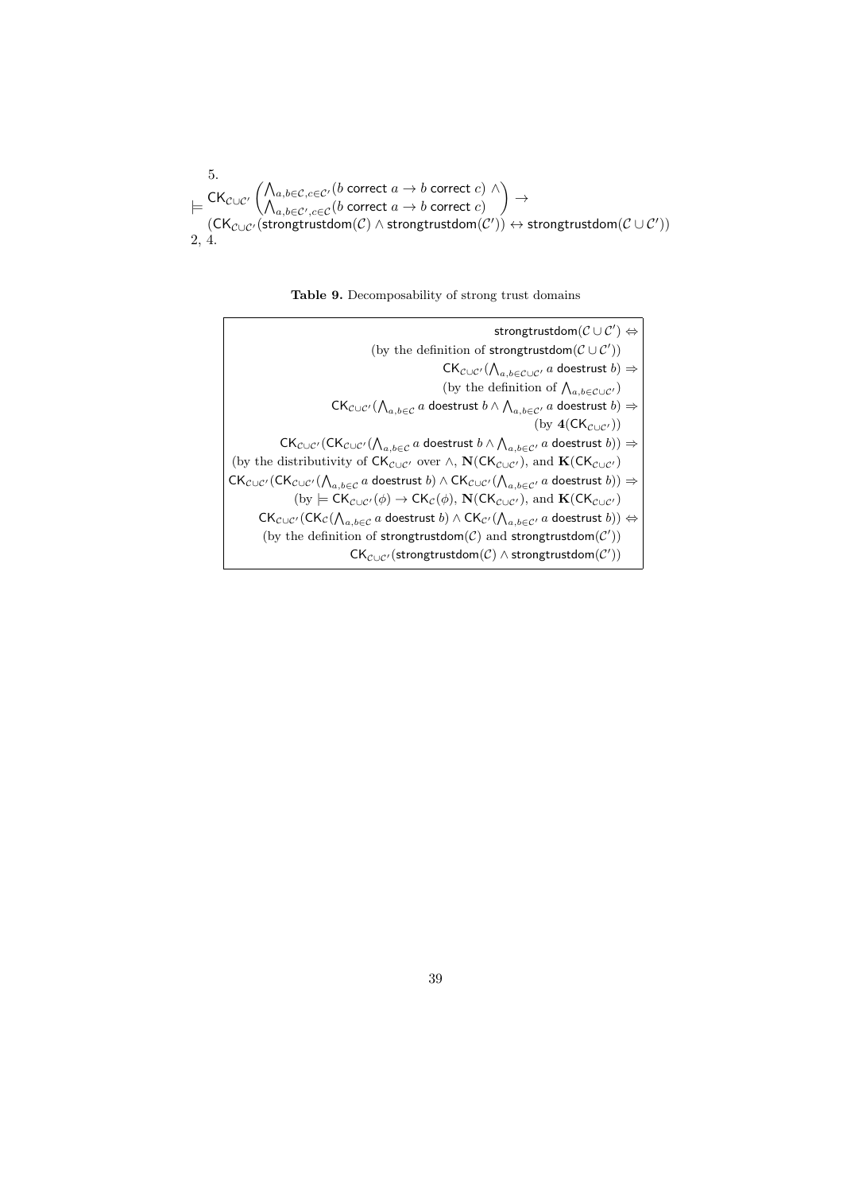5.

$$\models \mathsf{CK}_{\mathcal{C}\cup\mathcal{C}'}\begin{pmatrix}\bigwedge_{a,b\in\mathcal{C},c\in\mathcal{C}'}(b \text{ } \mathsf{correct} \text{ } a \rightarrow b \text{ } \mathsf{correct} \text{ } c) \wedge \\ \bigwedge_{a,b\in\mathcal{C}',c\in\mathcal{C}}(b \text{ } \mathsf{correct} \text{ } a \rightarrow b \text{ } \mathsf{correct} \text{ } c)\end{pmatrix} \rightarrow$$

$$(\mathsf{CK}_{\mathcal{C}\cup\mathcal{C}'}(\mathsf{strongtrustdom}(\mathcal{C}) \wedge \mathsf{strongtrustdom}(\mathcal{C}')) \leftrightarrow \mathsf{strongtrustdom}(\mathcal{C}\cup\mathcal{C}'))$$

2, 4.

**Table 9.** Decomposability of strong trust domains

| |
|---:|
| $\mathsf{strongtrustdom}(\mathcal{C}\cup\mathcal{C}') \Leftrightarrow$ |
| (by the definition of $\mathsf{strongtrustdom}(\mathcal{C}\cup\mathcal{C}')$) |
| $\mathsf{CK}_{\mathcal{C}\cup\mathcal{C}'}(\bigwedge_{a,b\in\mathcal{C}\cup\mathcal{C}'} a \text{ } \mathsf{doestrust} \text{ } b) \Rightarrow$ |
| (by the definition of $\bigwedge_{a,b\in\mathcal{C}\cup\mathcal{C}'}$) |
| $\mathsf{CK}_{\mathcal{C}\cup\mathcal{C}'}(\bigwedge_{a,b\in\mathcal{C}} a \text{ } \mathsf{doestrust} \text{ } b \wedge \bigwedge_{a,b\in\mathcal{C}'} a \text{ } \mathsf{doestrust} \text{ } b) \Rightarrow$ |
| (by $\mathbf{4}(\mathsf{CK}_{\mathcal{C}\cup\mathcal{C}'})$) |
| $\mathsf{CK}_{\mathcal{C}\cup\mathcal{C}'}(\mathsf{CK}_{\mathcal{C}\cup\mathcal{C}'}(\bigwedge_{a,b\in\mathcal{C}} a \text{ } \mathsf{doestrust} \text{ } b \wedge \bigwedge_{a,b\in\mathcal{C}'} a \text{ } \mathsf{doestrust} \text{ } b)) \Rightarrow$ |
| (by the distributivity of $\mathsf{CK}_{\mathcal{C}\cup\mathcal{C}'}$ over $\wedge$, $\mathbf{N}(\mathsf{CK}_{\mathcal{C}\cup\mathcal{C}'})$, and $\mathbf{K}(\mathsf{CK}_{\mathcal{C}\cup\mathcal{C}'})$ |
| $\mathsf{CK}_{\mathcal{C}\cup\mathcal{C}'}(\mathsf{CK}_{\mathcal{C}\cup\mathcal{C}'}(\bigwedge_{a,b\in\mathcal{C}} a \text{ } \mathsf{doestrust} \text{ } b) \wedge \mathsf{CK}_{\mathcal{C}\cup\mathcal{C}'}(\bigwedge_{a,b\in\mathcal{C}'} a \text{ } \mathsf{doestrust} \text{ } b)) \Rightarrow$ |
| (by $\models \mathsf{CK}_{\mathcal{C}\cup\mathcal{C}'}(\phi) \rightarrow \mathsf{CK}_{\mathcal{C}}(\phi)$, $\mathbf{N}(\mathsf{CK}_{\mathcal{C}\cup\mathcal{C}'})$, and $\mathbf{K}(\mathsf{CK}_{\mathcal{C}\cup\mathcal{C}'})$ |
| $\mathsf{CK}_{\mathcal{C}\cup\mathcal{C}'}(\mathsf{CK}_{\mathcal{C}}(\bigwedge_{a,b\in\mathcal{C}} a \text{ } \mathsf{doestrust} \text{ } b) \wedge \mathsf{CK}_{\mathcal{C}'}(\bigwedge_{a,b\in\mathcal{C}'} a \text{ } \mathsf{doestrust} \text{ } b)) \Leftrightarrow$ |
| (by the definition of $\mathsf{strongtrustdom}(\mathcal{C})$ and $\mathsf{strongtrustdom}(\mathcal{C}')$) |
| $\mathsf{CK}_{\mathcal{C}\cup\mathcal{C}'}(\mathsf{strongtrustdom}(\mathcal{C}) \wedge \mathsf{strongtrustdom}(\mathcal{C}'))$ |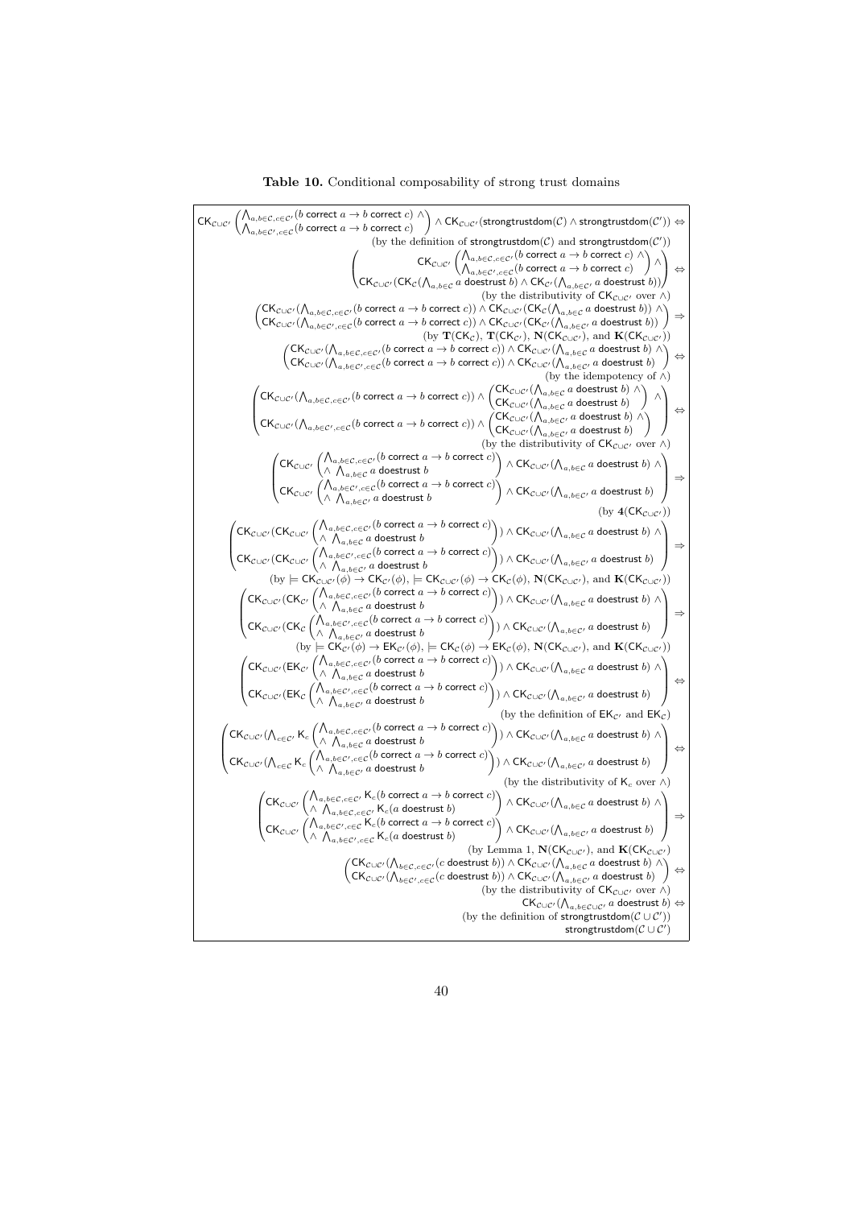**Table 10.** Conditional composability of strong trust domains

$$
\begin{array}{r}
\mathsf{CK}_{\mathcal{C}\cup\mathcal{C}'}\begin{pmatrix}\bigwedge_{a,b\in\mathcal{C},c\in\mathcal{C}'}(b \textsf{ correct } a \to b \textsf{ correct } c)\ \wedge \\ \bigwedge_{a,b\in\mathcal{C}',c\in\mathcal{C}}(b \textsf{ correct } a \to b \textsf{ correct } c)\end{pmatrix} \wedge \mathsf{CK}_{\mathcal{C}\cup\mathcal{C}'}(\textsf{strongtrustdom}(\mathcal{C}) \wedge \textsf{strongtrustdom}(\mathcal{C}')) \Leftrightarrow \\
\text{(by the definition of } \textsf{strongtrustdom}(\mathcal{C}) \text{ and } \textsf{strongtrustdom}(\mathcal{C}')\text{)} \\
\begin{pmatrix}\mathsf{CK}_{\mathcal{C}\cup\mathcal{C}'}\begin{pmatrix}\bigwedge_{a,b\in\mathcal{C},c\in\mathcal{C}'}(b \textsf{ correct } a \to b \textsf{ correct } c)\ \wedge \\ \bigwedge_{a,b\in\mathcal{C}',c\in\mathcal{C}}(b \textsf{ correct } a \to b \textsf{ correct } c)\end{pmatrix} \wedge \\ \mathsf{CK}_{\mathcal{C}\cup\mathcal{C}'}(\mathsf{CK}_{\mathcal{C}}(\bigwedge_{a,b\in\mathcal{C}} a \textsf{ doestrust } b) \wedge \mathsf{CK}_{\mathcal{C}'}(\bigwedge_{a,b\in\mathcal{C}'} a \textsf{ doestrust } b))\end{pmatrix} \Leftrightarrow \\
\text{(by the distributivity of } \mathsf{CK}_{\mathcal{C}\cup\mathcal{C}'} \text{ over } \wedge\text{)} \\
\begin{pmatrix}\mathsf{CK}_{\mathcal{C}\cup\mathcal{C}'}(\bigwedge_{a,b\in\mathcal{C},c\in\mathcal{C}'}(b \textsf{ correct } a \to b \textsf{ correct } c)) \wedge \mathsf{CK}_{\mathcal{C}\cup\mathcal{C}'}(\mathsf{CK}_{\mathcal{C}}(\bigwedge_{a,b\in\mathcal{C}} a \textsf{ doestrust } b))\ \wedge \\ \mathsf{CK}_{\mathcal{C}\cup\mathcal{C}'}(\bigwedge_{a,b\in\mathcal{C}',c\in\mathcal{C}}(b \textsf{ correct } a \to b \textsf{ correct } c)) \wedge \mathsf{CK}_{\mathcal{C}\cup\mathcal{C}'}(\mathsf{CK}_{\mathcal{C}'}(\bigwedge_{a,b\in\mathcal{C}'} a \textsf{ doestrust } b))\end{pmatrix} \Rightarrow \\
\text{(by } \mathbf{T}(\mathsf{CK}_{\mathcal{C}}),\ \mathbf{T}(\mathsf{CK}_{\mathcal{C}'}),\ \mathbf{N}(\mathsf{CK}_{\mathcal{C}\cup\mathcal{C}'}),\text{ and } \mathbf{K}(\mathsf{CK}_{\mathcal{C}\cup\mathcal{C}'})\text{)} \\
\begin{pmatrix}\mathsf{CK}_{\mathcal{C}\cup\mathcal{C}'}(\bigwedge_{a,b\in\mathcal{C},c\in\mathcal{C}'}(b \textsf{ correct } a \to b \textsf{ correct } c)) \wedge \mathsf{CK}_{\mathcal{C}\cup\mathcal{C}'}(\bigwedge_{a,b\in\mathcal{C}} a \textsf{ doestrust } b)\ \wedge \\ \mathsf{CK}_{\mathcal{C}\cup\mathcal{C}'}(\bigwedge_{a,b\in\mathcal{C}',c\in\mathcal{C}}(b \textsf{ correct } a \to b \textsf{ correct } c)) \wedge \mathsf{CK}_{\mathcal{C}\cup\mathcal{C}'}(\bigwedge_{a,b\in\mathcal{C}'} a \textsf{ doestrust } b)\end{pmatrix} \Leftrightarrow \\
\text{(by the idempotency of } \wedge\text{)} \\
\begin{pmatrix}\mathsf{CK}_{\mathcal{C}\cup\mathcal{C}'}(\bigwedge_{a,b\in\mathcal{C},c\in\mathcal{C}'}(b \textsf{ correct } a \to b \textsf{ correct } c)) \wedge \begin{pmatrix}\mathsf{CK}_{\mathcal{C}\cup\mathcal{C}'}(\bigwedge_{a,b\in\mathcal{C}} a \textsf{ doestrust } b)\ \wedge \\ \mathsf{CK}_{\mathcal{C}\cup\mathcal{C}'}(\bigwedge_{a,b\in\mathcal{C}} a \textsf{ doestrust } b)\end{pmatrix} \wedge \\ \mathsf{CK}_{\mathcal{C}\cup\mathcal{C}'}(\bigwedge_{a,b\in\mathcal{C}',c\in\mathcal{C}}(b \textsf{ correct } a \to b \textsf{ correct } c)) \wedge \begin{pmatrix}\mathsf{CK}_{\mathcal{C}\cup\mathcal{C}'}(\bigwedge_{a,b\in\mathcal{C}'} a \textsf{ doestrust } b)\ \wedge \\ \mathsf{CK}_{\mathcal{C}\cup\mathcal{C}'}(\bigwedge_{a,b\in\mathcal{C}'} a \textsf{ doestrust } b)\end{pmatrix}\end{pmatrix} \Leftrightarrow \\
\text{(by the distributivity of } \mathsf{CK}_{\mathcal{C}\cup\mathcal{C}'} \text{ over } \wedge\text{)} \\
\begin{pmatrix}\mathsf{CK}_{\mathcal{C}\cup\mathcal{C}'}\begin{pmatrix}\bigwedge_{a,b\in\mathcal{C},c\in\mathcal{C}'}(b \textsf{ correct } a \to b \textsf{ correct } c) \\ \wedge\ \bigwedge_{a,b\in\mathcal{C}} a \textsf{ doestrust } b\end{pmatrix} \wedge \mathsf{CK}_{\mathcal{C}\cup\mathcal{C}'}(\bigwedge_{a,b\in\mathcal{C}} a \textsf{ doestrust } b)\ \wedge \\ \mathsf{CK}_{\mathcal{C}\cup\mathcal{C}'}\begin{pmatrix}\bigwedge_{a,b\in\mathcal{C}',c\in\mathcal{C}}(b \textsf{ correct } a \to b \textsf{ correct } c) \\ \wedge\ \bigwedge_{a,b\in\mathcal{C}'} a \textsf{ doestrust } b\end{pmatrix} \wedge \mathsf{CK}_{\mathcal{C}\cup\mathcal{C}'}(\bigwedge_{a,b\in\mathcal{C}'} a \textsf{ doestrust } b)\end{pmatrix} \Rightarrow \\
\text{(by } \mathbf{4}(\mathsf{CK}_{\mathcal{C}\cup\mathcal{C}'})\text{)} \\
\begin{pmatrix}\mathsf{CK}_{\mathcal{C}\cup\mathcal{C}'}(\mathsf{CK}_{\mathcal{C}\cup\mathcal{C}'}\begin{pmatrix}\bigwedge_{a,b\in\mathcal{C},c\in\mathcal{C}'}(b \textsf{ correct } a \to b \textsf{ correct } c) \\ \wedge\ \bigwedge_{a,b\in\mathcal{C}} a \textsf{ doestrust } b\end{pmatrix}) \wedge \mathsf{CK}_{\mathcal{C}\cup\mathcal{C}'}(\bigwedge_{a,b\in\mathcal{C}} a \textsf{ doestrust } b)\ \wedge \\ \mathsf{CK}_{\mathcal{C}\cup\mathcal{C}'}(\mathsf{CK}_{\mathcal{C}\cup\mathcal{C}'}\begin{pmatrix}\bigwedge_{a,b\in\mathcal{C}',c\in\mathcal{C}}(b \textsf{ correct } a \to b \textsf{ correct } c) \\ \wedge\ \bigwedge_{a,b\in\mathcal{C}'} a \textsf{ doestrust } b\end{pmatrix}) \wedge \mathsf{CK}_{\mathcal{C}\cup\mathcal{C}'}(\bigwedge_{a,b\in\mathcal{C}'} a \textsf{ doestrust } b)\end{pmatrix} \Rightarrow \\
\text{(by } \models \mathsf{CK}_{\mathcal{C}\cup\mathcal{C}'}(\phi) \to \mathsf{CK}_{\mathcal{C}'}(\phi),\ \models \mathsf{CK}_{\mathcal{C}\cup\mathcal{C}'}(\phi) \to \mathsf{CK}_{\mathcal{C}}(\phi),\ \mathbf{N}(\mathsf{CK}_{\mathcal{C}\cup\mathcal{C}'}),\text{ and } \mathbf{K}(\mathsf{CK}_{\mathcal{C}\cup\mathcal{C}'})\text{)} \\
\begin{pmatrix}\mathsf{CK}_{\mathcal{C}\cup\mathcal{C}'}(\mathsf{CK}_{\mathcal{C}'}\begin{pmatrix}\bigwedge_{a,b\in\mathcal{C},c\in\mathcal{C}'}(b \textsf{ correct } a \to b \textsf{ correct } c) \\ \wedge\ \bigwedge_{a,b\in\mathcal{C}} a \textsf{ doestrust } b\end{pmatrix}) \wedge \mathsf{CK}_{\mathcal{C}\cup\mathcal{C}'}(\bigwedge_{a,b\in\mathcal{C}} a \textsf{ doestrust } b)\ \wedge \\ \mathsf{CK}_{\mathcal{C}\cup\mathcal{C}'}(\mathsf{CK}_{\mathcal{C}}\begin{pmatrix}\bigwedge_{a,b\in\mathcal{C}',c\in\mathcal{C}}(b \textsf{ correct } a \to b \textsf{ correct } c) \\ \wedge\ \bigwedge_{a,b\in\mathcal{C}'} a \textsf{ doestrust } b\end{pmatrix}) \wedge \mathsf{CK}_{\mathcal{C}\cup\mathcal{C}'}(\bigwedge_{a,b\in\mathcal{C}'} a \textsf{ doestrust } b)\end{pmatrix} \Rightarrow \\
\text{(by } \models \mathsf{CK}_{\mathcal{C}'}(\phi) \to \mathsf{EK}_{\mathcal{C}'}(\phi),\ \models \mathsf{CK}_{\mathcal{C}}(\phi) \to \mathsf{EK}_{\mathcal{C}}(\phi),\ \mathbf{N}(\mathsf{CK}_{\mathcal{C}\cup\mathcal{C}'}),\text{ and } \mathbf{K}(\mathsf{CK}_{\mathcal{C}\cup\mathcal{C}'})\text{)} \\
\begin{pmatrix}\mathsf{CK}_{\mathcal{C}\cup\mathcal{C}'}(\mathsf{EK}_{\mathcal{C}'}\begin{pmatrix}\bigwedge_{a,b\in\mathcal{C},c\in\mathcal{C}'}(b \textsf{ correct } a \to b \textsf{ correct } c) \\ \wedge\ \bigwedge_{a,b\in\mathcal{C}} a \textsf{ doestrust } b\end{pmatrix}) \wedge \mathsf{CK}_{\mathcal{C}\cup\mathcal{C}'}(\bigwedge_{a,b\in\mathcal{C}} a \textsf{ doestrust } b)\ \wedge \\ \mathsf{CK}_{\mathcal{C}\cup\mathcal{C}'}(\mathsf{EK}_{\mathcal{C}}\begin{pmatrix}\bigwedge_{a,b\in\mathcal{C}',c\in\mathcal{C}}(b \textsf{ correct } a \to b \textsf{ correct } c) \\ \wedge\ \bigwedge_{a,b\in\mathcal{C}'} a \textsf{ doestrust } b\end{pmatrix}) \wedge \mathsf{CK}_{\mathcal{C}\cup\mathcal{C}'}(\bigwedge_{a,b\in\mathcal{C}'} a \textsf{ doestrust } b)\end{pmatrix} \Leftrightarrow \\
\text{(by the definition of } \mathsf{EK}_{\mathcal{C}'} \text{ and } \mathsf{EK}_{\mathcal{C}}\text{)} \\
\begin{pmatrix}\mathsf{CK}_{\mathcal{C}\cup\mathcal{C}'}(\bigwedge_{c\in\mathcal{C}'} \mathsf{K}_c\begin{pmatrix}\bigwedge_{a,b\in\mathcal{C},c\in\mathcal{C}'}(b \textsf{ correct } a \to b \textsf{ correct } c) \\ \wedge\ \bigwedge_{a,b\in\mathcal{C}} a \textsf{ doestrust } b\end{pmatrix}) \wedge \mathsf{CK}_{\mathcal{C}\cup\mathcal{C}'}(\bigwedge_{a,b\in\mathcal{C}} a \textsf{ doestrust } b)\ \wedge \\ \mathsf{CK}_{\mathcal{C}\cup\mathcal{C}'}(\bigwedge_{c\in\mathcal{C}} \mathsf{K}_c\begin{pmatrix}\bigwedge_{a,b\in\mathcal{C}',c\in\mathcal{C}}(b \textsf{ correct } a \to b \textsf{ correct } c) \\ \wedge\ \bigwedge_{a,b\in\mathcal{C}'} a \textsf{ doestrust } b\end{pmatrix}) \wedge \mathsf{CK}_{\mathcal{C}\cup\mathcal{C}'}(\bigwedge_{a,b\in\mathcal{C}'} a \textsf{ doestrust } b)\end{pmatrix} \Leftrightarrow \\
\text{(by the distributivity of } \mathsf{K}_c \text{ over } \wedge\text{)} \\
\begin{pmatrix}\mathsf{CK}_{\mathcal{C}\cup\mathcal{C}'}\begin{pmatrix}\bigwedge_{a,b\in\mathcal{C},c\in\mathcal{C}'} \mathsf{K}_c(b \textsf{ correct } a \to b \textsf{ correct } c) \\ \wedge\ \bigwedge_{a,b\in\mathcal{C},c\in\mathcal{C}'} \mathsf{K}_c(a \textsf{ doestrust } b)\end{pmatrix} \wedge \mathsf{CK}_{\mathcal{C}\cup\mathcal{C}'}(\bigwedge_{a,b\in\mathcal{C}} a \textsf{ doestrust } b)\ \wedge \\ \mathsf{CK}_{\mathcal{C}\cup\mathcal{C}'}\begin{pmatrix}\bigwedge_{a,b\in\mathcal{C}',c\in\mathcal{C}} \mathsf{K}_c(b \textsf{ correct } a \to b \textsf{ correct } c) \\ \wedge\ \bigwedge_{a,b\in\mathcal{C}',c\in\mathcal{C}} \mathsf{K}_c(a \textsf{ doestrust } b)\end{pmatrix} \wedge \mathsf{CK}_{\mathcal{C}\cup\mathcal{C}'}(\bigwedge_{a,b\in\mathcal{C}'} a \textsf{ doestrust } b)\end{pmatrix} \Rightarrow \\
\text{(by Lemma 1, } \mathbf{N}(\mathsf{CK}_{\mathcal{C}\cup\mathcal{C}'}),\text{ and } \mathbf{K}(\mathsf{CK}_{\mathcal{C}\cup\mathcal{C}'})\text{)} \\
\begin{pmatrix}\mathsf{CK}_{\mathcal{C}\cup\mathcal{C}'}(\bigwedge_{b\in\mathcal{C},c\in\mathcal{C}'}(c \textsf{ doestrust } b)) \wedge \mathsf{CK}_{\mathcal{C}\cup\mathcal{C}'}(\bigwedge_{a,b\in\mathcal{C}} a \textsf{ doestrust } b)\ \wedge \\ \mathsf{CK}_{\mathcal{C}\cup\mathcal{C}'}(\bigwedge_{b\in\mathcal{C}',c\in\mathcal{C}}(c \textsf{ doestrust } b)) \wedge \mathsf{CK}_{\mathcal{C}\cup\mathcal{C}'}(\bigwedge_{a,b\in\mathcal{C}'} a \textsf{ doestrust } b)\end{pmatrix} \Leftrightarrow \\
\text{(by the distributivity of } \mathsf{CK}_{\mathcal{C}\cup\mathcal{C}'} \text{ over } \wedge\text{)} \\
\mathsf{CK}_{\mathcal{C}\cup\mathcal{C}'}(\bigwedge_{a,b\in\mathcal{C}\cup\mathcal{C}'} a \textsf{ doestrust } b) \Leftrightarrow \\
\text{(by the definition of } \textsf{strongtrustdom}(\mathcal{C}\cup\mathcal{C}')\text{)} \\
\textsf{strongtrustdom}(\mathcal{C}\cup\mathcal{C}')
\end{array}
$$